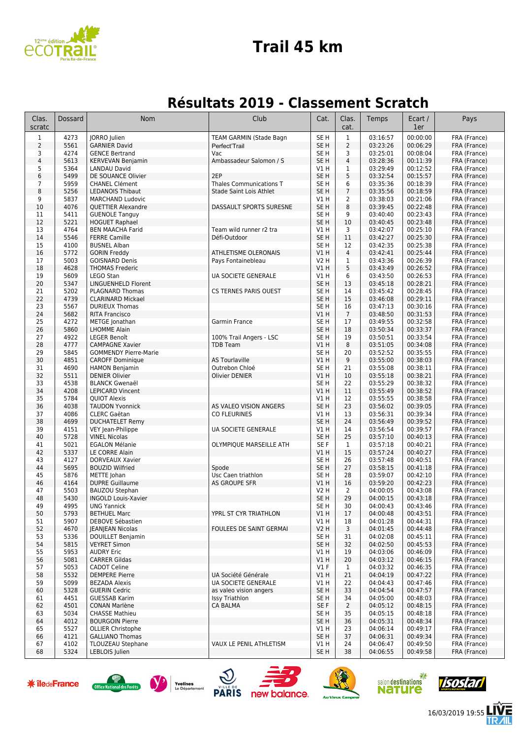# Trail 45 km

## Résultats 2019 - Classement Scratch

| Clas. scratc | Dossard | Nom | Club | Cat. | Clas. cat. | Temps | Ecart / 1er | Pays |
|---|---|---|---|---|---|---|---|---|
| 1 | 4273 | JORRO Julien | TEAM GARMIN (Stade Bagn | SE H | 1 | 03:16:57 | 00:00:00 | FRA (France) |
| 2 | 5561 | GARNIER David | Perfect'Trail | SE H | 2 | 03:23:26 | 00:06:29 | FRA (France) |
| 3 | 4274 | GENCE Bertrand | Vac | SE H | 3 | 03:25:01 | 00:08:04 | FRA (France) |
| 4 | 5613 | KERVEVAN Benjamin | Ambassadeur Salomon / S | SE H | 4 | 03:28:36 | 00:11:39 | FRA (France) |
| 5 | 5364 | LANDAU David | | V1 H | 1 | 03:29:49 | 00:12:52 | FRA (France) |
| 6 | 5499 | DE SOUANCE Olivier | 2EP | SE H | 5 | 03:32:54 | 00:15:57 | FRA (France) |
| 7 | 5959 | CHANEL Clément | Thales Communications T | SE H | 6 | 03:35:36 | 00:18:39 | FRA (France) |
| 8 | 5256 | LEDANOIS Thibaut | Stade Saint Lois Athlet | SE H | 7 | 03:35:56 | 00:18:59 | FRA (France) |
| 9 | 5837 | MARCHAND Ludovic | | V1 H | 2 | 03:38:03 | 00:21:06 | FRA (France) |
| 10 | 4076 | QUETTIER Alexandre | DASSAULT SPORTS SURESNE | SE H | 8 | 03:39:45 | 00:22:48 | FRA (France) |
| 11 | 5411 | GUENOLE Tanguy | | SE H | 9 | 03:40:40 | 00:23:43 | FRA (France) |
| 12 | 5221 | HOGUET Raphael | | SE H | 10 | 03:40:45 | 00:23:48 | FRA (France) |
| 13 | 4764 | BEN MAACHA Farid | Team wild runner r2 tra | V1 H | 3 | 03:42:07 | 00:25:10 | FRA (France) |
| 14 | 5546 | FERRE Camille | Défi-Outdoor | SE H | 11 | 03:42:27 | 00:25:30 | FRA (France) |
| 15 | 4100 | BUSNEL Alban | | SE H | 12 | 03:42:35 | 00:25:38 | FRA (France) |
| 16 | 5772 | GORIN Freddy | ATHLETISME OLERONAIS | V1 H | 4 | 03:42:41 | 00:25:44 | FRA (France) |
| 17 | 5003 | GOISNARD Denis | Pays Fontainebleau | V2 H | 1 | 03:43:36 | 00:26:39 | FRA (France) |
| 18 | 4628 | THOMAS Frederic | | V1 H | 5 | 03:43:49 | 00:26:52 | FRA (France) |
| 19 | 5609 | LEGO Stan | UA SOCIETE GENERALE | V1 H | 6 | 03:43:50 | 00:26:53 | FRA (France) |
| 20 | 5347 | LINGUENHELD Florent | | SE H | 13 | 03:45:18 | 00:28:21 | FRA (France) |
| 21 | 5202 | PLAGNARD Thomas | CS TERNES PARIS OUEST | SE H | 14 | 03:45:42 | 00:28:45 | FRA (France) |
| 22 | 4739 | CLARINARD Mickael | | SE H | 15 | 03:46:08 | 00:29:11 | FRA (France) |
| 23 | 5567 | DURIEUX Thomas | | SE H | 16 | 03:47:13 | 00:30:16 | FRA (France) |
| 24 | 5682 | RITA Francisco | | V1 H | 7 | 03:48:50 | 00:31:53 | FRA (France) |
| 25 | 4272 | METGE Jonathan | Garmin France | SE H | 17 | 03:49:55 | 00:32:58 | FRA (France) |
| 26 | 5860 | LHOMME Alain | | SE H | 18 | 03:50:34 | 00:33:37 | FRA (France) |
| 27 | 4922 | LEGER Benoît | 100% Trail Angers - LSC | SE H | 19 | 03:50:51 | 00:33:54 | FRA (France) |
| 28 | 4777 | CAMPAGNE Xavier | TDB Team | V1 H | 8 | 03:51:05 | 00:34:08 | FRA (France) |
| 29 | 5845 | GOMMENDY Pierre-Marie | | SE H | 20 | 03:52:52 | 00:35:55 | FRA (France) |
| 30 | 4851 | CAROFF Dominique | AS Tourlaville | V1 H | 9 | 03:55:00 | 00:38:03 | FRA (France) |
| 31 | 4690 | HAMON Benjamin | Outrebon Chloé | SE H | 21 | 03:55:08 | 00:38:11 | FRA (France) |
| 32 | 5511 | DENIER Olivier | Olivier DENIER | V1 H | 10 | 03:55:18 | 00:38:21 | FRA (France) |
| 33 | 4538 | BLANCK Gwenaël | | SE H | 22 | 03:55:29 | 00:38:32 | FRA (France) |
| 34 | 4208 | LEPICARD Vincent | | V1 H | 11 | 03:55:49 | 00:38:52 | FRA (France) |
| 35 | 5784 | QUIOT Alexis | | V1 H | 12 | 03:55:55 | 00:38:58 | FRA (France) |
| 36 | 4038 | TAUDON Yvonnick | AS VALEO VISION ANGERS | SE H | 23 | 03:56:02 | 00:39:05 | FRA (France) |
| 37 | 4086 | CLERC Gaëtan | CO FLEURINES | V1 H | 13 | 03:56:31 | 00:39:34 | FRA (France) |
| 38 | 4699 | DUCHATELET Remy | | SE H | 24 | 03:56:49 | 00:39:52 | FRA (France) |
| 39 | 4151 | VEY Jean-Philippe | UA SOCIETE GENERALE | V1 H | 14 | 03:56:54 | 00:39:57 | FRA (France) |
| 40 | 5728 | VINEL Nicolas | | SE H | 25 | 03:57:10 | 00:40:13 | FRA (France) |
| 41 | 5021 | EGALON Mélanie | OLYMPIQUE MARSEILLE ATH | SE F | 1 | 03:57:18 | 00:40:21 | FRA (France) |
| 42 | 5337 | LE CORRE Alain | | V1 H | 15 | 03:57:24 | 00:40:27 | FRA (France) |
| 43 | 4127 | DORVEAUX Xavier | | SE H | 26 | 03:57:48 | 00:40:51 | FRA (France) |
| 44 | 5695 | BOUZID Wilfried | Spode | SE H | 27 | 03:58:15 | 00:41:18 | FRA (France) |
| 45 | 5876 | METTE Johan | Usc Caen triathlon | SE H | 28 | 03:59:07 | 00:42:10 | FRA (France) |
| 46 | 4164 | DUPRE Guillaume | AS GROUPE SFR | V1 H | 16 | 03:59:20 | 00:42:23 | FRA (France) |
| 47 | 5503 | BAUZOU Stephan | | V2 H | 2 | 04:00:05 | 00:43:08 | FRA (France) |
| 48 | 5430 | INGOLD Louis-Xavier | | SE H | 29 | 04:00:15 | 00:43:18 | FRA (France) |
| 49 | 4995 | UNG Yannick | | SE H | 30 | 04:00:43 | 00:43:46 | FRA (France) |
| 50 | 5793 | BETHUEL Marc | YPRL ST CYR TRIATHLON | V1 H | 17 | 04:00:48 | 00:43:51 | FRA (France) |
| 51 | 5907 | DEBOVE Sébastien | | V1 H | 18 | 04:01:28 | 00:44:31 | FRA (France) |
| 52 | 4670 | JEANJEAN Nicolas | FOULEES DE SAINT GERMAI | V2 H | 3 | 04:01:45 | 00:44:48 | FRA (France) |
| 53 | 5336 | DOUILLET Benjamin | | SE H | 31 | 04:02:08 | 00:45:11 | FRA (France) |
| 54 | 5815 | VEYRET Simon | | SE H | 32 | 04:02:50 | 00:45:53 | FRA (France) |
| 55 | 5953 | AUDRY Eric | | V1 H | 19 | 04:03:06 | 00:46:09 | FRA (France) |
| 56 | 5081 | CARRER Gildas | | V1 H | 20 | 04:03:12 | 00:46:15 | FRA (France) |
| 57 | 5053 | CADOT Celine | | V1 F | 1 | 04:03:32 | 00:46:35 | FRA (France) |
| 58 | 5532 | DEMPERE Pierre | UA Société Générale | V1 H | 21 | 04:04:19 | 00:47:22 | FRA (France) |
| 59 | 5099 | BEZADA Alexis | UA SOCIETE GENERALE | V1 H | 22 | 04:04:43 | 00:47:46 | FRA (France) |
| 60 | 5328 | GUERIN Cedric | as valeo vision angers | SE H | 33 | 04:04:54 | 00:47:57 | FRA (France) |
| 61 | 4451 | GUESSAB Karim | Issy Triathlon | SE H | 34 | 04:05:00 | 00:48:03 | FRA (France) |
| 62 | 4501 | CONAN Marlène | CA BALMA | SE F | 2 | 04:05:12 | 00:48:15 | FRA (France) |
| 63 | 5034 | CHASSE Mathieu | | SE H | 35 | 04:05:15 | 00:48:18 | FRA (France) |
| 64 | 4012 | BOURGOIN Pierre | | SE H | 36 | 04:05:31 | 00:48:34 | FRA (France) |
| 65 | 5527 | OLLIER Christophe | | V1 H | 23 | 04:06:14 | 00:49:17 | FRA (France) |
| 66 | 4121 | GALLIANO Thomas | | SE H | 37 | 04:06:31 | 00:49:34 | FRA (France) |
| 67 | 4102 | TLOUZEAU Stephane | VAUX LE PENIL ATHLETISM | V1 H | 24 | 04:06:47 | 00:49:50 | FRA (France) |
| 68 | 5324 | LEBLOIS Julien | | SE H | 38 | 04:06:55 | 00:49:58 | FRA (France) |

16/03/2019 19:55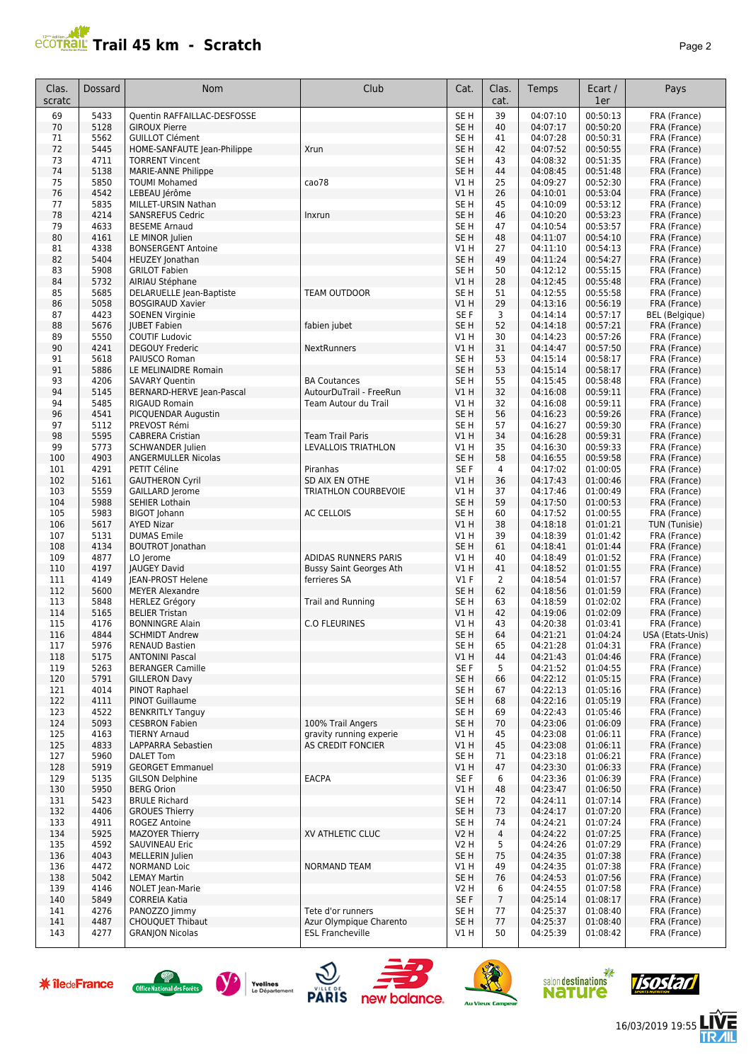# Trail 45 km - Scratch

| Clas. scratc | Dossard | Nom | Club | Cat. | Clas. cat. | Temps | Ecart / 1er | Pays |
|---|---|---|---|---|---|---|---|---|
| 69 | 5433 | Quentin RAFFAILLAC-DESFOSSE | | SE H | 39 | 04:07:10 | 00:50:13 | FRA (France) |
| 70 | 5128 | GIROUX Pierre | | SE H | 40 | 04:07:17 | 00:50:20 | FRA (France) |
| 71 | 5562 | GUILLOT Clément | | SE H | 41 | 04:07:28 | 00:50:31 | FRA (France) |
| 72 | 5445 | HOME-SANFAUTE Jean-Philippe | Xrun | SE H | 42 | 04:07:52 | 00:50:55 | FRA (France) |
| 73 | 4711 | TORRENT Vincent | | SE H | 43 | 04:08:32 | 00:51:35 | FRA (France) |
| 74 | 5138 | MARIE-ANNE Philippe | | SE H | 44 | 04:08:45 | 00:51:48 | FRA (France) |
| 75 | 5850 | TOUMI Mohamed | cao78 | V1 H | 25 | 04:09:27 | 00:52:30 | FRA (France) |
| 76 | 4542 | LEBEAU Jérôme | | V1 H | 26 | 04:10:01 | 00:53:04 | FRA (France) |
| 77 | 5835 | MILLET-URSIN Nathan | | SE H | 45 | 04:10:09 | 00:53:12 | FRA (France) |
| 78 | 4214 | SANSREFUS Cedric | Inxrun | SE H | 46 | 04:10:20 | 00:53:23 | FRA (France) |
| 79 | 4633 | BESEME Arnaud | | SE H | 47 | 04:10:54 | 00:53:57 | FRA (France) |
| 80 | 4161 | LE MINOR Julien | | SE H | 48 | 04:11:07 | 00:54:10 | FRA (France) |
| 81 | 4338 | BONSERGENT Antoine | | V1 H | 27 | 04:11:10 | 00:54:13 | FRA (France) |
| 82 | 5404 | HEUZEY Jonathan | | SE H | 49 | 04:11:24 | 00:54:27 | FRA (France) |
| 83 | 5908 | GRILOT Fabien | | SE H | 50 | 04:12:12 | 00:55:15 | FRA (France) |
| 84 | 5732 | AIRIAU Stéphane | | V1 H | 28 | 04:12:45 | 00:55:48 | FRA (France) |
| 85 | 5685 | DELARUELLE Jean-Baptiste | TEAM OUTDOOR | SE H | 51 | 04:12:55 | 00:55:58 | FRA (France) |
| 86 | 5058 | BOSGIRAUD Xavier | | V1 H | 29 | 04:13:16 | 00:56:19 | FRA (France) |
| 87 | 4423 | SOENEN Virginie | | SE F | 3 | 04:14:14 | 00:57:17 | BEL (Belgique) |
| 88 | 5676 | JUBET Fabien | fabien jubet | SE H | 52 | 04:14:18 | 00:57:21 | FRA (France) |
| 89 | 5550 | COUTIF Ludovic | | V1 H | 30 | 04:14:23 | 00:57:26 | FRA (France) |
| 90 | 4241 | DEGOUY Frederic | NextRunners | V1 H | 31 | 04:14:47 | 00:57:50 | FRA (France) |
| 91 | 5618 | PAIUSCO Roman | | SE H | 53 | 04:15:14 | 00:58:17 | FRA (France) |
| 91 | 5886 | LE MELINAIDRE Romain | | SE H | 53 | 04:15:14 | 00:58:17 | FRA (France) |
| 93 | 4206 | SAVARY Quentin | BA Coutances | SE H | 55 | 04:15:45 | 00:58:48 | FRA (France) |
| 94 | 5145 | BERNARD-HERVE Jean-Pascal | AutourDuTrail - FreeRun | V1 H | 32 | 04:16:08 | 00:59:11 | FRA (France) |
| 94 | 5485 | RIGAUD Romain | Team Autour du Trail | V1 H | 32 | 04:16:08 | 00:59:11 | FRA (France) |
| 96 | 4541 | PICQUENDAR Augustin | | SE H | 56 | 04:16:23 | 00:59:26 | FRA (France) |
| 97 | 5112 | PREVOST Rémi | | SE H | 57 | 04:16:27 | 00:59:30 | FRA (France) |
| 98 | 5595 | CABRERA Cristian | Team Trail Paris | V1 H | 34 | 04:16:28 | 00:59:31 | FRA (France) |
| 99 | 5773 | SCHWANDER Julien | LEVALLOIS TRIATHLON | V1 H | 35 | 04:16:30 | 00:59:33 | FRA (France) |
| 100 | 4903 | ANGERMULLER Nicolas | | SE H | 58 | 04:16:55 | 00:59:58 | FRA (France) |
| 101 | 4291 | PETIT Céline | Piranhas | SE F | 4 | 04:17:02 | 01:00:05 | FRA (France) |
| 102 | 5161 | GAUTHERON Cyril | SD AIX EN OTHE | V1 H | 36 | 04:17:43 | 01:00:46 | FRA (France) |
| 103 | 5559 | GAILLARD Jerome | TRIATHLON COURBEVOIE | V1 H | 37 | 04:17:46 | 01:00:49 | FRA (France) |
| 104 | 5988 | SEHIER Lothain | | SE H | 59 | 04:17:50 | 01:00:53 | FRA (France) |
| 105 | 5983 | BIGOT Johann | AC CELLOIS | SE H | 60 | 04:17:52 | 01:00:55 | FRA (France) |
| 106 | 5617 | AYED Nizar | | V1 H | 38 | 04:18:18 | 01:01:21 | TUN (Tunisie) |
| 107 | 5131 | DUMAS Emile | | V1 H | 39 | 04:18:39 | 01:01:42 | FRA (France) |
| 108 | 4134 | BOUTROT Jonathan | | SE H | 61 | 04:18:41 | 01:01:44 | FRA (France) |
| 109 | 4877 | LO Jerome | ADIDAS RUNNERS PARIS | V1 H | 40 | 04:18:49 | 01:01:52 | FRA (France) |
| 110 | 4197 | JAUGEY David | Bussy Saint Georges Ath | V1 H | 41 | 04:18:52 | 01:01:55 | FRA (France) |
| 111 | 4149 | JEAN-PROST Helene | ferrieres SA | V1 F | 2 | 04:18:54 | 01:01:57 | FRA (France) |
| 112 | 5600 | MEYER Alexandre | | SE H | 62 | 04:18:56 | 01:01:59 | FRA (France) |
| 113 | 5848 | HERLEZ Grégory | Trail and Running | SE H | 63 | 04:18:59 | 01:02:02 | FRA (France) |
| 114 | 5165 | BELIER Tristan | | V1 H | 42 | 04:19:06 | 01:02:09 | FRA (France) |
| 115 | 4176 | BONNINGRE Alain | C.O FLEURINES | V1 H | 43 | 04:20:38 | 01:03:41 | FRA (France) |
| 116 | 4844 | SCHMIDT Andrew | | SE H | 64 | 04:21:21 | 01:04:24 | USA (Etats-Unis) |
| 117 | 5976 | RENAUD Bastien | | SE H | 65 | 04:21:28 | 01:04:31 | FRA (France) |
| 118 | 5175 | ANTONINI Pascal | | V1 H | 44 | 04:21:43 | 01:04:46 | FRA (France) |
| 119 | 5263 | BERANGER Camille | | SE F | 5 | 04:21:52 | 01:04:55 | FRA (France) |
| 120 | 5791 | GILLERON Davy | | SE H | 66 | 04:22:12 | 01:05:15 | FRA (France) |
| 121 | 4014 | PINOT Raphael | | SE H | 67 | 04:22:13 | 01:05:16 | FRA (France) |
| 122 | 4111 | PINOT Guillaume | | SE H | 68 | 04:22:16 | 01:05:19 | FRA (France) |
| 123 | 4522 | BENKRITLY Tanguy | | SE H | 69 | 04:22:43 | 01:05:46 | FRA (France) |
| 124 | 5093 | CESBRON Fabien | 100% Trail Angers | SE H | 70 | 04:23:06 | 01:06:09 | FRA (France) |
| 125 | 4163 | TIERNY Arnaud | gravity running experie | V1 H | 45 | 04:23:08 | 01:06:11 | FRA (France) |
| 125 | 4833 | LAPPARRA Sebastien | AS CREDIT FONCIER | V1 H | 45 | 04:23:08 | 01:06:11 | FRA (France) |
| 127 | 5960 | DALET Tom | | SE H | 71 | 04:23:18 | 01:06:21 | FRA (France) |
| 128 | 5919 | GEORGET Emmanuel | | V1 H | 47 | 04:23:30 | 01:06:33 | FRA (France) |
| 129 | 5135 | GILSON Delphine | EACPA | SE F | 6 | 04:23:36 | 01:06:39 | FRA (France) |
| 130 | 5950 | BERG Orion | | V1 H | 48 | 04:23:47 | 01:06:50 | FRA (France) |
| 131 | 5423 | BRULE Richard | | SE H | 72 | 04:24:11 | 01:07:14 | FRA (France) |
| 132 | 4406 | GROUES Thierry | | SE H | 73 | 04:24:17 | 01:07:20 | FRA (France) |
| 133 | 4911 | ROGEZ Antoine | | SE H | 74 | 04:24:21 | 01:07:24 | FRA (France) |
| 134 | 5925 | MAZOYER Thierry | XV ATHLETIC CLUC | V2 H | 4 | 04:24:22 | 01:07:25 | FRA (France) |
| 135 | 4592 | SAUVINEAU Eric | | V2 H | 5 | 04:24:26 | 01:07:29 | FRA (France) |
| 136 | 4043 | MELLERIN Julien | | SE H | 75 | 04:24:35 | 01:07:38 | FRA (France) |
| 136 | 4472 | NORMAND Loic | NORMAND TEAM | V1 H | 49 | 04:24:35 | 01:07:38 | FRA (France) |
| 138 | 5042 | LEMAY Martin | | SE H | 76 | 04:24:53 | 01:07:56 | FRA (France) |
| 139 | 4146 | NOLET Jean-Marie | | V2 H | 6 | 04:24:55 | 01:07:58 | FRA (France) |
| 140 | 5849 | CORREIA Katia | | SE F | 7 | 04:25:14 | 01:08:17 | FRA (France) |
| 141 | 4276 | PANOZZO Jimmy | Tete d'or runners | SE H | 77 | 04:25:37 | 01:08:40 | FRA (France) |
| 141 | 4487 | CHOUQUET Thibaut | Azur Olympique Charento | SE H | 77 | 04:25:37 | 01:08:40 | FRA (France) |
| 143 | 4277 | GRANJON Nicolas | ESL Francheville | V1 H | 50 | 04:25:39 | 01:08:42 | FRA (France) |

16/03/2019 19:55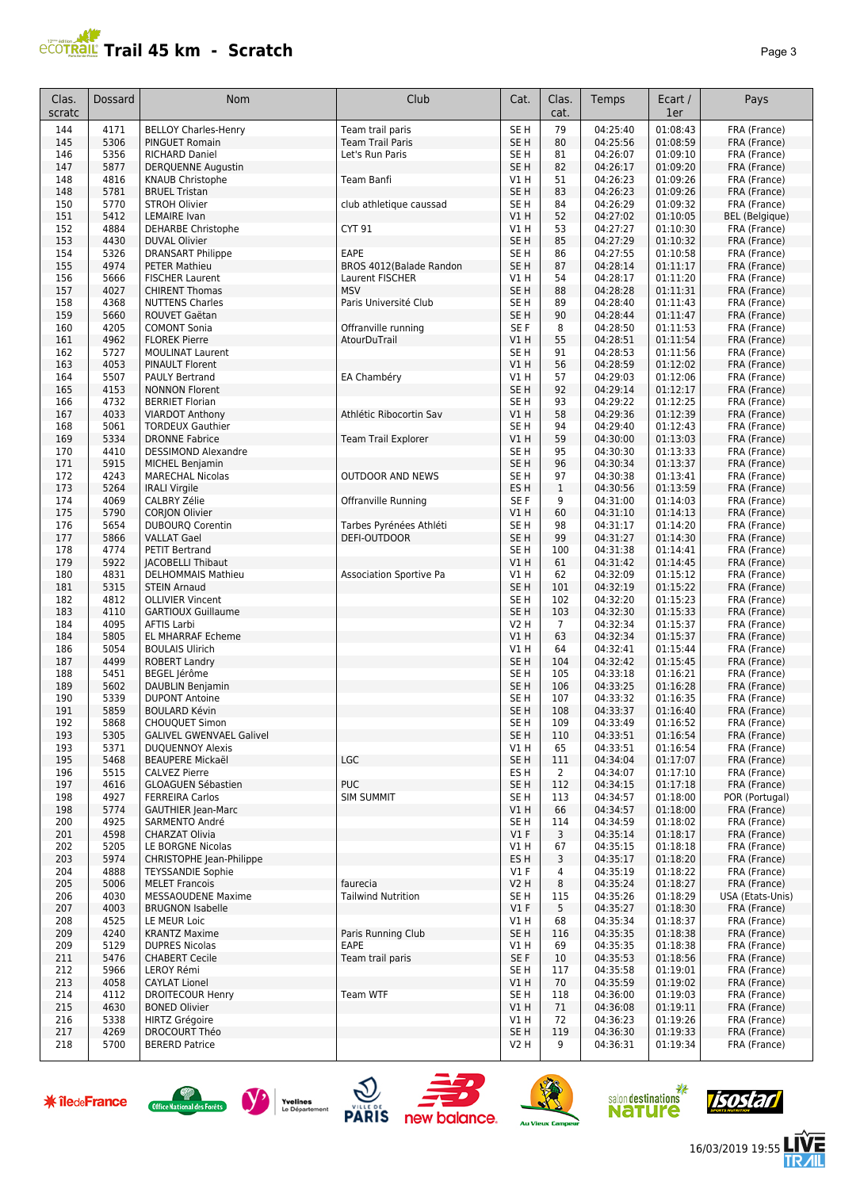# Trail 45 km - Scratch

| Clas. scratc | Dossard | Nom | Club | Cat. | Clas. cat. | Temps | Ecart / 1er | Pays |
|---|---|---|---|---|---|---|---|---|
| 144 | 4171 | BELLOY Charles-Henry | Team trail paris | SE H | 79 | 04:25:40 | 01:08:43 | FRA (France) |
| 145 | 5306 | PINGUET Romain | Team Trail Paris | SE H | 80 | 04:25:56 | 01:08:59 | FRA (France) |
| 146 | 5356 | RICHARD Daniel | Let's Run Paris | SE H | 81 | 04:26:07 | 01:09:10 | FRA (France) |
| 147 | 5877 | DERQUENNE Augustin | | SE H | 82 | 04:26:17 | 01:09:20 | FRA (France) |
| 148 | 4816 | KNAUB Christophe | Team Banfi | V1 H | 51 | 04:26:23 | 01:09:26 | FRA (France) |
| 148 | 5781 | BRUEL Tristan | | SE H | 83 | 04:26:23 | 01:09:26 | FRA (France) |
| 150 | 5770 | STROH Olivier | club athletique caussad | SE H | 84 | 04:26:29 | 01:09:32 | FRA (France) |
| 151 | 5412 | LEMAIRE Ivan | | V1 H | 52 | 04:27:02 | 01:10:05 | BEL (Belgique) |
| 152 | 4884 | DEHARBE Christophe | CYT 91 | V1 H | 53 | 04:27:27 | 01:10:30 | FRA (France) |
| 153 | 4430 | DUVAL Olivier | | SE H | 85 | 04:27:29 | 01:10:32 | FRA (France) |
| 154 | 5326 | DRANSART Philippe | EAPE | SE H | 86 | 04:27:55 | 01:10:58 | FRA (France) |
| 155 | 4974 | PETER Mathieu | BROS 4012(Balade Randon | SE H | 87 | 04:28:14 | 01:11:17 | FRA (France) |
| 156 | 5666 | FISCHER Laurent | Laurent FISCHER | V1 H | 54 | 04:28:17 | 01:11:20 | FRA (France) |
| 157 | 4027 | CHIRENT Thomas | MSV | SE H | 88 | 04:28:28 | 01:11:31 | FRA (France) |
| 158 | 4368 | NUTTENS Charles | Paris Université Club | SE H | 89 | 04:28:40 | 01:11:43 | FRA (France) |
| 159 | 5660 | ROUVET Gaëtan | | SE H | 90 | 04:28:44 | 01:11:47 | FRA (France) |
| 160 | 4205 | COMONT Sonia | Offranville running | SE F | 8 | 04:28:50 | 01:11:53 | FRA (France) |
| 161 | 4962 | FLOREK Pierre | AtourDuTrail | V1 H | 55 | 04:28:51 | 01:11:54 | FRA (France) |
| 162 | 5727 | MOULINAT Laurent | | SE H | 91 | 04:28:53 | 01:11:56 | FRA (France) |
| 163 | 4053 | PINAULT Florent | | V1 H | 56 | 04:28:59 | 01:12:02 | FRA (France) |
| 164 | 5507 | PAULY Bertrand | EA Chambéry | V1 H | 57 | 04:29:03 | 01:12:06 | FRA (France) |
| 165 | 4153 | NONNON Florent | | SE H | 92 | 04:29:14 | 01:12:17 | FRA (France) |
| 166 | 4732 | BERRIET Florian | | SE H | 93 | 04:29:22 | 01:12:25 | FRA (France) |
| 167 | 4033 | VIARDOT Anthony | Athlétic Ribocortin Sav | V1 H | 58 | 04:29:36 | 01:12:39 | FRA (France) |
| 168 | 5061 | TORDEUX Gauthier | | SE H | 94 | 04:29:40 | 01:12:43 | FRA (France) |
| 169 | 5334 | DRONNE Fabrice | Team Trail Explorer | V1 H | 59 | 04:30:00 | 01:13:03 | FRA (France) |
| 170 | 4410 | DESSIMOND Alexandre | | SE H | 95 | 04:30:30 | 01:13:33 | FRA (France) |
| 171 | 5915 | MICHEL Benjamin | | SE H | 96 | 04:30:34 | 01:13:37 | FRA (France) |
| 172 | 4243 | MARECHAL Nicolas | OUTDOOR AND NEWS | SE H | 97 | 04:30:38 | 01:13:41 | FRA (France) |
| 173 | 5264 | IRALI Virgile | | ES H | 1 | 04:30:56 | 01:13:59 | FRA (France) |
| 174 | 4069 | CALBRY Zélie | Offranville Running | SE F | 9 | 04:31:00 | 01:14:03 | FRA (France) |
| 175 | 5790 | CORJON Olivier | | V1 H | 60 | 04:31:10 | 01:14:13 | FRA (France) |
| 176 | 5654 | DUBOURQ Corentin | Tarbes Pyrénées Athléti | SE H | 98 | 04:31:17 | 01:14:20 | FRA (France) |
| 177 | 5866 | VALLAT Gael | DEFI-OUTDOOR | SE H | 99 | 04:31:27 | 01:14:30 | FRA (France) |
| 178 | 4774 | PETIT Bertrand | | SE H | 100 | 04:31:38 | 01:14:41 | FRA (France) |
| 179 | 5922 | JACOBELLI Thibaut | | V1 H | 61 | 04:31:42 | 01:14:45 | FRA (France) |
| 180 | 4831 | DELHOMMAIS Mathieu | Association Sportive Pa | V1 H | 62 | 04:32:09 | 01:15:12 | FRA (France) |
| 181 | 5315 | STEIN Arnaud | | SE H | 101 | 04:32:19 | 01:15:22 | FRA (France) |
| 182 | 4812 | OLLIVIER Vincent | | SE H | 102 | 04:32:20 | 01:15:23 | FRA (France) |
| 183 | 4110 | GARTIOUX Guillaume | | SE H | 103 | 04:32:30 | 01:15:33 | FRA (France) |
| 184 | 4095 | AFTIS Larbi | | V2 H | 7 | 04:32:34 | 01:15:37 | FRA (France) |
| 184 | 5805 | EL MHARRAF Echeme | | V1 H | 63 | 04:32:34 | 01:15:37 | FRA (France) |
| 186 | 5054 | BOULAIS Ulirich | | V1 H | 64 | 04:32:41 | 01:15:44 | FRA (France) |
| 187 | 4499 | ROBERT Landry | | SE H | 104 | 04:32:42 | 01:15:45 | FRA (France) |
| 188 | 5451 | BEGEL Jérôme | | SE H | 105 | 04:33:18 | 01:16:21 | FRA (France) |
| 189 | 5602 | DAUBLIN Benjamin | | SE H | 106 | 04:33:25 | 01:16:28 | FRA (France) |
| 190 | 5339 | DUPONT Antoine | | SE H | 107 | 04:33:32 | 01:16:35 | FRA (France) |
| 191 | 5859 | BOULARD Kévin | | SE H | 108 | 04:33:37 | 01:16:40 | FRA (France) |
| 192 | 5868 | CHOUQUET Simon | | SE H | 109 | 04:33:49 | 01:16:52 | FRA (France) |
| 193 | 5305 | GALIVEL GWENVAEL Galivel | | SE H | 110 | 04:33:51 | 01:16:54 | FRA (France) |
| 193 | 5371 | DUQUENNOY Alexis | | V1 H | 65 | 04:33:51 | 01:16:54 | FRA (France) |
| 195 | 5468 | BEAUPERE Mickaël | LGC | SE H | 111 | 04:34:04 | 01:17:07 | FRA (France) |
| 196 | 5515 | CALVEZ Pierre | | ES H | 2 | 04:34:07 | 01:17:10 | FRA (France) |
| 197 | 4616 | GLOAGUEN Sébastien | PUC | SE H | 112 | 04:34:15 | 01:17:18 | FRA (France) |
| 198 | 4927 | FERREIRA Carlos | SIM SUMMIT | SE H | 113 | 04:34:57 | 01:18:00 | POR (Portugal) |
| 198 | 5774 | GAUTHIER Jean-Marc | | V1 H | 66 | 04:34:57 | 01:18:00 | FRA (France) |
| 200 | 4925 | SARMENTO André | | SE H | 114 | 04:34:59 | 01:18:02 | FRA (France) |
| 201 | 4598 | CHARZAT Olivia | | V1 F | 3 | 04:35:14 | 01:18:17 | FRA (France) |
| 202 | 5205 | LE BORGNE Nicolas | | V1 H | 67 | 04:35:15 | 01:18:18 | FRA (France) |
| 203 | 5974 | CHRISTOPHE Jean-Philippe | | ES H | 3 | 04:35:17 | 01:18:20 | FRA (France) |
| 204 | 4888 | TEYSSANDIE Sophie | | V1 F | 4 | 04:35:19 | 01:18:22 | FRA (France) |
| 205 | 5006 | MELET Francois | faurecia | V2 H | 8 | 04:35:24 | 01:18:27 | FRA (France) |
| 206 | 4030 | MESSAOUDENE Maxime | Tailwind Nutrition | SE H | 115 | 04:35:26 | 01:18:29 | USA (Etats-Unis) |
| 207 | 4003 | BRUGNON Isabelle | | V1 F | 5 | 04:35:27 | 01:18:30 | FRA (France) |
| 208 | 4525 | LE MEUR Loic | | V1 H | 68 | 04:35:34 | 01:18:37 | FRA (France) |
| 209 | 4240 | KRANTZ Maxime | Paris Running Club | SE H | 116 | 04:35:35 | 01:18:38 | FRA (France) |
| 209 | 5129 | DUPRES Nicolas | EAPE | V1 H | 69 | 04:35:35 | 01:18:38 | FRA (France) |
| 211 | 5476 | CHABERT Cecile | Team trail paris | SE F | 10 | 04:35:53 | 01:18:56 | FRA (France) |
| 212 | 5966 | LEROY Rémi | | SE H | 117 | 04:35:58 | 01:19:01 | FRA (France) |
| 213 | 4058 | CAYLAT Lionel | | V1 H | 70 | 04:35:59 | 01:19:02 | FRA (France) |
| 214 | 4112 | DROITECOUR Henry | Team WTF | SE H | 118 | 04:36:00 | 01:19:03 | FRA (France) |
| 215 | 4630 | BONED Olivier | | V1 H | 71 | 04:36:08 | 01:19:11 | FRA (France) |
| 216 | 5338 | HIRTZ Grégoire | | V1 H | 72 | 04:36:23 | 01:19:26 | FRA (France) |
| 217 | 4269 | DROCOURT Théo | | SE H | 119 | 04:36:30 | 01:19:33 | FRA (France) |
| 218 | 5700 | BERERD Patrice | | V2 H | 9 | 04:36:31 | 01:19:34 | FRA (France) |

16/03/2019 19:55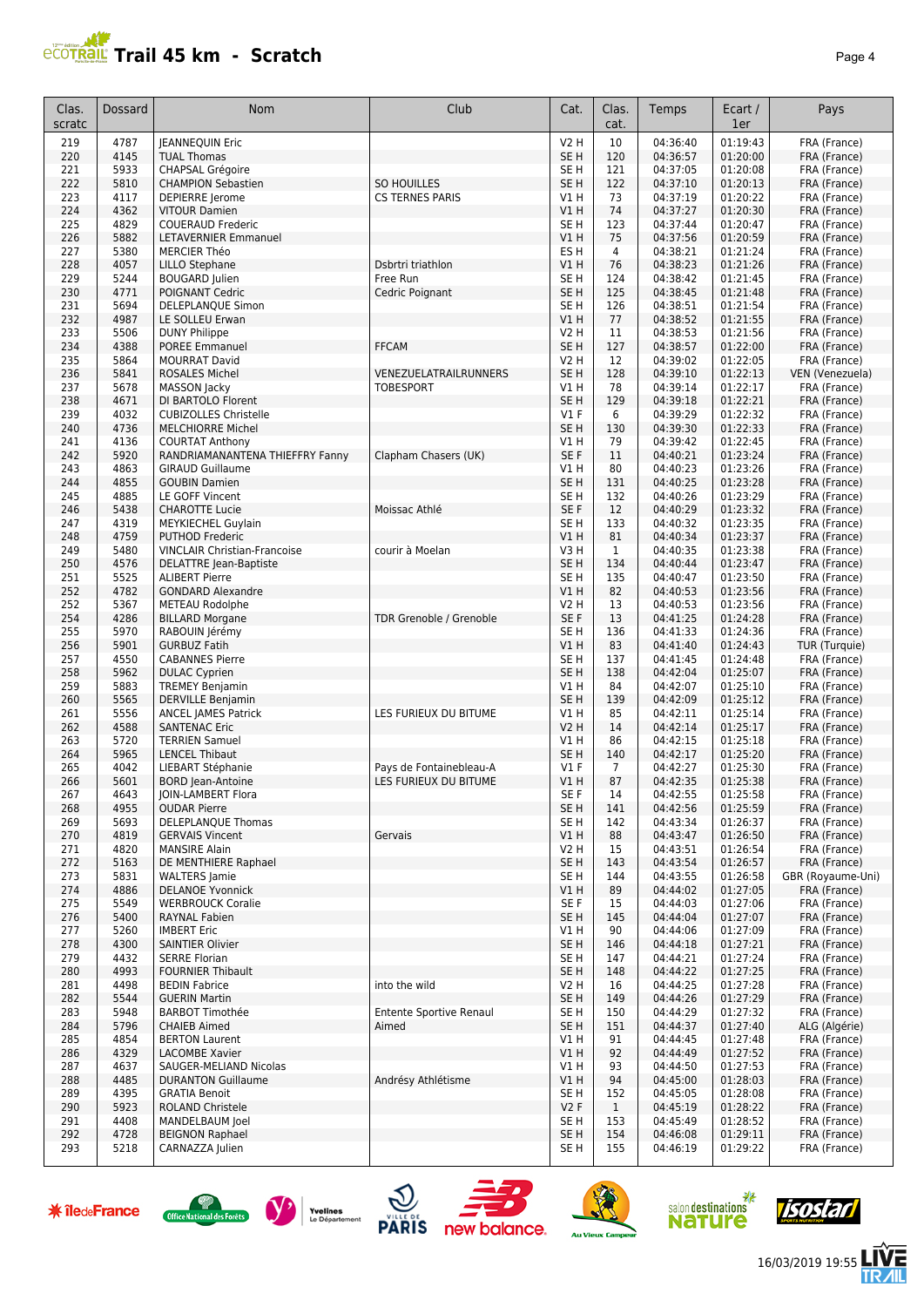# Trail 45 km - Scratch

| Clas. scratc | Dossard | Nom | Club | Cat. | Clas. cat. | Temps | Ecart / 1er | Pays |
|---|---|---|---|---|---|---|---|---|
| 219 | 4787 | JEANNEQUIN Eric | | V2 H | 10 | 04:36:40 | 01:19:43 | FRA (France) |
| 220 | 4145 | TUAL Thomas | | SE H | 120 | 04:36:57 | 01:20:00 | FRA (France) |
| 221 | 5933 | CHAPSAL Grégoire | | SE H | 121 | 04:37:05 | 01:20:08 | FRA (France) |
| 222 | 5810 | CHAMPION Sebastien | SO HOUILLES | SE H | 122 | 04:37:10 | 01:20:13 | FRA (France) |
| 223 | 4117 | DEPIERRE Jerome | CS TERNES PARIS | V1 H | 73 | 04:37:19 | 01:20:22 | FRA (France) |
| 224 | 4362 | VITOUR Damien | | V1 H | 74 | 04:37:27 | 01:20:30 | FRA (France) |
| 225 | 4829 | COUERAUD Frederic | | SE H | 123 | 04:37:44 | 01:20:47 | FRA (France) |
| 226 | 5882 | LETAVERNIER Emmanuel | | V1 H | 75 | 04:37:56 | 01:20:59 | FRA (France) |
| 227 | 5380 | MERCIER Théo | | ES H | 4 | 04:38:21 | 01:21:24 | FRA (France) |
| 228 | 4057 | LILLO Stephane | Dsbrtri triathlon | V1 H | 76 | 04:38:23 | 01:21:26 | FRA (France) |
| 229 | 5244 | BOUGARD Julien | Free Run | SE H | 124 | 04:38:42 | 01:21:45 | FRA (France) |
| 230 | 4771 | POIGNANT Cedric | Cedric Poignant | SE H | 125 | 04:38:45 | 01:21:48 | FRA (France) |
| 231 | 5694 | DELEPLANQUE Simon | | SE H | 126 | 04:38:51 | 01:21:54 | FRA (France) |
| 232 | 4987 | LE SOLLEU Erwan | | V1 H | 77 | 04:38:52 | 01:21:55 | FRA (France) |
| 233 | 5506 | DUNY Philippe | | V2 H | 11 | 04:38:53 | 01:21:56 | FRA (France) |
| 234 | 4388 | POREE Emmanuel | FFCAM | SE H | 127 | 04:38:57 | 01:22:00 | FRA (France) |
| 235 | 5864 | MOURRAT David | | V2 H | 12 | 04:39:02 | 01:22:05 | FRA (France) |
| 236 | 5841 | ROSALES Michel | VENEZUELATRAILRUNNERS | SE H | 128 | 04:39:10 | 01:22:13 | VEN (Venezuela) |
| 237 | 5678 | MASSON Jacky | TOBESPORT | V1 H | 78 | 04:39:14 | 01:22:17 | FRA (France) |
| 238 | 4671 | DI BARTOLO Florent | | SE H | 129 | 04:39:18 | 01:22:21 | FRA (France) |
| 239 | 4032 | CUBIZOLLES Christelle | | V1 F | 6 | 04:39:29 | 01:22:32 | FRA (France) |
| 240 | 4736 | MELCHIORRE Michel | | SE H | 130 | 04:39:30 | 01:22:33 | FRA (France) |
| 241 | 4136 | COURTAT Anthony | | V1 H | 79 | 04:39:42 | 01:22:45 | FRA (France) |
| 242 | 5920 | RANDRIAMANANTENA THIEFFRY Fanny | Clapham Chasers (UK) | SE F | 11 | 04:40:21 | 01:23:24 | FRA (France) |
| 243 | 4863 | GIRAUD Guillaume | | V1 H | 80 | 04:40:23 | 01:23:26 | FRA (France) |
| 244 | 4855 | GOUBIN Damien | | SE H | 131 | 04:40:25 | 01:23:28 | FRA (France) |
| 245 | 4885 | LE GOFF Vincent | | SE H | 132 | 04:40:26 | 01:23:29 | FRA (France) |
| 246 | 5438 | CHAROTTE Lucie | Moissac Athlé | SE F | 12 | 04:40:29 | 01:23:32 | FRA (France) |
| 247 | 4319 | MEYKIECHEL Guylain | | SE H | 133 | 04:40:32 | 01:23:35 | FRA (France) |
| 248 | 4759 | PUTHOD Frederic | | V1 H | 81 | 04:40:34 | 01:23:37 | FRA (France) |
| 249 | 5480 | VINCLAIR Christian-Francoise | courir à Moelan | V3 H | 1 | 04:40:35 | 01:23:38 | FRA (France) |
| 250 | 4576 | DELATTRE Jean-Baptiste | | SE H | 134 | 04:40:44 | 01:23:47 | FRA (France) |
| 251 | 5525 | ALIBERT Pierre | | SE H | 135 | 04:40:47 | 01:23:50 | FRA (France) |
| 252 | 4782 | GONDARD Alexandre | | V1 H | 82 | 04:40:53 | 01:23:56 | FRA (France) |
| 252 | 5367 | METEAU Rodolphe | | V2 H | 13 | 04:40:53 | 01:23:56 | FRA (France) |
| 254 | 4286 | BILLARD Morgane | TDR Grenoble / Grenoble | SE F | 13 | 04:41:25 | 01:24:28 | FRA (France) |
| 255 | 5970 | RABOUIN Jérémy | | SE H | 136 | 04:41:33 | 01:24:36 | FRA (France) |
| 256 | 5901 | GURBUZ Fatih | | V1 H | 83 | 04:41:40 | 01:24:43 | TUR (Turquie) |
| 257 | 4550 | CABANNES Pierre | | SE H | 137 | 04:41:45 | 01:24:48 | FRA (France) |
| 258 | 5962 | DULAC Cyprien | | SE H | 138 | 04:42:04 | 01:25:07 | FRA (France) |
| 259 | 5883 | TREMEY Benjamin | | V1 H | 84 | 04:42:07 | 01:25:10 | FRA (France) |
| 260 | 5565 | DERVILLE Benjamin | | SE H | 139 | 04:42:09 | 01:25:12 | FRA (France) |
| 261 | 5556 | ANCEL JAMES Patrick | LES FURIEUX DU BITUME | V1 H | 85 | 04:42:11 | 01:25:14 | FRA (France) |
| 262 | 4588 | SANTENAC Eric | | V2 H | 14 | 04:42:14 | 01:25:17 | FRA (France) |
| 263 | 5720 | TERRIEN Samuel | | V1 H | 86 | 04:42:15 | 01:25:18 | FRA (France) |
| 264 | 5965 | LENCEL Thibaut | | SE H | 140 | 04:42:17 | 01:25:20 | FRA (France) |
| 265 | 4042 | LIEBART Stéphanie | Pays de Fontainebleau-A | V1 F | 7 | 04:42:27 | 01:25:30 | FRA (France) |
| 266 | 5601 | BORD Jean-Antoine | LES FURIEUX DU BITUME | V1 H | 87 | 04:42:35 | 01:25:38 | FRA (France) |
| 267 | 4643 | JOIN-LAMBERT Flora | | SE F | 14 | 04:42:55 | 01:25:58 | FRA (France) |
| 268 | 4955 | OUDAR Pierre | | SE H | 141 | 04:42:56 | 01:25:59 | FRA (France) |
| 269 | 5693 | DELEPLANQUE Thomas | | SE H | 142 | 04:43:34 | 01:26:37 | FRA (France) |
| 270 | 4819 | GERVAIS Vincent | Gervais | V1 H | 88 | 04:43:47 | 01:26:50 | FRA (France) |
| 271 | 4820 | MANSIRE Alain | | V2 H | 15 | 04:43:51 | 01:26:54 | FRA (France) |
| 272 | 5163 | DE MENTHIERE Raphael | | SE H | 143 | 04:43:54 | 01:26:57 | FRA (France) |
| 273 | 5831 | WALTERS Jamie | | SE H | 144 | 04:43:55 | 01:26:58 | GBR (Royaume-Uni) |
| 274 | 4886 | DELANOE Yvonnick | | V1 H | 89 | 04:44:02 | 01:27:05 | FRA (France) |
| 275 | 5549 | WERBROUCK Coralie | | SE F | 15 | 04:44:03 | 01:27:06 | FRA (France) |
| 276 | 5400 | RAYNAL Fabien | | SE H | 145 | 04:44:04 | 01:27:07 | FRA (France) |
| 277 | 5260 | IMBERT Eric | | V1 H | 90 | 04:44:06 | 01:27:09 | FRA (France) |
| 278 | 4300 | SAINTIER Olivier | | SE H | 146 | 04:44:18 | 01:27:21 | FRA (France) |
| 279 | 4432 | SERRE Florian | | SE H | 147 | 04:44:21 | 01:27:24 | FRA (France) |
| 280 | 4993 | FOURNIER Thibault | | SE H | 148 | 04:44:22 | 01:27:25 | FRA (France) |
| 281 | 4498 | BEDIN Fabrice | into the wild | V2 H | 16 | 04:44:25 | 01:27:28 | FRA (France) |
| 282 | 5544 | GUERIN Martin | | SE H | 149 | 04:44:26 | 01:27:29 | FRA (France) |
| 283 | 5948 | BARBOT Timothée | Entente Sportive Renaul | SE H | 150 | 04:44:29 | 01:27:32 | FRA (France) |
| 284 | 5796 | CHAIEB Aimed | Aimed | SE H | 151 | 04:44:37 | 01:27:40 | ALG (Algérie) |
| 285 | 4854 | BERTON Laurent | | V1 H | 91 | 04:44:45 | 01:27:48 | FRA (France) |
| 286 | 4329 | LACOMBE Xavier | | V1 H | 92 | 04:44:49 | 01:27:52 | FRA (France) |
| 287 | 4637 | SAUGER-MELIAND Nicolas | | V1 H | 93 | 04:44:50 | 01:27:53 | FRA (France) |
| 288 | 4485 | DURANTON Guillaume | Andrésy Athlétisme | V1 H | 94 | 04:45:00 | 01:28:03 | FRA (France) |
| 289 | 4395 | GRATIA Benoit | | SE H | 152 | 04:45:05 | 01:28:08 | FRA (France) |
| 290 | 5923 | ROLAND Christele | | V2 F | 1 | 04:45:19 | 01:28:22 | FRA (France) |
| 291 | 4408 | MANDELBAUM Joel | | SE H | 153 | 04:45:49 | 01:28:52 | FRA (France) |
| 292 | 4728 | BEIGNON Raphael | | SE H | 154 | 04:46:08 | 01:29:11 | FRA (France) |
| 293 | 5218 | CARNAZZA Julien | | SE H | 155 | 04:46:19 | 01:29:22 | FRA (France) |

16/03/2019 19:55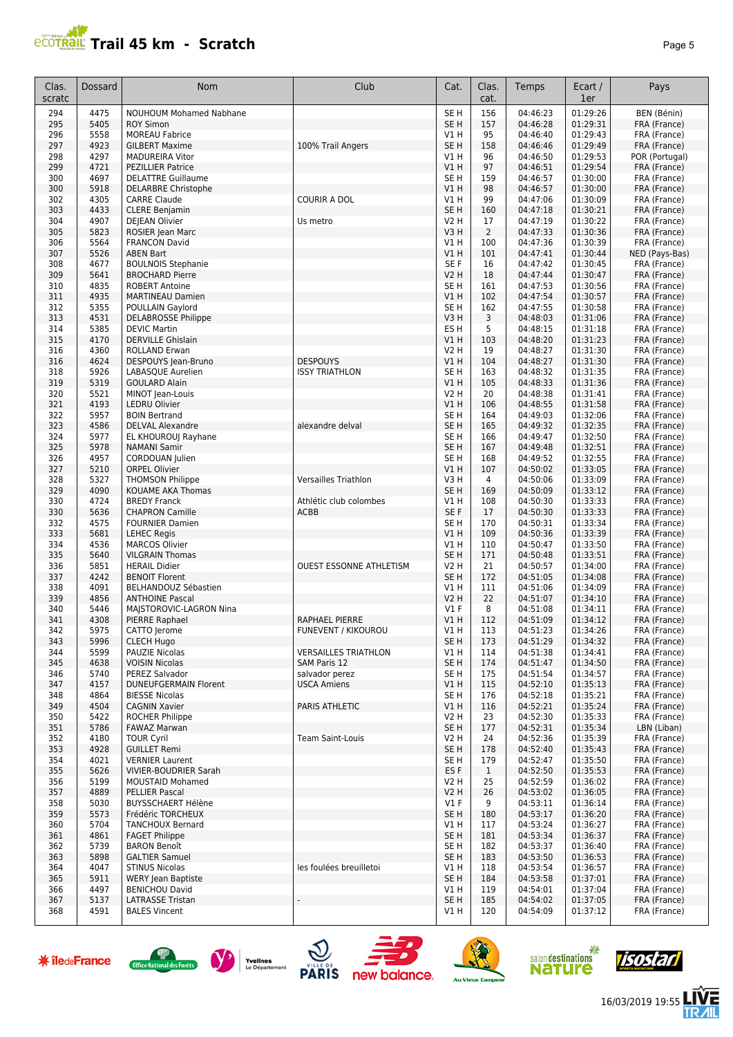# Trail 45 km - Scratch

| Clas. scratc | Dossard | Nom | Club | Cat. | Clas. cat. | Temps | Ecart / 1er | Pays |
|---|---|---|---|---|---|---|---|---|
| 294 | 4475 | NOUHOUM Mohamed Nabhane | | SE H | 156 | 04:46:23 | 01:29:26 | BEN (Bénin) |
| 295 | 5405 | ROY Simon | | SE H | 157 | 04:46:28 | 01:29:31 | FRA (France) |
| 296 | 5558 | MOREAU Fabrice | | V1 H | 95 | 04:46:40 | 01:29:43 | FRA (France) |
| 297 | 4923 | GILBERT Maxime | 100% Trail Angers | SE H | 158 | 04:46:46 | 01:29:49 | FRA (France) |
| 298 | 4297 | MADUREIRA Vitor | | V1 H | 96 | 04:46:50 | 01:29:53 | POR (Portugal) |
| 299 | 4721 | PEZILLIER Patrice | | V1 H | 97 | 04:46:51 | 01:29:54 | FRA (France) |
| 300 | 4697 | DELATTRE Guillaume | | SE H | 159 | 04:46:57 | 01:30:00 | FRA (France) |
| 300 | 5918 | DELARBRE Christophe | | V1 H | 98 | 04:46:57 | 01:30:00 | FRA (France) |
| 302 | 4305 | CARRE Claude | COURIR A DOL | V1 H | 99 | 04:47:06 | 01:30:09 | FRA (France) |
| 303 | 4433 | CLERE Benjamin | | SE H | 160 | 04:47:18 | 01:30:21 | FRA (France) |
| 304 | 4907 | DEJEAN Olivier | Us metro | V2 H | 17 | 04:47:19 | 01:30:22 | FRA (France) |
| 305 | 5823 | ROSIER Jean Marc | | V3 H | 2 | 04:47:33 | 01:30:36 | FRA (France) |
| 306 | 5564 | FRANCON David | | V1 H | 100 | 04:47:36 | 01:30:39 | FRA (France) |
| 307 | 5526 | ABEN Bart | | V1 H | 101 | 04:47:41 | 01:30:44 | NED (Pays-Bas) |
| 308 | 4677 | BOULNOIS Stephanie | | SE F | 16 | 04:47:42 | 01:30:45 | FRA (France) |
| 309 | 5641 | BROCHARD Pierre | | V2 H | 18 | 04:47:44 | 01:30:47 | FRA (France) |
| 310 | 4835 | ROBERT Antoine | | SE H | 161 | 04:47:53 | 01:30:56 | FRA (France) |
| 311 | 4935 | MARTINEAU Damien | | V1 H | 102 | 04:47:54 | 01:30:57 | FRA (France) |
| 312 | 5355 | POULLAIN Gaylord | | SE H | 162 | 04:47:55 | 01:30:58 | FRA (France) |
| 313 | 4531 | DELABROSSE Philippe | | V3 H | 3 | 04:48:03 | 01:31:06 | FRA (France) |
| 314 | 5385 | DEVIC Martin | | ES H | 5 | 04:48:15 | 01:31:18 | FRA (France) |
| 315 | 4170 | DERVILLE Ghislain | | V1 H | 103 | 04:48:20 | 01:31:23 | FRA (France) |
| 316 | 4360 | ROLLAND Erwan | | V2 H | 19 | 04:48:27 | 01:31:30 | FRA (France) |
| 316 | 4624 | DESPOUYS Jean-Bruno | DESPOUYS | V1 H | 104 | 04:48:27 | 01:31:30 | FRA (France) |
| 318 | 5926 | LABASQUE Aurelien | ISSY TRIATHLON | SE H | 163 | 04:48:32 | 01:31:35 | FRA (France) |
| 319 | 5319 | GOULARD Alain | | V1 H | 105 | 04:48:33 | 01:31:36 | FRA (France) |
| 320 | 5521 | MINOT Jean-Louis | | V2 H | 20 | 04:48:38 | 01:31:41 | FRA (France) |
| 321 | 4193 | LEDRU Olivier | | V1 H | 106 | 04:48:55 | 01:31:58 | FRA (France) |
| 322 | 5957 | BOIN Bertrand | | SE H | 164 | 04:49:03 | 01:32:06 | FRA (France) |
| 323 | 4586 | DELVAL Alexandre | alexandre delval | SE H | 165 | 04:49:32 | 01:32:35 | FRA (France) |
| 324 | 5977 | EL KHOUROUJ Rayhane | | SE H | 166 | 04:49:47 | 01:32:50 | FRA (France) |
| 325 | 5978 | NAMANI Samir | | SE H | 167 | 04:49:48 | 01:32:51 | FRA (France) |
| 326 | 4957 | CORDOUAN Julien | | SE H | 168 | 04:49:52 | 01:32:55 | FRA (France) |
| 327 | 5210 | ORPEL Olivier | | V1 H | 107 | 04:50:02 | 01:33:05 | FRA (France) |
| 328 | 5327 | THOMSON Philippe | Versailles Triathlon | V3 H | 4 | 04:50:06 | 01:33:09 | FRA (France) |
| 329 | 4090 | KOUAME AKA Thomas | | SE H | 169 | 04:50:09 | 01:33:12 | FRA (France) |
| 330 | 4724 | BREDY Franck | Athlétic club colombes | V1 H | 108 | 04:50:30 | 01:33:33 | FRA (France) |
| 330 | 5636 | CHAPRON Camille | ACBB | SE F | 17 | 04:50:30 | 01:33:33 | FRA (France) |
| 332 | 4575 | FOURNIER Damien | | SE H | 170 | 04:50:31 | 01:33:34 | FRA (France) |
| 333 | 5681 | LEHEC Regis | | V1 H | 109 | 04:50:36 | 01:33:39 | FRA (France) |
| 334 | 4536 | MARCOS Olivier | | V1 H | 110 | 04:50:47 | 01:33:50 | FRA (France) |
| 335 | 5640 | VILGRAIN Thomas | | SE H | 171 | 04:50:48 | 01:33:51 | FRA (France) |
| 336 | 5851 | HERAIL Didier | OUEST ESSONNE ATHLETISM | V2 H | 21 | 04:50:57 | 01:34:00 | FRA (France) |
| 337 | 4242 | BENOIT Florent | | SE H | 172 | 04:51:05 | 01:34:08 | FRA (France) |
| 338 | 4091 | BELHANDOUZ Sébastien | | V1 H | 111 | 04:51:06 | 01:34:09 | FRA (France) |
| 339 | 4856 | ANTHOINE Pascal | | V2 H | 22 | 04:51:07 | 01:34:10 | FRA (France) |
| 340 | 5446 | MAJSTOROVIC-LAGRON Nina | | V1 F | 8 | 04:51:08 | 01:34:11 | FRA (France) |
| 341 | 4308 | PIERRE Raphael | RAPHAEL PIERRE | V1 H | 112 | 04:51:09 | 01:34:12 | FRA (France) |
| 342 | 5975 | CATTO Jerome | FUNEVENT / KIKOUROU | V1 H | 113 | 04:51:23 | 01:34:26 | FRA (France) |
| 343 | 5996 | CLECH Hugo | | SE H | 173 | 04:51:29 | 01:34:32 | FRA (France) |
| 344 | 5599 | PAUZIE Nicolas | VERSAILLES TRIATHLON | V1 H | 114 | 04:51:38 | 01:34:41 | FRA (France) |
| 345 | 4638 | VOISIN Nicolas | SAM Paris 12 | SE H | 174 | 04:51:47 | 01:34:50 | FRA (France) |
| 346 | 5740 | PEREZ Salvador | salvador perez | SE H | 175 | 04:51:54 | 01:34:57 | FRA (France) |
| 347 | 4157 | DUNEUFGERMAIN Florent | USCA Amiens | V1 H | 115 | 04:52:10 | 01:35:13 | FRA (France) |
| 348 | 4864 | BIESSE Nicolas | | SE H | 176 | 04:52:18 | 01:35:21 | FRA (France) |
| 349 | 4504 | CAGNIN Xavier | PARIS ATHLETIC | V1 H | 116 | 04:52:21 | 01:35:24 | FRA (France) |
| 350 | 5422 | ROCHER Philippe | | V2 H | 23 | 04:52:30 | 01:35:33 | FRA (France) |
| 351 | 5786 | FAWAZ Marwan | | SE H | 177 | 04:52:31 | 01:35:34 | LBN (Liban) |
| 352 | 4180 | TOUR Cyril | Team Saint-Louis | V2 H | 24 | 04:52:36 | 01:35:39 | FRA (France) |
| 353 | 4928 | GUILLET Remi | | SE H | 178 | 04:52:40 | 01:35:43 | FRA (France) |
| 354 | 4021 | VERNIER Laurent | | SE H | 179 | 04:52:47 | 01:35:50 | FRA (France) |
| 355 | 5626 | VIVIER-BOUDRIER Sarah | | ES F | 1 | 04:52:50 | 01:35:53 | FRA (France) |
| 356 | 5199 | MOUSTAID Mohamed | | V2 H | 25 | 04:52:59 | 01:36:02 | FRA (France) |
| 357 | 4889 | PELLIER Pascal | | V2 H | 26 | 04:53:02 | 01:36:05 | FRA (France) |
| 358 | 5030 | BUYSSCHAERT Hélène | | V1 F | 9 | 04:53:11 | 01:36:14 | FRA (France) |
| 359 | 5573 | Frédéric TORCHEUX | | SE H | 180 | 04:53:17 | 01:36:20 | FRA (France) |
| 360 | 5704 | TANCHOUX Bernard | | V1 H | 117 | 04:53:24 | 01:36:27 | FRA (France) |
| 361 | 4861 | FAGET Philippe | | SE H | 181 | 04:53:34 | 01:36:37 | FRA (France) |
| 362 | 5739 | BARON Benoît | | SE H | 182 | 04:53:37 | 01:36:40 | FRA (France) |
| 363 | 5898 | GALTIER Samuel | | SE H | 183 | 04:53:50 | 01:36:53 | FRA (France) |
| 364 | 4047 | STINUS Nicolas | les foulées breuilletoi | V1 H | 118 | 04:53:54 | 01:36:57 | FRA (France) |
| 365 | 5911 | WERY Jean Baptiste | | SE H | 184 | 04:53:58 | 01:37:01 | FRA (France) |
| 366 | 4497 | BENICHOU David | | V1 H | 119 | 04:54:01 | 01:37:04 | FRA (France) |
| 367 | 5137 | LATRASSE Tristan | - | SE H | 185 | 04:54:02 | 01:37:05 | FRA (France) |
| 368 | 4591 | BALES Vincent | | V1 H | 120 | 04:54:09 | 01:37:12 | FRA (France) |

16/03/2019 19:55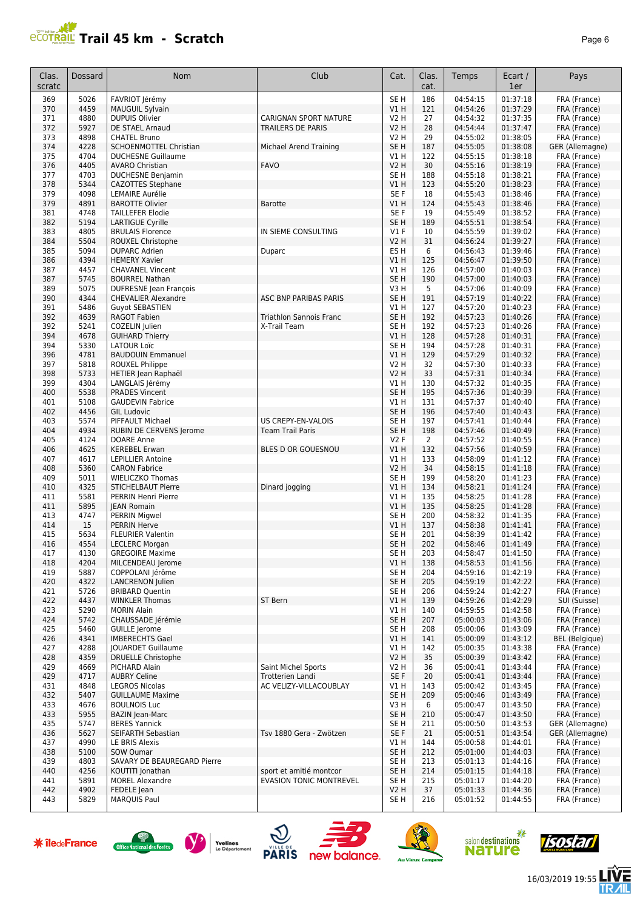# Trail 45 km - Scratch

| Clas. scratc | Dossard | Nom | Club | Cat. | Clas. cat. | Temps | Ecart / 1er | Pays |
|---|---|---|---|---|---|---|---|---|
| 369 | 5026 | FAVRIOT Jérémy | | SE H | 186 | 04:54:15 | 01:37:18 | FRA (France) |
| 370 | 4459 | MAUGUIL Sylvain | | V1 H | 121 | 04:54:26 | 01:37:29 | FRA (France) |
| 371 | 4880 | DUPUIS Olivier | CARIGNAN SPORT NATURE | V2 H | 27 | 04:54:32 | 01:37:35 | FRA (France) |
| 372 | 5927 | DE STAEL Arnaud | TRAILERS DE PARIS | V2 H | 28 | 04:54:44 | 01:37:47 | FRA (France) |
| 373 | 4898 | CHATEL Bruno | | V2 H | 29 | 04:55:02 | 01:38:05 | FRA (France) |
| 374 | 4228 | SCHOENMOTTEL Christian | Michael Arend Training | SE H | 187 | 04:55:05 | 01:38:08 | GER (Allemagne) |
| 375 | 4704 | DUCHESNE Guillaume | | V1 H | 122 | 04:55:15 | 01:38:18 | FRA (France) |
| 376 | 4405 | AVARO Christian | FAVO | V2 H | 30 | 04:55:16 | 01:38:19 | FRA (France) |
| 377 | 4703 | DUCHESNE Benjamin | | SE H | 188 | 04:55:18 | 01:38:21 | FRA (France) |
| 378 | 5344 | CAZOTTES Stephane | | V1 H | 123 | 04:55:20 | 01:38:23 | FRA (France) |
| 379 | 4098 | LEMAIRE Aurélie | | SE F | 18 | 04:55:43 | 01:38:46 | FRA (France) |
| 379 | 4891 | BAROTTE Olivier | Barotte | V1 H | 124 | 04:55:43 | 01:38:46 | FRA (France) |
| 381 | 4748 | TAILLEFER Elodie | | SE F | 19 | 04:55:49 | 01:38:52 | FRA (France) |
| 382 | 5194 | LARTIGUE Cyrille | | SE H | 189 | 04:55:51 | 01:38:54 | FRA (France) |
| 383 | 4805 | BRULAIS Florence | IN SIEME CONSULTING | V1 F | 10 | 04:55:59 | 01:39:02 | FRA (France) |
| 384 | 5504 | ROUXEL Christophe | | V2 H | 31 | 04:56:24 | 01:39:27 | FRA (France) |
| 385 | 5094 | DUPARC Adrien | Duparc | ES H | 6 | 04:56:43 | 01:39:46 | FRA (France) |
| 386 | 4394 | HEMERY Xavier | | V1 H | 125 | 04:56:47 | 01:39:50 | FRA (France) |
| 387 | 4457 | CHAVANEL Vincent | | V1 H | 126 | 04:57:00 | 01:40:03 | FRA (France) |
| 387 | 5745 | BOURREL Nathan | | SE H | 190 | 04:57:00 | 01:40:03 | FRA (France) |
| 389 | 5075 | DUFRESNE Jean François | | V3 H | 5 | 04:57:06 | 01:40:09 | FRA (France) |
| 390 | 4344 | CHEVALIER Alexandre | ASC BNP PARIBAS PARIS | SE H | 191 | 04:57:19 | 01:40:22 | FRA (France) |
| 391 | 5486 | Guyot SEBASTIEN | | V1 H | 127 | 04:57:20 | 01:40:23 | FRA (France) |
| 392 | 4639 | RAGOT Fabien | Triathlon Sannois Franc | SE H | 192 | 04:57:23 | 01:40:26 | FRA (France) |
| 392 | 5241 | COZELIN Julien | X-Trail Team | SE H | 192 | 04:57:23 | 01:40:26 | FRA (France) |
| 394 | 4678 | GUIHARD Thierry | | V1 H | 128 | 04:57:28 | 01:40:31 | FRA (France) |
| 394 | 5330 | LATOUR Loïc | | SE H | 194 | 04:57:28 | 01:40:31 | FRA (France) |
| 396 | 4781 | BAUDOUIN Emmanuel | | V1 H | 129 | 04:57:29 | 01:40:32 | FRA (France) |
| 397 | 5818 | ROUXEL Philippe | | V2 H | 32 | 04:57:30 | 01:40:33 | FRA (France) |
| 398 | 5733 | HETIER Jean Raphaël | | V2 H | 33 | 04:57:31 | 01:40:34 | FRA (France) |
| 399 | 4304 | LANGLAIS Jérémy | | V1 H | 130 | 04:57:32 | 01:40:35 | FRA (France) |
| 400 | 5538 | PRADES Vincent | | SE H | 195 | 04:57:36 | 01:40:39 | FRA (France) |
| 401 | 5108 | GAUDEVIN Fabrice | | V1 H | 131 | 04:57:37 | 01:40:40 | FRA (France) |
| 402 | 4456 | GIL Ludovic | | SE H | 196 | 04:57:40 | 01:40:43 | FRA (France) |
| 403 | 5574 | PIFFAULT Michael | US CREPY-EN-VALOIS | SE H | 197 | 04:57:41 | 01:40:44 | FRA (France) |
| 404 | 4934 | RUBIN DE CERVENS Jerome | Team Trail Paris | SE H | 198 | 04:57:46 | 01:40:49 | FRA (France) |
| 405 | 4124 | DOARE Anne | | V2 F | 2 | 04:57:52 | 01:40:55 | FRA (France) |
| 406 | 4625 | KEREBEL Erwan | BLES D OR GOUESNOU | V1 H | 132 | 04:57:56 | 01:40:59 | FRA (France) |
| 407 | 4617 | LEPILLIER Antoine | | V1 H | 133 | 04:58:09 | 01:41:12 | FRA (France) |
| 408 | 5360 | CARON Fabrice | | V2 H | 34 | 04:58:15 | 01:41:18 | FRA (France) |
| 409 | 5011 | WIELICZKO Thomas | | SE H | 199 | 04:58:20 | 01:41:23 | FRA (France) |
| 410 | 4325 | STICHELBAUT Pierre | Dinard jogging | V1 H | 134 | 04:58:21 | 01:41:24 | FRA (France) |
| 411 | 5581 | PERRIN Henri Pierre | | V1 H | 135 | 04:58:25 | 01:41:28 | FRA (France) |
| 411 | 5895 | JEAN Romain | | V1 H | 135 | 04:58:25 | 01:41:28 | FRA (France) |
| 413 | 4747 | PERRIN Migwel | | SE H | 200 | 04:58:32 | 01:41:35 | FRA (France) |
| 414 | 15 | PERRIN Herve | | V1 H | 137 | 04:58:38 | 01:41:41 | FRA (France) |
| 415 | 5634 | FLEURIER Valentin | | SE H | 201 | 04:58:39 | 01:41:42 | FRA (France) |
| 416 | 4554 | LECLERC Morgan | | SE H | 202 | 04:58:46 | 01:41:49 | FRA (France) |
| 417 | 4130 | GREGOIRE Maxime | | SE H | 203 | 04:58:47 | 01:41:50 | FRA (France) |
| 418 | 4204 | MILCENDEAU Jerome | | V1 H | 138 | 04:58:53 | 01:41:56 | FRA (France) |
| 419 | 5887 | COPPOLANI Jérôme | | SE H | 204 | 04:59:16 | 01:42:19 | FRA (France) |
| 420 | 4322 | LANCRENON Julien | | SE H | 205 | 04:59:19 | 01:42:22 | FRA (France) |
| 421 | 5726 | BRIBARD Quentin | | SE H | 206 | 04:59:24 | 01:42:27 | FRA (France) |
| 422 | 4437 | WINKLER Thomas | ST Bern | V1 H | 139 | 04:59:26 | 01:42:29 | SUI (Suisse) |
| 423 | 5290 | MORIN Alain | | V1 H | 140 | 04:59:55 | 01:42:58 | FRA (France) |
| 424 | 5742 | CHAUSSADE Jérémie | | SE H | 207 | 05:00:03 | 01:43:06 | FRA (France) |
| 425 | 5460 | GUILLE Jerome | | SE H | 208 | 05:00:06 | 01:43:09 | FRA (France) |
| 426 | 4341 | IMBERECHTS Gael | | V1 H | 141 | 05:00:09 | 01:43:12 | BEL (Belgique) |
| 427 | 4288 | JOUARDET Guillaume | | V1 H | 142 | 05:00:35 | 01:43:38 | FRA (France) |
| 428 | 4359 | DRUELLE Christophe | | V2 H | 35 | 05:00:39 | 01:43:42 | FRA (France) |
| 429 | 4669 | PICHARD Alain | Saint Michel Sports | V2 H | 36 | 05:00:41 | 01:43:44 | FRA (France) |
| 429 | 4717 | AUBRY Celine | Trotterien Landi | SE F | 20 | 05:00:41 | 01:43:44 | FRA (France) |
| 431 | 4848 | LEGROS Nicolas | AC VELIZY-VILLACOUBLAY | V1 H | 143 | 05:00:42 | 01:43:45 | FRA (France) |
| 432 | 5407 | GUILLAUME Maxime | | SE H | 209 | 05:00:46 | 01:43:49 | FRA (France) |
| 433 | 4676 | BOULNOIS Luc | | V3 H | 6 | 05:00:47 | 01:43:50 | FRA (France) |
| 433 | 5955 | BAZIN Jean-Marc | | SE H | 210 | 05:00:47 | 01:43:50 | FRA (France) |
| 435 | 5747 | BERES Yannick | | SE H | 211 | 05:00:50 | 01:43:53 | GER (Allemagne) |
| 436 | 5627 | SEIFARTH Sebastian | Tsv 1880 Gera - Zwötzen | SE F | 21 | 05:00:51 | 01:43:54 | GER (Allemagne) |
| 437 | 4990 | LE BRIS Alexis | | V1 H | 144 | 05:00:58 | 01:44:01 | FRA (France) |
| 438 | 5100 | SOW Oumar | | SE H | 212 | 05:01:00 | 01:44:03 | FRA (France) |
| 439 | 4803 | SAVARY DE BEAUREGARD Pierre | | SE H | 213 | 05:01:13 | 01:44:16 | FRA (France) |
| 440 | 4256 | KOUTITI Jonathan | sport et amitié montcor | SE H | 214 | 05:01:15 | 01:44:18 | FRA (France) |
| 441 | 5891 | MOREL Alexandre | EVASION TONIC MONTREVEL | SE H | 215 | 05:01:17 | 01:44:20 | FRA (France) |
| 442 | 4902 | FEDELE Jean | | V2 H | 37 | 05:01:33 | 01:44:36 | FRA (France) |
| 443 | 5829 | MARQUIS Paul | | SE H | 216 | 05:01:52 | 01:44:55 | FRA (France) |

16/03/2019 19:55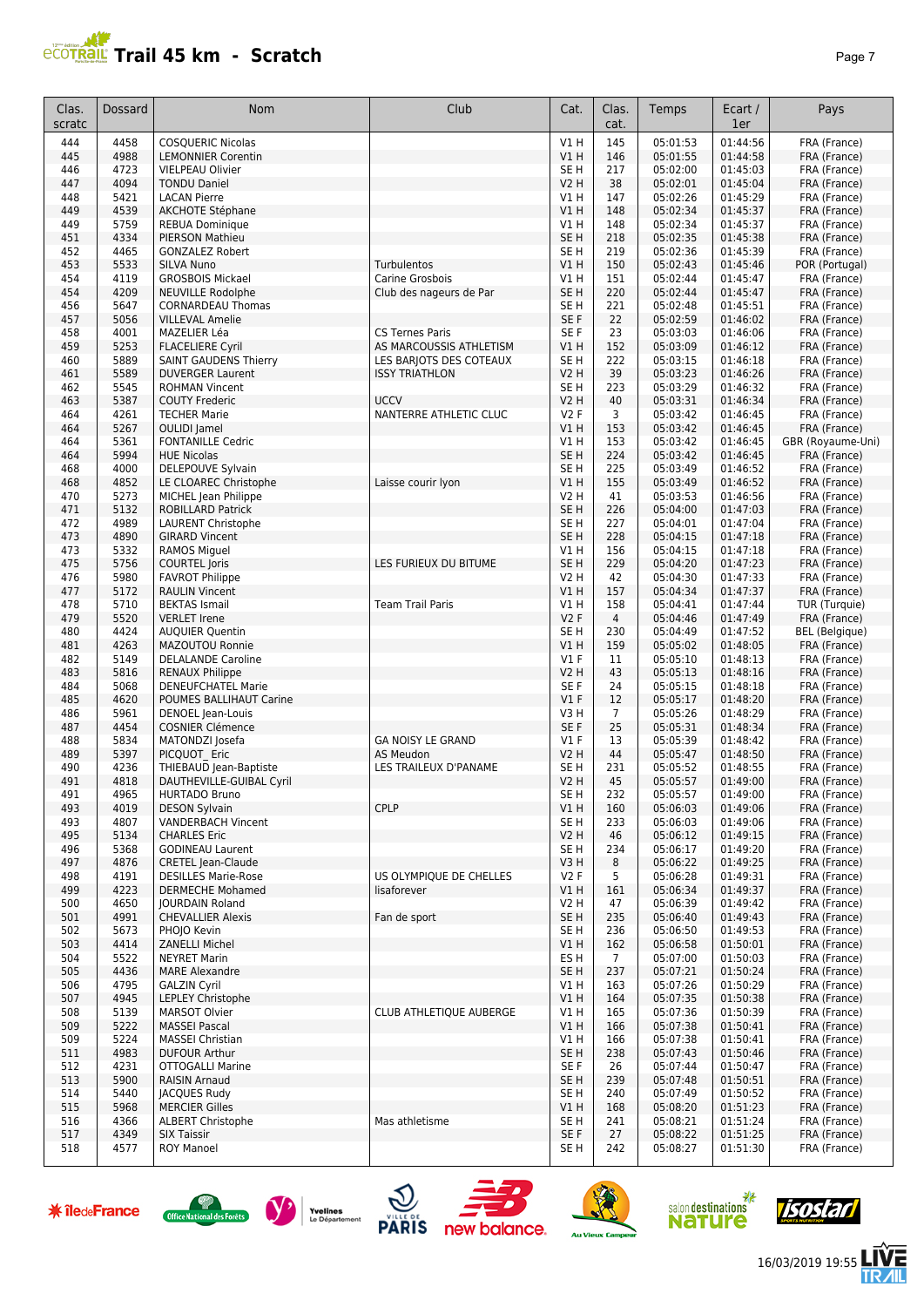# Trail 45 km - Scratch

| Clas. scratc | Dossard | Nom | Club | Cat. | Clas. cat. | Temps | Ecart / 1er | Pays |
|---|---|---|---|---|---|---|---|---|
| 444 | 4458 | COSQUERIC Nicolas | | V1 H | 145 | 05:01:53 | 01:44:56 | FRA (France) |
| 445 | 4988 | LEMONNIER Corentin | | V1 H | 146 | 05:01:55 | 01:44:58 | FRA (France) |
| 446 | 4723 | VIELPEAU Olivier | | SE H | 217 | 05:02:00 | 01:45:03 | FRA (France) |
| 447 | 4094 | TONDU Daniel | | V2 H | 38 | 05:02:01 | 01:45:04 | FRA (France) |
| 448 | 5421 | LACAN Pierre | | V1 H | 147 | 05:02:26 | 01:45:29 | FRA (France) |
| 449 | 4539 | AKCHOTE Stéphane | | V1 H | 148 | 05:02:34 | 01:45:37 | FRA (France) |
| 449 | 5759 | REBUA Dominique | | V1 H | 148 | 05:02:34 | 01:45:37 | FRA (France) |
| 451 | 4334 | PIERSON Mathieu | | SE H | 218 | 05:02:35 | 01:45:38 | FRA (France) |
| 452 | 4465 | GONZALEZ Robert | | SE H | 219 | 05:02:36 | 01:45:39 | FRA (France) |
| 453 | 5533 | SILVA Nuno | Turbulentos | V1 H | 150 | 05:02:43 | 01:45:46 | POR (Portugal) |
| 454 | 4119 | GROSBOIS Mickael | Carine Grosbois | V1 H | 151 | 05:02:44 | 01:45:47 | FRA (France) |
| 454 | 4209 | NEUVILLE Rodolphe | Club des nageurs de Par | SE H | 220 | 05:02:44 | 01:45:47 | FRA (France) |
| 456 | 5647 | CORNARDEAU Thomas | | SE H | 221 | 05:02:48 | 01:45:51 | FRA (France) |
| 457 | 5056 | VILLEVAL Amelie | | SE F | 22 | 05:02:59 | 01:46:02 | FRA (France) |
| 458 | 4001 | MAZELIER Léa | CS Ternes Paris | SE F | 23 | 05:03:03 | 01:46:06 | FRA (France) |
| 459 | 5253 | FLACELIERE Cyril | AS MARCOUSSIS ATHLETISM | V1 H | 152 | 05:03:09 | 01:46:12 | FRA (France) |
| 460 | 5889 | SAINT GAUDENS Thierry | LES BARJOTS DES COTEAUX | SE H | 222 | 05:03:15 | 01:46:18 | FRA (France) |
| 461 | 5589 | DUVERGER Laurent | ISSY TRIATHLON | V2 H | 39 | 05:03:23 | 01:46:26 | FRA (France) |
| 462 | 5545 | ROHMAN Vincent | | SE H | 223 | 05:03:29 | 01:46:32 | FRA (France) |
| 463 | 5387 | COUTY Frederic | UCCV | V2 H | 40 | 05:03:31 | 01:46:34 | FRA (France) |
| 464 | 4261 | TECHER Marie | NANTERRE ATHLETIC CLUC | V2 F | 3 | 05:03:42 | 01:46:45 | FRA (France) |
| 464 | 5267 | OULIDI Jamel | | V1 H | 153 | 05:03:42 | 01:46:45 | FRA (France) |
| 464 | 5361 | FONTANILLE Cedric | | V1 H | 153 | 05:03:42 | 01:46:45 | GBR (Royaume-Uni) |
| 464 | 5994 | HUE Nicolas | | SE H | 224 | 05:03:42 | 01:46:45 | FRA (France) |
| 468 | 4000 | DELEPOUVE Sylvain | | SE H | 225 | 05:03:49 | 01:46:52 | FRA (France) |
| 468 | 4852 | LE CLOAREC Christophe | Laisse courir lyon | V1 H | 155 | 05:03:49 | 01:46:52 | FRA (France) |
| 470 | 5273 | MICHEL Jean Philippe | | V2 H | 41 | 05:03:53 | 01:46:56 | FRA (France) |
| 471 | 5132 | ROBILLARD Patrick | | SE H | 226 | 05:04:00 | 01:47:03 | FRA (France) |
| 472 | 4989 | LAURENT Christophe | | SE H | 227 | 05:04:01 | 01:47:04 | FRA (France) |
| 473 | 4890 | GIRARD Vincent | | SE H | 228 | 05:04:15 | 01:47:18 | FRA (France) |
| 473 | 5332 | RAMOS Miguel | | V1 H | 156 | 05:04:15 | 01:47:18 | FRA (France) |
| 475 | 5756 | COURTEL Joris | LES FURIEUX DU BITUME | SE H | 229 | 05:04:20 | 01:47:23 | FRA (France) |
| 476 | 5980 | FAVROT Philippe | | V2 H | 42 | 05:04:30 | 01:47:33 | FRA (France) |
| 477 | 5172 | RAULIN Vincent | | V1 H | 157 | 05:04:34 | 01:47:37 | FRA (France) |
| 478 | 5710 | BEKTAS Ismail | Team Trail Paris | V1 H | 158 | 05:04:41 | 01:47:44 | TUR (Turquie) |
| 479 | 5520 | VERLET Irene | | V2 F | 4 | 05:04:46 | 01:47:49 | FRA (France) |
| 480 | 4424 | AUQUIER Quentin | | SE H | 230 | 05:04:49 | 01:47:52 | BEL (Belgique) |
| 481 | 4263 | MAZOUTOU Ronnie | | V1 H | 159 | 05:05:02 | 01:48:05 | FRA (France) |
| 482 | 5149 | DELALANDE Caroline | | V1 F | 11 | 05:05:10 | 01:48:13 | FRA (France) |
| 483 | 5816 | RENAUX Philippe | | V2 H | 43 | 05:05:13 | 01:48:16 | FRA (France) |
| 484 | 5068 | DENEUFCHATEL Marie | | SE F | 24 | 05:05:15 | 01:48:18 | FRA (France) |
| 485 | 4620 | POUMES BALLIHAUT Carine | | V1 F | 12 | 05:05:17 | 01:48:20 | FRA (France) |
| 486 | 5961 | DENOEL Jean-Louis | | V3 H | 7 | 05:05:26 | 01:48:29 | FRA (France) |
| 487 | 4454 | COSNIER Clémence | | SE F | 25 | 05:05:31 | 01:48:34 | FRA (France) |
| 488 | 5834 | MATONDZI Josefa | GA NOISY LE GRAND | V1 F | 13 | 05:05:39 | 01:48:42 | FRA (France) |
| 489 | 5397 | PICQUOT_ Eric | AS Meudon | V2 H | 44 | 05:05:47 | 01:48:50 | FRA (France) |
| 490 | 4236 | THIEBAUD Jean-Baptiste | LES TRAILEUX D'PANAME | SE H | 231 | 05:05:52 | 01:48:55 | FRA (France) |
| 491 | 4818 | DAUTHEVILLE-GUIBAL Cyril | | V2 H | 45 | 05:05:57 | 01:49:00 | FRA (France) |
| 491 | 4965 | HURTADO Bruno | | SE H | 232 | 05:05:57 | 01:49:00 | FRA (France) |
| 493 | 4019 | DESON Sylvain | CPLP | V1 H | 160 | 05:06:03 | 01:49:06 | FRA (France) |
| 493 | 4807 | VANDERBACH Vincent | | SE H | 233 | 05:06:03 | 01:49:06 | FRA (France) |
| 495 | 5134 | CHARLES Eric | | V2 H | 46 | 05:06:12 | 01:49:15 | FRA (France) |
| 496 | 5368 | GODINEAU Laurent | | SE H | 234 | 05:06:17 | 01:49:20 | FRA (France) |
| 497 | 4876 | CRETEL Jean-Claude | | V3 H | 8 | 05:06:22 | 01:49:25 | FRA (France) |
| 498 | 4191 | DESILLES Marie-Rose | US OLYMPIQUE DE CHELLES | V2 F | 5 | 05:06:28 | 01:49:31 | FRA (France) |
| 499 | 4223 | DERMECHE Mohamed | lisaforever | V1 H | 161 | 05:06:34 | 01:49:37 | FRA (France) |
| 500 | 4650 | JOURDAIN Roland | | V2 H | 47 | 05:06:39 | 01:49:42 | FRA (France) |
| 501 | 4991 | CHEVALLIER Alexis | Fan de sport | SE H | 235 | 05:06:40 | 01:49:43 | FRA (France) |
| 502 | 5673 | PHOJO Kevin | | SE H | 236 | 05:06:50 | 01:49:53 | FRA (France) |
| 503 | 4414 | ZANELLI Michel | | V1 H | 162 | 05:06:58 | 01:50:01 | FRA (France) |
| 504 | 5522 | NEYRET Marin | | ES H | 7 | 05:07:00 | 01:50:03 | FRA (France) |
| 505 | 4436 | MARE Alexandre | | SE H | 237 | 05:07:21 | 01:50:24 | FRA (France) |
| 506 | 4795 | GALZIN Cyril | | V1 H | 163 | 05:07:26 | 01:50:29 | FRA (France) |
| 507 | 4945 | LEPLEY Christophe | | V1 H | 164 | 05:07:35 | 01:50:38 | FRA (France) |
| 508 | 5139 | MARSOT Olvier | CLUB ATHLETIQUE AUBERGE | V1 H | 165 | 05:07:36 | 01:50:39 | FRA (France) |
| 509 | 5222 | MASSEI Pascal | | V1 H | 166 | 05:07:38 | 01:50:41 | FRA (France) |
| 509 | 5224 | MASSEI Christian | | V1 H | 166 | 05:07:38 | 01:50:41 | FRA (France) |
| 511 | 4983 | DUFOUR Arthur | | SE H | 238 | 05:07:43 | 01:50:46 | FRA (France) |
| 512 | 4231 | OTTOGALLI Marine | | SE F | 26 | 05:07:44 | 01:50:47 | FRA (France) |
| 513 | 5900 | RAISIN Arnaud | | SE H | 239 | 05:07:48 | 01:50:51 | FRA (France) |
| 514 | 5440 | JACQUES Rudy | | SE H | 240 | 05:07:49 | 01:50:52 | FRA (France) |
| 515 | 5968 | MERCIER Gilles | | V1 H | 168 | 05:08:20 | 01:51:23 | FRA (France) |
| 516 | 4366 | ALBERT Christophe | Mas athletisme | SE H | 241 | 05:08:21 | 01:51:24 | FRA (France) |
| 517 | 4349 | SIX Taissir | | SE F | 27 | 05:08:22 | 01:51:25 | FRA (France) |
| 518 | 4577 | ROY Manoel | | SE H | 242 | 05:08:27 | 01:51:30 | FRA (France) |

16/03/2019 19:55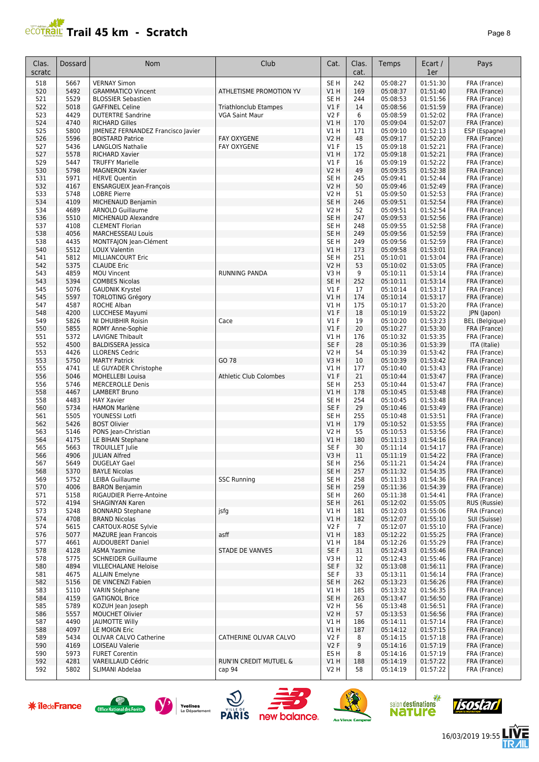# Trail 45 km - Scratch

| Clas. scratc | Dossard | Nom | Club | Cat. | Clas. cat. | Temps | Ecart / 1er | Pays |
|---|---|---|---|---|---|---|---|---|
| 518 | 5667 | VERNAY Simon | | SE H | 242 | 05:08:27 | 01:51:30 | FRA (France) |
| 520 | 5492 | GRAMMATICO Vincent | ATHLETISME PROMOTION YV | V1 H | 169 | 05:08:37 | 01:51:40 | FRA (France) |
| 521 | 5529 | BLOSSIER Sebastien | | SE H | 244 | 05:08:53 | 01:51:56 | FRA (France) |
| 522 | 5018 | GAFFINEL Celine | Triathlonclub Etampes | V1 F | 14 | 05:08:56 | 01:51:59 | FRA (France) |
| 523 | 4429 | DUTERTRE Sandrine | VGA Saint Maur | V2 F | 6 | 05:08:59 | 01:52:02 | FRA (France) |
| 524 | 4740 | RICHARD Gilles | | V1 H | 170 | 05:09:04 | 01:52:07 | FRA (France) |
| 525 | 5800 | JIMENEZ FERNANDEZ Francisco Javier | | V1 H | 171 | 05:09:10 | 01:52:13 | ESP (Espagne) |
| 526 | 5596 | BOISTARD Patrice | FAY OXYGENE | V2 H | 48 | 05:09:17 | 01:52:20 | FRA (France) |
| 527 | 5436 | LANGLOIS Nathalie | FAY OXYGENE | V1 F | 15 | 05:09:18 | 01:52:21 | FRA (France) |
| 527 | 5578 | RICHARD Xavier | | V1 H | 172 | 05:09:18 | 01:52:21 | FRA (France) |
| 529 | 5447 | TRUFFY Marielle | | V1 F | 16 | 05:09:19 | 01:52:22 | FRA (France) |
| 530 | 5798 | MAGNERON Xavier | | V2 H | 49 | 05:09:35 | 01:52:38 | FRA (France) |
| 531 | 5971 | HERVE Quentin | | SE H | 245 | 05:09:41 | 01:52:44 | FRA (France) |
| 532 | 4167 | ENSARGUEIX Jean-François | | V2 H | 50 | 05:09:46 | 01:52:49 | FRA (France) |
| 533 | 5748 | LOBRE Pierre | | V2 H | 51 | 05:09:50 | 01:52:53 | FRA (France) |
| 534 | 4109 | MICHENAUD Benjamin | | SE H | 246 | 05:09:51 | 01:52:54 | FRA (France) |
| 534 | 4689 | ARNOLD Guillaume | | V2 H | 52 | 05:09:51 | 01:52:54 | FRA (France) |
| 536 | 5510 | MICHENAUD Alexandre | | SE H | 247 | 05:09:53 | 01:52:56 | FRA (France) |
| 537 | 4108 | CLEMENT Florian | | SE H | 248 | 05:09:55 | 01:52:58 | FRA (France) |
| 538 | 4056 | MARCHESSEAU Louis | | SE H | 249 | 05:09:56 | 01:52:59 | FRA (France) |
| 538 | 4435 | MONTFAJON Jean-Clément | | SE H | 249 | 05:09:56 | 01:52:59 | FRA (France) |
| 540 | 5512 | LOUX Valentin | | V1 H | 173 | 05:09:58 | 01:53:01 | FRA (France) |
| 541 | 5812 | MILLIANCOURT Eric | | SE H | 251 | 05:10:01 | 01:53:04 | FRA (France) |
| 542 | 5375 | CLAUDE Eric | | V2 H | 53 | 05:10:02 | 01:53:05 | FRA (France) |
| 543 | 4859 | MOU Vincent | RUNNING PANDA | V3 H | 9 | 05:10:11 | 01:53:14 | FRA (France) |
| 543 | 5394 | COMBES Nicolas | | SE H | 252 | 05:10:11 | 01:53:14 | FRA (France) |
| 545 | 5076 | GAUDNIK Krystel | | V1 F | 17 | 05:10:14 | 01:53:17 | FRA (France) |
| 545 | 5597 | TORLOTING Grégory | | V1 H | 174 | 05:10:14 | 01:53:17 | FRA (France) |
| 547 | 4587 | ROCHE Alban | | V1 H | 175 | 05:10:17 | 01:53:20 | FRA (France) |
| 548 | 4200 | LUCCHESE Mayumi | | V1 F | 18 | 05:10:19 | 01:53:22 | JPN (Japon) |
| 549 | 5826 | NI DHUIBHIR Roisin | Cace | V1 F | 19 | 05:10:20 | 01:53:23 | BEL (Belgique) |
| 550 | 5855 | ROMY Anne-Sophie | | V1 F | 20 | 05:10:27 | 01:53:30 | FRA (France) |
| 551 | 5372 | LAVIGNE Thibault | | V1 H | 176 | 05:10:32 | 01:53:35 | FRA (France) |
| 552 | 4500 | BALDISSERA Jessica | | SE F | 28 | 05:10:36 | 01:53:39 | ITA (Italie) |
| 553 | 4426 | LLORENS Cedric | | V2 H | 54 | 05:10:39 | 01:53:42 | FRA (France) |
| 553 | 5750 | MARTY Patrick | GO 78 | V3 H | 10 | 05:10:39 | 01:53:42 | FRA (France) |
| 555 | 4741 | LE GUYADER Christophe | | V1 H | 177 | 05:10:40 | 01:53:43 | FRA (France) |
| 556 | 5046 | MOHELLEBI Louisa | Athletic Club Colombes | V1 F | 21 | 05:10:44 | 01:53:47 | FRA (France) |
| 556 | 5746 | MERCEROLLE Denis | | SE H | 253 | 05:10:44 | 01:53:47 | FRA (France) |
| 558 | 4467 | LAMBERT Bruno | | V1 H | 178 | 05:10:45 | 01:53:48 | FRA (France) |
| 558 | 4483 | HAY Xavier | | SE H | 254 | 05:10:45 | 01:53:48 | FRA (France) |
| 560 | 5734 | HAMON Marlène | | SE F | 29 | 05:10:46 | 01:53:49 | FRA (France) |
| 561 | 5505 | YOUNESSI Lotfi | | SE H | 255 | 05:10:48 | 01:53:51 | FRA (France) |
| 562 | 5426 | BOST Olivier | | V1 H | 179 | 05:10:52 | 01:53:55 | FRA (France) |
| 563 | 5146 | PONS Jean-Christian | | V2 H | 55 | 05:10:53 | 01:53:56 | FRA (France) |
| 564 | 4175 | LE BIHAN Stephane | | V1 H | 180 | 05:11:13 | 01:54:16 | FRA (France) |
| 565 | 5663 | TROUILLET Julie | | SE F | 30 | 05:11:14 | 01:54:17 | FRA (France) |
| 566 | 4906 | JULIAN Alfred | | V3 H | 11 | 05:11:19 | 01:54:22 | FRA (France) |
| 567 | 5649 | DUGELAY Gael | | SE H | 256 | 05:11:21 | 01:54:24 | FRA (France) |
| 568 | 5370 | BAYLE Nicolas | | SE H | 257 | 05:11:32 | 01:54:35 | FRA (France) |
| 569 | 5752 | LEIBA Guillaume | SSC Running | SE H | 258 | 05:11:33 | 01:54:36 | FRA (France) |
| 570 | 4006 | BARON Benjamin | | SE H | 259 | 05:11:36 | 01:54:39 | FRA (France) |
| 571 | 5158 | RIGAUDIER Pierre-Antoine | | SE H | 260 | 05:11:38 | 01:54:41 | FRA (France) |
| 572 | 4194 | SHAGINYAN Karen | | SE H | 261 | 05:12:02 | 01:55:05 | RUS (Russie) |
| 573 | 5248 | BONNARD Stephane | jsfg | V1 H | 181 | 05:12:03 | 01:55:06 | FRA (France) |
| 574 | 4708 | BRAND Nicolas | | V1 H | 182 | 05:12:07 | 01:55:10 | SUI (Suisse) |
| 574 | 5615 | CARTOUX-ROSE Sylvie | | V2 F | 7 | 05:12:07 | 01:55:10 | FRA (France) |
| 576 | 5077 | MAZURE Jean Francois | asff | V1 H | 183 | 05:12:22 | 01:55:25 | FRA (France) |
| 577 | 4661 | AUDOUBERT Daniel | | V1 H | 184 | 05:12:26 | 01:55:29 | FRA (France) |
| 578 | 4128 | ASMA Yasmine | STADE DE VANVES | SE F | 31 | 05:12:43 | 01:55:46 | FRA (France) |
| 578 | 5775 | SCHNEIDER Guillaume | | V3 H | 12 | 05:12:43 | 01:55:46 | FRA (France) |
| 580 | 4894 | VILLECHALANE Heloise | | SE F | 32 | 05:13:08 | 01:56:11 | FRA (France) |
| 581 | 4675 | ALLAIN Emelyne | | SE F | 33 | 05:13:11 | 01:56:14 | FRA (France) |
| 582 | 5156 | DE VINCENZI Fabien | | SE H | 262 | 05:13:23 | 01:56:26 | FRA (France) |
| 583 | 5110 | VARIN Stéphane | | V1 H | 185 | 05:13:32 | 01:56:35 | FRA (France) |
| 584 | 4159 | GATIGNOL Brice | | SE H | 263 | 05:13:47 | 01:56:50 | FRA (France) |
| 585 | 5789 | KOZUH Jean Joseph | | V2 H | 56 | 05:13:48 | 01:56:51 | FRA (France) |
| 586 | 5557 | MOUCHET Olivier | | V2 H | 57 | 05:13:53 | 01:56:56 | FRA (France) |
| 587 | 4490 | JAUMOTTE Willy | | V1 H | 186 | 05:14:11 | 01:57:14 | FRA (France) |
| 588 | 4097 | LE MOIGN Eric | | V1 H | 187 | 05:14:12 | 01:57:15 | FRA (France) |
| 589 | 5434 | OLIVAR CALVO Catherine | CATHERINE OLIVAR CALVO | V2 F | 8 | 05:14:15 | 01:57:18 | FRA (France) |
| 590 | 4169 | LOISEAU Valerie | | V2 F | 9 | 05:14:16 | 01:57:19 | FRA (France) |
| 590 | 5973 | FURET Corentin | | ES H | 8 | 05:14:16 | 01:57:19 | FRA (France) |
| 592 | 4281 | VAREILLAUD Cédric | RUN'IN CREDIT MUTUEL & | V1 H | 188 | 05:14:19 | 01:57:22 | FRA (France) |
| 592 | 5802 | SLIMANI Abdelaa | cap 94 | V2 H | 58 | 05:14:19 | 01:57:22 | FRA (France) |

16/03/2019 19:55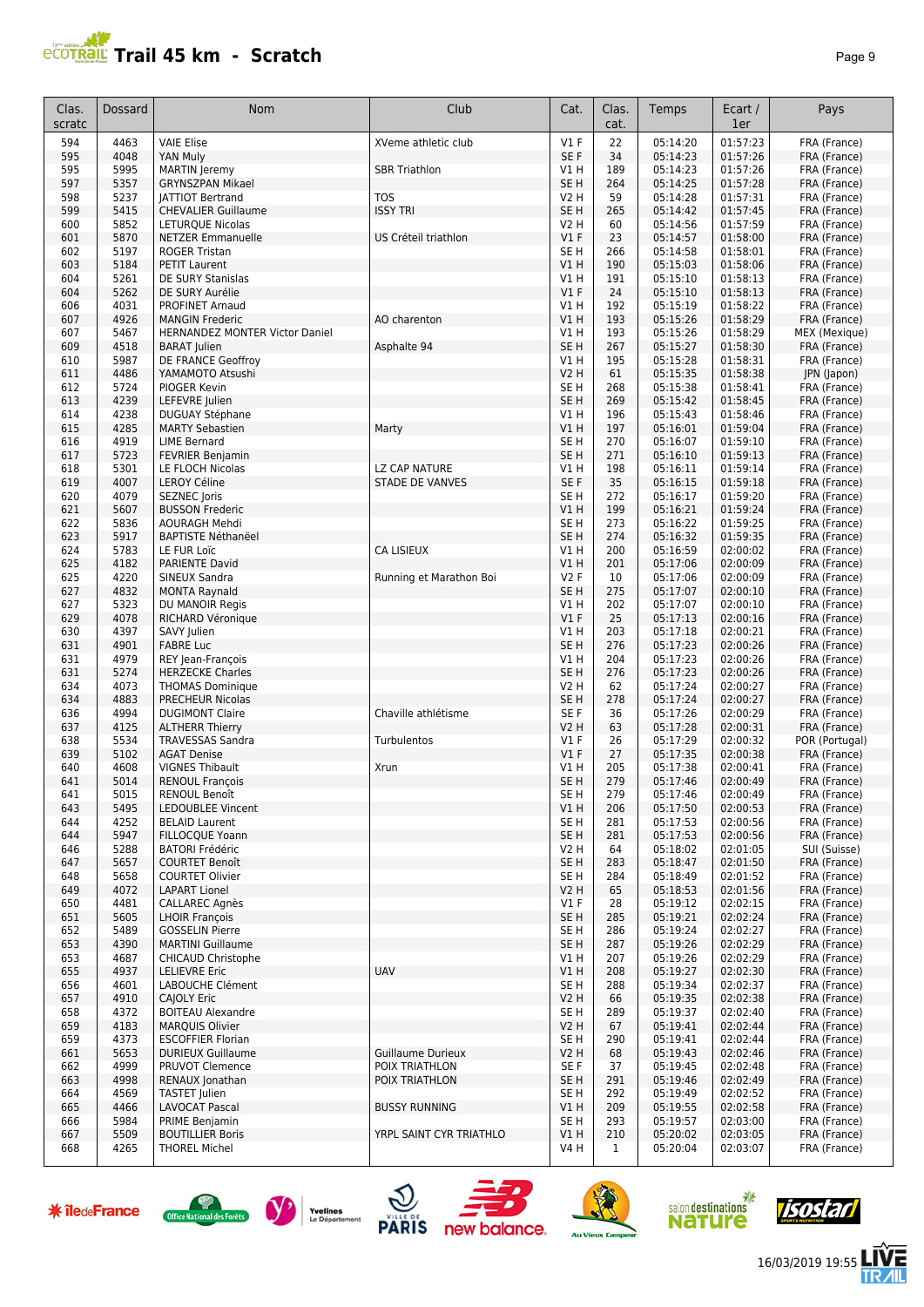# Trail 45 km - Scratch

| Clas. scratc | Dossard | Nom | Club | Cat. | Clas. cat. | Temps | Ecart / 1er | Pays |
|---|---|---|---|---|---|---|---|---|
| 594 | 4463 | VAIE Elise | XVeme athletic club | V1 F | 22 | 05:14:20 | 01:57:23 | FRA (France) |
| 595 | 4048 | YAN Muly | | SE F | 34 | 05:14:23 | 01:57:26 | FRA (France) |
| 595 | 5995 | MARTIN Jeremy | SBR Triathlon | V1 H | 189 | 05:14:23 | 01:57:26 | FRA (France) |
| 597 | 5357 | GRYNSZPAN Mikael | | SE H | 264 | 05:14:25 | 01:57:28 | FRA (France) |
| 598 | 5237 | JATTIOT Bertrand | TOS | V2 H | 59 | 05:14:28 | 01:57:31 | FRA (France) |
| 599 | 5415 | CHEVALIER Guillaume | ISSY TRI | SE H | 265 | 05:14:42 | 01:57:45 | FRA (France) |
| 600 | 5852 | LETURQUE Nicolas | | V2 H | 60 | 05:14:56 | 01:57:59 | FRA (France) |
| 601 | 5870 | NETZER Emmanuelle | US Créteil triathlon | V1 F | 23 | 05:14:57 | 01:58:00 | FRA (France) |
| 602 | 5197 | ROGER Tristan | | SE H | 266 | 05:14:58 | 01:58:01 | FRA (France) |
| 603 | 5184 | PETIT Laurent | | V1 H | 190 | 05:15:03 | 01:58:06 | FRA (France) |
| 604 | 5261 | DE SURY Stanislas | | V1 H | 191 | 05:15:10 | 01:58:13 | FRA (France) |
| 604 | 5262 | DE SURY Aurélie | | V1 F | 24 | 05:15:10 | 01:58:13 | FRA (France) |
| 606 | 4031 | PROFINET Arnaud | | V1 H | 192 | 05:15:19 | 01:58:22 | FRA (France) |
| 607 | 4926 | MANGIN Frederic | AO charenton | V1 H | 193 | 05:15:26 | 01:58:29 | FRA (France) |
| 607 | 5467 | HERNANDEZ MONTER Victor Daniel | | V1 H | 193 | 05:15:26 | 01:58:29 | MEX (Mexique) |
| 609 | 4518 | BARAT Julien | Asphalte 94 | SE H | 267 | 05:15:27 | 01:58:30 | FRA (France) |
| 610 | 5987 | DE FRANCE Geoffroy | | V1 H | 195 | 05:15:28 | 01:58:31 | FRA (France) |
| 611 | 4486 | YAMAMOTO Atsushi | | V2 H | 61 | 05:15:35 | 01:58:38 | JPN (Japon) |
| 612 | 5724 | PIOGER Kevin | | SE H | 268 | 05:15:38 | 01:58:41 | FRA (France) |
| 613 | 4239 | LEFEVRE Julien | | SE H | 269 | 05:15:42 | 01:58:45 | FRA (France) |
| 614 | 4238 | DUGUAY Stéphane | | V1 H | 196 | 05:15:43 | 01:58:46 | FRA (France) |
| 615 | 4285 | MARTY Sebastien | Marty | V1 H | 197 | 05:16:01 | 01:59:04 | FRA (France) |
| 616 | 4919 | LIME Bernard | | SE H | 270 | 05:16:07 | 01:59:10 | FRA (France) |
| 617 | 5723 | FEVRIER Benjamin | | SE H | 271 | 05:16:10 | 01:59:13 | FRA (France) |
| 618 | 5301 | LE FLOCH Nicolas | LZ CAP NATURE | V1 H | 198 | 05:16:11 | 01:59:14 | FRA (France) |
| 619 | 4007 | LEROY Céline | STADE DE VANVES | SE F | 35 | 05:16:15 | 01:59:18 | FRA (France) |
| 620 | 4079 | SEZNEC Joris | | SE H | 272 | 05:16:17 | 01:59:20 | FRA (France) |
| 621 | 5607 | BUSSON Frederic | | V1 H | 199 | 05:16:21 | 01:59:24 | FRA (France) |
| 622 | 5836 | AOURAGH Mehdi | | SE H | 273 | 05:16:22 | 01:59:25 | FRA (France) |
| 623 | 5917 | BAPTISTE Néthanëel | | SE H | 274 | 05:16:32 | 01:59:35 | FRA (France) |
| 624 | 5783 | LE FUR Loïc | CA LISIEUX | V1 H | 200 | 05:16:59 | 02:00:02 | FRA (France) |
| 625 | 4182 | PARIENTE David | | V1 H | 201 | 05:17:06 | 02:00:09 | FRA (France) |
| 625 | 4220 | SINEUX Sandra | Running et Marathon Boi | V2 F | 10 | 05:17:06 | 02:00:09 | FRA (France) |
| 627 | 4832 | MONTA Raynald | | SE H | 275 | 05:17:07 | 02:00:10 | FRA (France) |
| 627 | 5323 | DU MANOIR Regis | | V1 H | 202 | 05:17:07 | 02:00:10 | FRA (France) |
| 629 | 4078 | RICHARD Véronique | | V1 F | 25 | 05:17:13 | 02:00:16 | FRA (France) |
| 630 | 4397 | SAVY Julien | | V1 H | 203 | 05:17:18 | 02:00:21 | FRA (France) |
| 631 | 4901 | FABRE Luc | | SE H | 276 | 05:17:23 | 02:00:26 | FRA (France) |
| 631 | 4979 | REY Jean-François | | V1 H | 204 | 05:17:23 | 02:00:26 | FRA (France) |
| 631 | 5274 | HERZECKE Charles | | SE H | 276 | 05:17:23 | 02:00:26 | FRA (France) |
| 634 | 4073 | THOMAS Dominique | | V2 H | 62 | 05:17:24 | 02:00:27 | FRA (France) |
| 634 | 4883 | PRECHEUR Nicolas | | SE H | 278 | 05:17:24 | 02:00:27 | FRA (France) |
| 636 | 4994 | DUGIMONT Claire | Chaville athlétisme | SE F | 36 | 05:17:26 | 02:00:29 | FRA (France) |
| 637 | 4125 | ALTHERR Thierry | | V2 H | 63 | 05:17:28 | 02:00:31 | FRA (France) |
| 638 | 5534 | TRAVESSAS Sandra | Turbulentos | V1 F | 26 | 05:17:29 | 02:00:32 | POR (Portugal) |
| 639 | 5102 | AGAT Denise | | V1 F | 27 | 05:17:35 | 02:00:38 | FRA (France) |
| 640 | 4608 | VIGNES Thibault | Xrun | V1 H | 205 | 05:17:38 | 02:00:41 | FRA (France) |
| 641 | 5014 | RENOUL François | | SE H | 279 | 05:17:46 | 02:00:49 | FRA (France) |
| 641 | 5015 | RENOUL Benoît | | SE H | 279 | 05:17:46 | 02:00:49 | FRA (France) |
| 643 | 5495 | LEDOUBLEE Vincent | | V1 H | 206 | 05:17:50 | 02:00:53 | FRA (France) |
| 644 | 4252 | BELAID Laurent | | SE H | 281 | 05:17:53 | 02:00:56 | FRA (France) |
| 644 | 5947 | FILLOCQUE Yoann | | SE H | 281 | 05:17:53 | 02:00:56 | FRA (France) |
| 646 | 5288 | BATORI Frédéric | | V2 H | 64 | 05:18:02 | 02:01:05 | SUI (Suisse) |
| 647 | 5657 | COURTET Benoît | | SE H | 283 | 05:18:47 | 02:01:50 | FRA (France) |
| 648 | 5658 | COURTET Olivier | | SE H | 284 | 05:18:49 | 02:01:52 | FRA (France) |
| 649 | 4072 | LAPART Lionel | | V2 H | 65 | 05:18:53 | 02:01:56 | FRA (France) |
| 650 | 4481 | CALLAREC Agnès | | V1 F | 28 | 05:19:12 | 02:02:15 | FRA (France) |
| 651 | 5605 | LHOIR François | | SE H | 285 | 05:19:21 | 02:02:24 | FRA (France) |
| 652 | 5489 | GOSSELIN Pierre | | SE H | 286 | 05:19:24 | 02:02:27 | FRA (France) |
| 653 | 4390 | MARTINI Guillaume | | SE H | 287 | 05:19:26 | 02:02:29 | FRA (France) |
| 653 | 4687 | CHICAUD Christophe | | V1 H | 207 | 05:19:26 | 02:02:29 | FRA (France) |
| 655 | 4937 | LELIEVRE Eric | UAV | V1 H | 208 | 05:19:27 | 02:02:30 | FRA (France) |
| 656 | 4601 | LABOUCHE Clément | | SE H | 288 | 05:19:34 | 02:02:37 | FRA (France) |
| 657 | 4910 | CAJOLY Eric | | V2 H | 66 | 05:19:35 | 02:02:38 | FRA (France) |
| 658 | 4372 | BOITEAU Alexandre | | SE H | 289 | 05:19:37 | 02:02:40 | FRA (France) |
| 659 | 4183 | MARQUIS Olivier | | V2 H | 67 | 05:19:41 | 02:02:44 | FRA (France) |
| 659 | 4373 | ESCOFFIER Florian | | SE H | 290 | 05:19:41 | 02:02:44 | FRA (France) |
| 661 | 5653 | DURIEUX Guillaume | Guillaume Durieux | V2 H | 68 | 05:19:43 | 02:02:46 | FRA (France) |
| 662 | 4999 | PRUVOT Clemence | POIX TRIATHLON | SE F | 37 | 05:19:45 | 02:02:48 | FRA (France) |
| 663 | 4998 | RENAUX Jonathan | POIX TRIATHLON | SE H | 291 | 05:19:46 | 02:02:49 | FRA (France) |
| 664 | 4569 | TASTET Julien | | SE H | 292 | 05:19:49 | 02:02:52 | FRA (France) |
| 665 | 4466 | LAVOCAT Pascal | BUSSY RUNNING | V1 H | 209 | 05:19:55 | 02:02:58 | FRA (France) |
| 666 | 5984 | PRIME Benjamin | | SE H | 293 | 05:19:57 | 02:03:00 | FRA (France) |
| 667 | 5509 | BOUTILLIER Boris | YRPL SAINT CYR TRIATHLO | V1 H | 210 | 05:20:02 | 02:03:05 | FRA (France) |
| 668 | 4265 | THOREL Michel | | V4 H | 1 | 05:20:04 | 02:03:07 | FRA (France) |

16/03/2019 19:55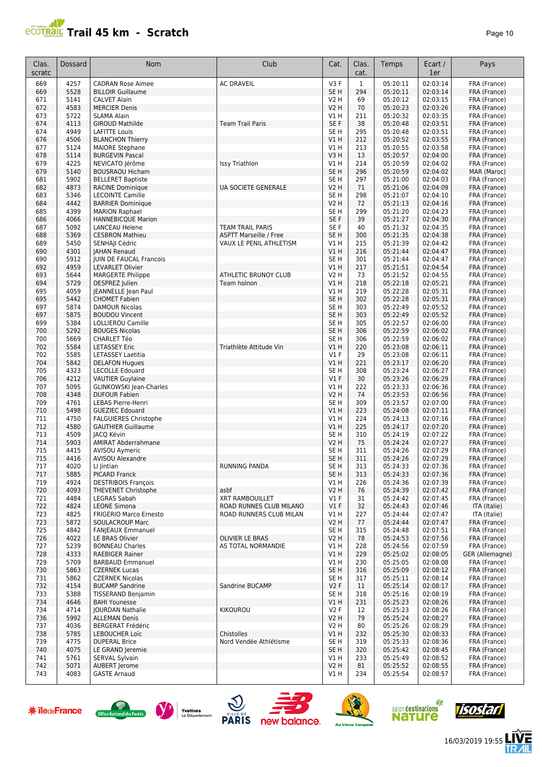# Trail 45 km - Scratch

| Clas. scratc | Dossard | Nom | Club | Cat. | Clas. cat. | Temps | Ecart / 1er | Pays |
|---|---|---|---|---|---|---|---|---|
| 669 | 4257 | CADRAN Rose Aimee | AC DRAVEIL | V3 F | 1 | 05:20:11 | 02:03:14 | FRA (France) |
| 669 | 5528 | BILLOIR Guillaume | | SE H | 294 | 05:20:11 | 02:03:14 | FRA (France) |
| 671 | 5141 | CALVET Alain | | V2 H | 69 | 05:20:12 | 02:03:15 | FRA (France) |
| 672 | 4583 | MERCIER Denis | | V2 H | 70 | 05:20:23 | 02:03:26 | FRA (France) |
| 673 | 5722 | SLAMA Alain | | V1 H | 211 | 05:20:32 | 02:03:35 | FRA (France) |
| 674 | 4113 | GIROUD Mathilde | Team Trail Paris | SE F | 38 | 05:20:48 | 02:03:51 | FRA (France) |
| 674 | 4949 | LAFITTE Louis | | SE H | 295 | 05:20:48 | 02:03:51 | FRA (France) |
| 676 | 4506 | BLANCHON Thierry | | V1 H | 212 | 05:20:52 | 02:03:55 | FRA (France) |
| 677 | 5124 | MAIORE Stephane | | V1 H | 213 | 05:20:55 | 02:03:58 | FRA (France) |
| 678 | 5114 | BURGEVIN Pascal | | V3 H | 13 | 05:20:57 | 02:04:00 | FRA (France) |
| 679 | 4225 | NEVICATO Jérôme | Issy Triathlon | V1 H | 214 | 05:20:59 | 02:04:02 | FRA (France) |
| 679 | 5140 | BOUSRAOU Hicham | | SE H | 296 | 05:20:59 | 02:04:02 | MAR (Maroc) |
| 681 | 5902 | BELLERET Baptiste | | SE H | 297 | 05:21:00 | 02:04:03 | FRA (France) |
| 682 | 4873 | RACINE Dominique | UA SOCIETE GENERALE | V2 H | 71 | 05:21:06 | 02:04:09 | FRA (France) |
| 683 | 5346 | LECOINTE Camille | | SE H | 298 | 05:21:07 | 02:04:10 | FRA (France) |
| 684 | 4442 | BARRIER Dominique | | V2 H | 72 | 05:21:13 | 02:04:16 | FRA (France) |
| 685 | 4399 | MARION Raphael | | SE H | 299 | 05:21:20 | 02:04:23 | FRA (France) |
| 686 | 4066 | HANNEBICQUE Marion | | SE F | 39 | 05:21:27 | 02:04:30 | FRA (France) |
| 687 | 5092 | LANCEAU Helene | TEAM TRAIL PARIS | SE F | 40 | 05:21:32 | 02:04:35 | FRA (France) |
| 688 | 5369 | CESBRON Mathieu | ASPTT Marseille / Free | SE H | 300 | 05:21:35 | 02:04:38 | FRA (France) |
| 689 | 5450 | SENHAJI Cédric | VAUX LE PENIL ATHLETISM | V1 H | 215 | 05:21:39 | 02:04:42 | FRA (France) |
| 690 | 4301 | JAHAN Renaud | | V1 H | 216 | 05:21:44 | 02:04:47 | FRA (France) |
| 690 | 5912 | JUIN DE FAUCAL Francois | | SE H | 301 | 05:21:44 | 02:04:47 | FRA (France) |
| 692 | 4959 | LEVARLET Olivier | | V1 H | 217 | 05:21:51 | 02:04:54 | FRA (France) |
| 693 | 5644 | MARGERTE Philippe | ATHLETIC BRUNOY CLUB | V2 H | 73 | 05:21:52 | 02:04:55 | FRA (France) |
| 694 | 5729 | DESPREZ Julien | Team holnon | V1 H | 218 | 05:22:18 | 02:05:21 | FRA (France) |
| 695 | 4059 | JEANNELLE Jean Paul | | V1 H | 219 | 05:22:28 | 02:05:31 | FRA (France) |
| 695 | 5442 | CHOMET Fabien | | SE H | 302 | 05:22:28 | 02:05:31 | FRA (France) |
| 697 | 5874 | DAMOUR Nicolas | | SE H | 303 | 05:22:49 | 02:05:52 | FRA (France) |
| 697 | 5875 | BOUDOU Vincent | | SE H | 303 | 05:22:49 | 02:05:52 | FRA (France) |
| 699 | 5384 | LOLLIEROU Camille | | SE H | 305 | 05:22:57 | 02:06:00 | FRA (France) |
| 700 | 5292 | BOUGES Nicolas | | SE H | 306 | 05:22:59 | 02:06:02 | FRA (France) |
| 700 | 5669 | CHARLET Téo | | SE H | 306 | 05:22:59 | 02:06:02 | FRA (France) |
| 702 | 5584 | LETASSEY Eric | Triathlète Attitude Vin | V1 H | 220 | 05:23:08 | 02:06:11 | FRA (France) |
| 702 | 5585 | LETASSEY Laetitia | | V1 F | 29 | 05:23:08 | 02:06:11 | FRA (France) |
| 704 | 5842 | DELAFON Hugues | | V1 H | 221 | 05:23:17 | 02:06:20 | FRA (France) |
| 705 | 4323 | LECOLLE Edouard | | SE H | 308 | 05:23:24 | 02:06:27 | FRA (France) |
| 706 | 4212 | VAUTIER Guylaine | | V1 F | 30 | 05:23:26 | 02:06:29 | FRA (France) |
| 707 | 5095 | GLINKOWSKI Jean-Charles | | V1 H | 222 | 05:23:33 | 02:06:36 | FRA (France) |
| 708 | 4348 | DUFOUR Fabien | | V2 H | 74 | 05:23:53 | 02:06:56 | FRA (France) |
| 709 | 4761 | LEBAS Pierre-Henri | | SE H | 309 | 05:23:57 | 02:07:00 | FRA (France) |
| 710 | 5498 | GUEZIEC Edouard | | V1 H | 223 | 05:24:08 | 02:07:11 | FRA (France) |
| 711 | 4750 | FALGUIERES Christophe | | V1 H | 224 | 05:24:13 | 02:07:16 | FRA (France) |
| 712 | 4580 | GAUTHIER Guillaume | | V1 H | 225 | 05:24:17 | 02:07:20 | FRA (France) |
| 713 | 4509 | JACQ Kévin | | SE H | 310 | 05:24:19 | 02:07:22 | FRA (France) |
| 714 | 5903 | AMIRAT Abderrahmane | | V2 H | 75 | 05:24:24 | 02:07:27 | FRA (France) |
| 715 | 4415 | AVISOU Aymeric | | SE H | 311 | 05:24:26 | 02:07:29 | FRA (France) |
| 715 | 4416 | AVISOU Alexandre | | SE H | 311 | 05:24:26 | 02:07:29 | FRA (France) |
| 717 | 4020 | LI Jintian | RUNNING PANDA | SE H | 313 | 05:24:33 | 02:07:36 | FRA (France) |
| 717 | 5885 | PICARD Franck | | SE H | 313 | 05:24:33 | 02:07:36 | FRA (France) |
| 719 | 4924 | DESTRIBOIS François | | V1 H | 226 | 05:24:36 | 02:07:39 | FRA (France) |
| 720 | 4093 | THEVENET Christophe | asbf | V2 H | 76 | 05:24:39 | 02:07:42 | FRA (France) |
| 721 | 4484 | LEGRAS Sabah | XRT RAMBOUILLET | V1 F | 31 | 05:24:42 | 02:07:45 | FRA (France) |
| 722 | 4824 | LEONE Simona | ROAD RUNNES CLUB MILANO | V1 F | 32 | 05:24:43 | 02:07:46 | ITA (Italie) |
| 723 | 4825 | FRIGERIO Marco Ernesto | ROAD RUNNERS CLUB MILAN | V1 H | 227 | 05:24:44 | 02:07:47 | ITA (Italie) |
| 723 | 5872 | SOULACROUP Marc | | V2 H | 77 | 05:24:44 | 02:07:47 | FRA (France) |
| 725 | 4842 | FANJEAUX Emmanuel | | SE H | 315 | 05:24:48 | 02:07:51 | FRA (France) |
| 726 | 4022 | LE BRAS Olivier | OLIVIER LE BRAS | V2 H | 78 | 05:24:53 | 02:07:56 | FRA (France) |
| 727 | 5239 | BONNEAU Charles | AS TOTAL NORMANDIE | V1 H | 228 | 05:24:56 | 02:07:59 | FRA (France) |
| 728 | 4333 | RAEBIGER Rainer | | V1 H | 229 | 05:25:02 | 02:08:05 | GER (Allemagne) |
| 729 | 5709 | BARBAUD Emmanuel | | V1 H | 230 | 05:25:05 | 02:08:08 | FRA (France) |
| 730 | 5863 | CZERNEK Lucas | | SE H | 316 | 05:25:09 | 02:08:12 | FRA (France) |
| 731 | 5862 | CZERNEK Nicolas | | SE H | 317 | 05:25:11 | 02:08:14 | FRA (France) |
| 732 | 4154 | BUCAMP Sandrine | Sandrine BUCAMP | V2 F | 11 | 05:25:14 | 02:08:17 | FRA (France) |
| 733 | 5388 | TISSERAND Benjamin | | SE H | 318 | 05:25:16 | 02:08:19 | FRA (France) |
| 734 | 4646 | BAHI Younesse | | V1 H | 231 | 05:25:23 | 02:08:26 | FRA (France) |
| 734 | 4714 | JOURDAN Nathalie | KIKOUROU | V2 F | 12 | 05:25:23 | 02:08:26 | FRA (France) |
| 736 | 5992 | ALLEMAN Denis | | V2 H | 79 | 05:25:24 | 02:08:27 | FRA (France) |
| 737 | 4036 | BERGERAT Frédéric | | V2 H | 80 | 05:25:26 | 02:08:29 | FRA (France) |
| 738 | 5785 | LEBOUCHER Loïc | Chistolles | V1 H | 232 | 05:25:30 | 02:08:33 | FRA (France) |
| 739 | 4775 | DUPERAL Brice | Nord Vendée Athlétisme | SE H | 319 | 05:25:33 | 02:08:36 | FRA (France) |
| 740 | 4075 | LE GRAND Jeremie | | SE H | 320 | 05:25:42 | 02:08:45 | FRA (France) |
| 741 | 5761 | SERVAL Sylvain | | V1 H | 233 | 05:25:49 | 02:08:52 | FRA (France) |
| 742 | 5071 | AUBERT Jerome | | V2 H | 81 | 05:25:52 | 02:08:55 | FRA (France) |
| 743 | 4083 | GASTE Arnaud | | V1 H | 234 | 05:25:54 | 02:08:57 | FRA (France) |

16/03/2019 19:55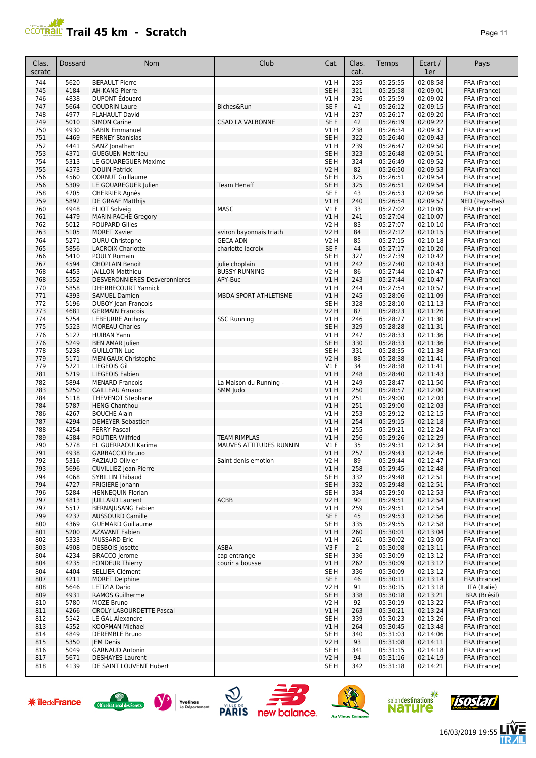# Trail 45 km - Scratch

| Clas. scratc | Dossard | Nom | Club | Cat. | Clas. cat. | Temps | Ecart / 1er | Pays |
|---|---|---|---|---|---|---|---|---|
| 744 | 5620 | BERAULT Pierre | | V1 H | 235 | 05:25:55 | 02:08:58 | FRA (France) |
| 745 | 4184 | AH-KANG Pierre | | SE H | 321 | 05:25:58 | 02:09:01 | FRA (France) |
| 746 | 4838 | DUPONT Édouard | | V1 H | 236 | 05:25:59 | 02:09:02 | FRA (France) |
| 747 | 5664 | COUDRIN Laure | Biches&Run | SE F | 41 | 05:26:12 | 02:09:15 | FRA (France) |
| 748 | 4977 | FLAHAULT David | | V1 H | 237 | 05:26:17 | 02:09:20 | FRA (France) |
| 749 | 5010 | SIMON Carine | CSAD LA VALBONNE | SE F | 42 | 05:26:19 | 02:09:22 | FRA (France) |
| 750 | 4930 | SABIN Emmanuel | | V1 H | 238 | 05:26:34 | 02:09:37 | FRA (France) |
| 751 | 4469 | PERNEY Stanislas | | SE H | 322 | 05:26:40 | 02:09:43 | FRA (France) |
| 752 | 4441 | SANZ Jonathan | | V1 H | 239 | 05:26:47 | 02:09:50 | FRA (France) |
| 753 | 4371 | GUEGUEN Matthieu | | SE H | 323 | 05:26:48 | 02:09:51 | FRA (France) |
| 754 | 5313 | LE GOUAREGUER Maxime | | SE H | 324 | 05:26:49 | 02:09:52 | FRA (France) |
| 755 | 4573 | DOUIN Patrick | | V2 H | 82 | 05:26:50 | 02:09:53 | FRA (France) |
| 756 | 4560 | CORNUT Guillaume | | SE H | 325 | 05:26:51 | 02:09:54 | FRA (France) |
| 756 | 5309 | LE GOUAREGUER Julien | Team Henaff | SE H | 325 | 05:26:51 | 02:09:54 | FRA (France) |
| 758 | 4705 | CHERRIER Agnès | | SE F | 43 | 05:26:53 | 02:09:56 | FRA (France) |
| 759 | 5892 | DE GRAAF Matthijs | | V1 H | 240 | 05:26:54 | 02:09:57 | NED (Pays-Bas) |
| 760 | 4948 | ELIOT Solveig | MASC | V1 F | 33 | 05:27:02 | 02:10:05 | FRA (France) |
| 761 | 4479 | MARIN-PACHE Gregory | | V1 H | 241 | 05:27:04 | 02:10:07 | FRA (France) |
| 762 | 5012 | POUPARD Gilles | | V2 H | 83 | 05:27:07 | 02:10:10 | FRA (France) |
| 763 | 5105 | MORET Xavier | aviron bayonnais triath | V2 H | 84 | 05:27:12 | 02:10:15 | FRA (France) |
| 764 | 5271 | DURU Christophe | GECA ADN | V2 H | 85 | 05:27:15 | 02:10:18 | FRA (France) |
| 765 | 5856 | LACROIX Charlotte | charlotte lacroix | SE F | 44 | 05:27:17 | 02:10:20 | FRA (France) |
| 766 | 5410 | POULY Romain | | SE H | 327 | 05:27:39 | 02:10:42 | FRA (France) |
| 767 | 4594 | CHOPLAIN Benoit | julie choplain | V1 H | 242 | 05:27:40 | 02:10:43 | FRA (France) |
| 768 | 4453 | JAILLON Matthieu | BUSSY RUNNING | V2 H | 86 | 05:27:44 | 02:10:47 | FRA (France) |
| 768 | 5552 | DESVERONNIERES Desveronnieres | APY-Buc | V1 H | 243 | 05:27:44 | 02:10:47 | FRA (France) |
| 770 | 5858 | DHERBECOURT Yannick | | V1 H | 244 | 05:27:54 | 02:10:57 | FRA (France) |
| 771 | 4393 | SAMUEL Damien | MBDA SPORT ATHLETISME | V1 H | 245 | 05:28:06 | 02:11:09 | FRA (France) |
| 772 | 5196 | DUBOY Jean-Francois | | SE H | 328 | 05:28:10 | 02:11:13 | FRA (France) |
| 773 | 4681 | GERMAIN Francois | | V2 H | 87 | 05:28:23 | 02:11:26 | FRA (France) |
| 774 | 5754 | LEBEURRE Anthony | SSC Running | V1 H | 246 | 05:28:27 | 02:11:30 | FRA (France) |
| 775 | 5523 | MOREAU Charles | | SE H | 329 | 05:28:28 | 02:11:31 | FRA (France) |
| 776 | 5127 | HUIBAN Yann | | V1 H | 247 | 05:28:33 | 02:11:36 | FRA (France) |
| 776 | 5249 | BEN AMAR Julien | | SE H | 330 | 05:28:33 | 02:11:36 | FRA (France) |
| 778 | 5238 | GUILLOTIN Luc | | SE H | 331 | 05:28:35 | 02:11:38 | FRA (France) |
| 779 | 5171 | MENIGAUX Christophe | | V2 H | 88 | 05:28:38 | 02:11:41 | FRA (France) |
| 779 | 5721 | LIEGEOIS Gil | | V1 F | 34 | 05:28:38 | 02:11:41 | FRA (France) |
| 781 | 5719 | LIEGEOIS Fabien | | V1 H | 248 | 05:28:40 | 02:11:43 | FRA (France) |
| 782 | 5894 | MENARD Francois | La Maison du Running - | V1 H | 249 | 05:28:47 | 02:11:50 | FRA (France) |
| 783 | 5250 | CAILLEAU Arnaud | SMM Judo | V1 H | 250 | 05:28:57 | 02:12:00 | FRA (France) |
| 784 | 5118 | THEVENOT Stephane | | V1 H | 251 | 05:29:00 | 02:12:03 | FRA (France) |
| 784 | 5787 | HENG Chanthou | | V1 H | 251 | 05:29:00 | 02:12:03 | FRA (France) |
| 786 | 4267 | BOUCHE Alain | | V1 H | 253 | 05:29:12 | 02:12:15 | FRA (France) |
| 787 | 4294 | DEMEYER Sebastien | | V1 H | 254 | 05:29:15 | 02:12:18 | FRA (France) |
| 788 | 4254 | FERRY Pascal | | V1 H | 255 | 05:29:21 | 02:12:24 | FRA (France) |
| 789 | 4584 | POUTIER Wilfried | TEAM RIMPLAS | V1 H | 256 | 05:29:26 | 02:12:29 | FRA (France) |
| 790 | 5778 | EL GUERRAOUI Karima | MAUVES ATTITUDES RUNNIN | V1 F | 35 | 05:29:31 | 02:12:34 | FRA (France) |
| 791 | 4938 | GARBACCIO Bruno | | V1 H | 257 | 05:29:43 | 02:12:46 | FRA (France) |
| 792 | 5316 | PAZIAUD Olivier | Saint denis emotion | V2 H | 89 | 05:29:44 | 02:12:47 | FRA (France) |
| 793 | 5696 | CUVILLIEZ Jean-Pierre | | V1 H | 258 | 05:29:45 | 02:12:48 | FRA (France) |
| 794 | 4068 | SYBILLIN Thibaud | | SE H | 332 | 05:29:48 | 02:12:51 | FRA (France) |
| 794 | 4727 | FRIGIERE Johann | | SE H | 332 | 05:29:48 | 02:12:51 | FRA (France) |
| 796 | 5284 | HENNEQUIN Florian | | SE H | 334 | 05:29:50 | 02:12:53 | FRA (France) |
| 797 | 4813 | JUILLARD Laurent | ACBB | V2 H | 90 | 05:29:51 | 02:12:54 | FRA (France) |
| 797 | 5517 | BERNAJUSANG Fabien | | V1 H | 259 | 05:29:51 | 02:12:54 | FRA (France) |
| 799 | 4237 | AUSSOURD Camille | | SE F | 45 | 05:29:53 | 02:12:56 | FRA (France) |
| 800 | 4369 | GUEMARD Guillaume | | SE H | 335 | 05:29:55 | 02:12:58 | FRA (France) |
| 801 | 5200 | AZAVANT Fabien | | V1 H | 260 | 05:30:01 | 02:13:04 | FRA (France) |
| 802 | 5333 | MUSSARD Eric | | V1 H | 261 | 05:30:02 | 02:13:05 | FRA (France) |
| 803 | 4908 | DESBOIS Josette | ASBA | V3 F | 2 | 05:30:08 | 02:13:11 | FRA (France) |
| 804 | 4234 | BRACCO Jerome | cap entrange | SE H | 336 | 05:30:09 | 02:13:12 | FRA (France) |
| 804 | 4235 | FONDEUR Thierry | courir a bousse | V1 H | 262 | 05:30:09 | 02:13:12 | FRA (France) |
| 804 | 4404 | SELLIER Clément | | SE H | 336 | 05:30:09 | 02:13:12 | FRA (France) |
| 807 | 4211 | MORET Delphine | | SE F | 46 | 05:30:11 | 02:13:14 | FRA (France) |
| 808 | 5646 | LETIZIA Dario | | V2 H | 91 | 05:30:15 | 02:13:18 | ITA (Italie) |
| 809 | 4931 | RAMOS Guilherme | | SE H | 338 | 05:30:18 | 02:13:21 | BRA (Brésil) |
| 810 | 5780 | MOZE Bruno | | V2 H | 92 | 05:30:19 | 02:13:22 | FRA (France) |
| 811 | 4266 | CROLY LABOURDETTE Pascal | | V1 H | 263 | 05:30:21 | 02:13:24 | FRA (France) |
| 812 | 5542 | LE GAL Alexandre | | SE H | 339 | 05:30:23 | 02:13:26 | FRA (France) |
| 813 | 4552 | KOOPMAN Michael | | V1 H | 264 | 05:30:45 | 02:13:48 | FRA (France) |
| 814 | 4849 | DEREMBLE Bruno | | SE H | 340 | 05:31:03 | 02:14:06 | FRA (France) |
| 815 | 5350 | JEM Denis | | V2 H | 93 | 05:31:08 | 02:14:11 | FRA (France) |
| 816 | 5049 | GARNAUD Antonin | | SE H | 341 | 05:31:15 | 02:14:18 | FRA (France) |
| 817 | 5671 | DESHAYES Laurent | | V2 H | 94 | 05:31:16 | 02:14:19 | FRA (France) |
| 818 | 4139 | DE SAINT LOUVENT Hubert | | SE H | 342 | 05:31:18 | 02:14:21 | FRA (France) |

16/03/2019 19:55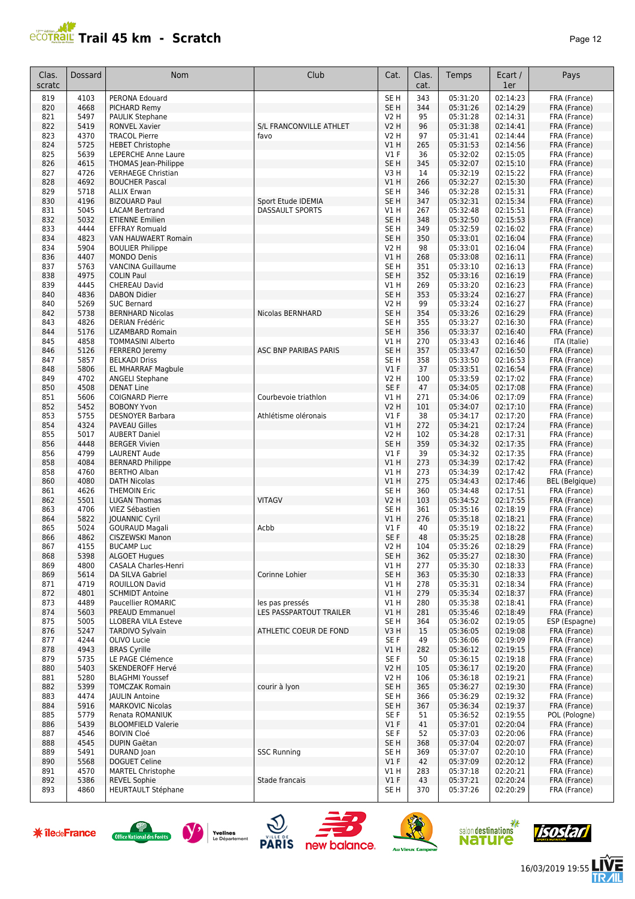# Trail 45 km - Scratch

| Clas. scratc | Dossard | Nom | Club | Cat. | Clas. cat. | Temps | Ecart / 1er | Pays |
|---|---|---|---|---|---|---|---|---|
| 819 | 4103 | PERONA Edouard | | SE H | 343 | 05:31:20 | 02:14:23 | FRA (France) |
| 820 | 4668 | PICHARD Remy | | SE H | 344 | 05:31:26 | 02:14:29 | FRA (France) |
| 821 | 5497 | PAULIK Stephane | | V2 H | 95 | 05:31:28 | 02:14:31 | FRA (France) |
| 822 | 5419 | RONVEL Xavier | S/L FRANCONVILLE ATHLET | V2 H | 96 | 05:31:38 | 02:14:41 | FRA (France) |
| 823 | 4370 | TRACOL Pierre | favo | V2 H | 97 | 05:31:41 | 02:14:44 | FRA (France) |
| 824 | 5725 | HEBET Christophe | | V1 H | 265 | 05:31:53 | 02:14:56 | FRA (France) |
| 825 | 5639 | LEPERCHE Anne Laure | | V1 F | 36 | 05:32:02 | 02:15:05 | FRA (France) |
| 826 | 4615 | THOMAS Jean-Philippe | | SE H | 345 | 05:32:07 | 02:15:10 | FRA (France) |
| 827 | 4726 | VERHAEGE Christian | | V3 H | 14 | 05:32:19 | 02:15:22 | FRA (France) |
| 828 | 4692 | BOUCHER Pascal | | V1 H | 266 | 05:32:27 | 02:15:30 | FRA (France) |
| 829 | 5718 | ALLIX Erwan | | SE H | 346 | 05:32:28 | 02:15:31 | FRA (France) |
| 830 | 4196 | BIZOUARD Paul | Sport Etude IDEMIA | SE H | 347 | 05:32:31 | 02:15:34 | FRA (France) |
| 831 | 5045 | LACAM Bertrand | DASSAULT SPORTS | V1 H | 267 | 05:32:48 | 02:15:51 | FRA (France) |
| 832 | 5032 | ETIENNE Emilien | | SE H | 348 | 05:32:50 | 02:15:53 | FRA (France) |
| 833 | 4444 | EFFRAY Romuald | | SE H | 349 | 05:32:59 | 02:16:02 | FRA (France) |
| 834 | 4823 | VAN HAUWAERT Romain | | SE H | 350 | 05:33:01 | 02:16:04 | FRA (France) |
| 834 | 5904 | BOULIER Philippe | | V2 H | 98 | 05:33:01 | 02:16:04 | FRA (France) |
| 836 | 4407 | MONDO Denis | | V1 H | 268 | 05:33:08 | 02:16:11 | FRA (France) |
| 837 | 5763 | VANCINA Guillaume | | SE H | 351 | 05:33:10 | 02:16:13 | FRA (France) |
| 838 | 4975 | COLIN Paul | | SE H | 352 | 05:33:16 | 02:16:19 | FRA (France) |
| 839 | 4445 | CHEREAU David | | V1 H | 269 | 05:33:20 | 02:16:23 | FRA (France) |
| 840 | 4836 | DABON Didier | | SE H | 353 | 05:33:24 | 02:16:27 | FRA (France) |
| 840 | 5269 | SUC Bernard | | V2 H | 99 | 05:33:24 | 02:16:27 | FRA (France) |
| 842 | 5738 | BERNHARD Nicolas | Nicolas BERNHARD | SE H | 354 | 05:33:26 | 02:16:29 | FRA (France) |
| 843 | 4826 | DERIAN Frédéric | | SE H | 355 | 05:33:27 | 02:16:30 | FRA (France) |
| 844 | 5176 | LIZAMBARD Romain | | SE H | 356 | 05:33:37 | 02:16:40 | FRA (France) |
| 845 | 4858 | TOMMASINI Alberto | | V1 H | 270 | 05:33:43 | 02:16:46 | ITA (Italie) |
| 846 | 5126 | FERRERO Jeremy | ASC BNP PARIBAS PARIS | SE H | 357 | 05:33:47 | 02:16:50 | FRA (France) |
| 847 | 5857 | BELKADI Driss | | SE H | 358 | 05:33:50 | 02:16:53 | FRA (France) |
| 848 | 5806 | EL MHARRAF Magbule | | V1 F | 37 | 05:33:51 | 02:16:54 | FRA (France) |
| 849 | 4702 | ANGELI Stephane | | V2 H | 100 | 05:33:59 | 02:17:02 | FRA (France) |
| 850 | 4508 | DENAT Line | | SE F | 47 | 05:34:05 | 02:17:08 | FRA (France) |
| 851 | 5606 | COIGNARD Pierre | Courbevoie triathlon | V1 H | 271 | 05:34:06 | 02:17:09 | FRA (France) |
| 852 | 5452 | BOBONY Yvon | | V2 H | 101 | 05:34:07 | 02:17:10 | FRA (France) |
| 853 | 5755 | DESNOYER Barbara | Athlétisme oléronais | V1 F | 38 | 05:34:17 | 02:17:20 | FRA (France) |
| 854 | 4324 | PAVEAU Gilles | | V1 H | 272 | 05:34:21 | 02:17:24 | FRA (France) |
| 855 | 5017 | AUBERT Daniel | | V2 H | 102 | 05:34:28 | 02:17:31 | FRA (France) |
| 856 | 4448 | BERGER Vivien | | SE H | 359 | 05:34:32 | 02:17:35 | FRA (France) |
| 856 | 4799 | LAURENT Aude | | V1 F | 39 | 05:34:32 | 02:17:35 | FRA (France) |
| 858 | 4084 | BERNARD Philippe | | V1 H | 273 | 05:34:39 | 02:17:42 | FRA (France) |
| 858 | 4760 | BERTHO Alban | | V1 H | 273 | 05:34:39 | 02:17:42 | FRA (France) |
| 860 | 4080 | DATH Nicolas | | V1 H | 275 | 05:34:43 | 02:17:46 | BEL (Belgique) |
| 861 | 4626 | THEMOIN Eric | | SE H | 360 | 05:34:48 | 02:17:51 | FRA (France) |
| 862 | 5501 | LUGAN Thomas | VITAGV | V2 H | 103 | 05:34:52 | 02:17:55 | FRA (France) |
| 863 | 4706 | VIEZ Sébastien | | SE H | 361 | 05:35:16 | 02:18:19 | FRA (France) |
| 864 | 5822 | JOUANNIC Cyril | | V1 H | 276 | 05:35:18 | 02:18:21 | FRA (France) |
| 865 | 5024 | GOURAUD Magali | Acbb | V1 F | 40 | 05:35:19 | 02:18:22 | FRA (France) |
| 866 | 4862 | CISZEWSKI Manon | | SE F | 48 | 05:35:25 | 02:18:28 | FRA (France) |
| 867 | 4155 | BUCAMP Luc | | V2 H | 104 | 05:35:26 | 02:18:29 | FRA (France) |
| 868 | 5398 | ALGOET Hugues | | SE H | 362 | 05:35:27 | 02:18:30 | FRA (France) |
| 869 | 4800 | CASALA Charles-Henri | | V1 H | 277 | 05:35:30 | 02:18:33 | FRA (France) |
| 869 | 5614 | DA SILVA Gabriel | Corinne Lohier | SE H | 363 | 05:35:30 | 02:18:33 | FRA (France) |
| 871 | 4719 | ROUILLON David | | V1 H | 278 | 05:35:31 | 02:18:34 | FRA (France) |
| 872 | 4801 | SCHMIDT Antoine | | V1 H | 279 | 05:35:34 | 02:18:37 | FRA (France) |
| 873 | 4489 | Paucellier ROMARIC | les pas pressés | V1 H | 280 | 05:35:38 | 02:18:41 | FRA (France) |
| 874 | 5603 | PREAUD Emmanuel | LES PASSPARTOUT TRAILER | V1 H | 281 | 05:35:46 | 02:18:49 | FRA (France) |
| 875 | 5005 | LLOBERA VILA Esteve | | SE H | 364 | 05:36:02 | 02:19:05 | ESP (Espagne) |
| 876 | 5247 | TARDIVO Sylvain | ATHLETIC COEUR DE FOND | V3 H | 15 | 05:36:05 | 02:19:08 | FRA (France) |
| 877 | 4244 | OLIVO Lucie | | SE F | 49 | 05:36:06 | 02:19:09 | FRA (France) |
| 878 | 4943 | BRAS Cyrille | | V1 H | 282 | 05:36:12 | 02:19:15 | FRA (France) |
| 879 | 5735 | LE PAGE Clémence | | SE F | 50 | 05:36:15 | 02:19:18 | FRA (France) |
| 880 | 5403 | SKENDEROFF Hervé | | V2 H | 105 | 05:36:17 | 02:19:20 | FRA (France) |
| 881 | 5280 | BLAGHMI Youssef | | V2 H | 106 | 05:36:18 | 02:19:21 | FRA (France) |
| 882 | 5399 | TOMCZAK Romain | courir à lyon | SE H | 365 | 05:36:27 | 02:19:30 | FRA (France) |
| 883 | 4474 | JAULIN Antoine | | SE H | 366 | 05:36:29 | 02:19:32 | FRA (France) |
| 884 | 5916 | MARKOVIC Nicolas | | SE H | 367 | 05:36:34 | 02:19:37 | FRA (France) |
| 885 | 5779 | Renata ROMANIUK | | SE F | 51 | 05:36:52 | 02:19:55 | POL (Pologne) |
| 886 | 5439 | BLOOMFIELD Valerie | | V1 F | 41 | 05:37:01 | 02:20:04 | FRA (France) |
| 887 | 4546 | BOIVIN Cloé | | SE F | 52 | 05:37:03 | 02:20:06 | FRA (France) |
| 888 | 4545 | DUPIN Gaëtan | | SE H | 368 | 05:37:04 | 02:20:07 | FRA (France) |
| 889 | 5491 | DURAND Joan | SSC Running | SE H | 369 | 05:37:07 | 02:20:10 | FRA (France) |
| 890 | 5568 | DOGUET Celine | | V1 F | 42 | 05:37:09 | 02:20:12 | FRA (France) |
| 891 | 4570 | MARTEL Christophe | | V1 H | 283 | 05:37:18 | 02:20:21 | FRA (France) |
| 892 | 5386 | REVEL Sophie | Stade francais | V1 F | 43 | 05:37:21 | 02:20:24 | FRA (France) |
| 893 | 4860 | HEURTAULT Stéphane | | SE H | 370 | 05:37:26 | 02:20:29 | FRA (France) |

16/03/2019 19:55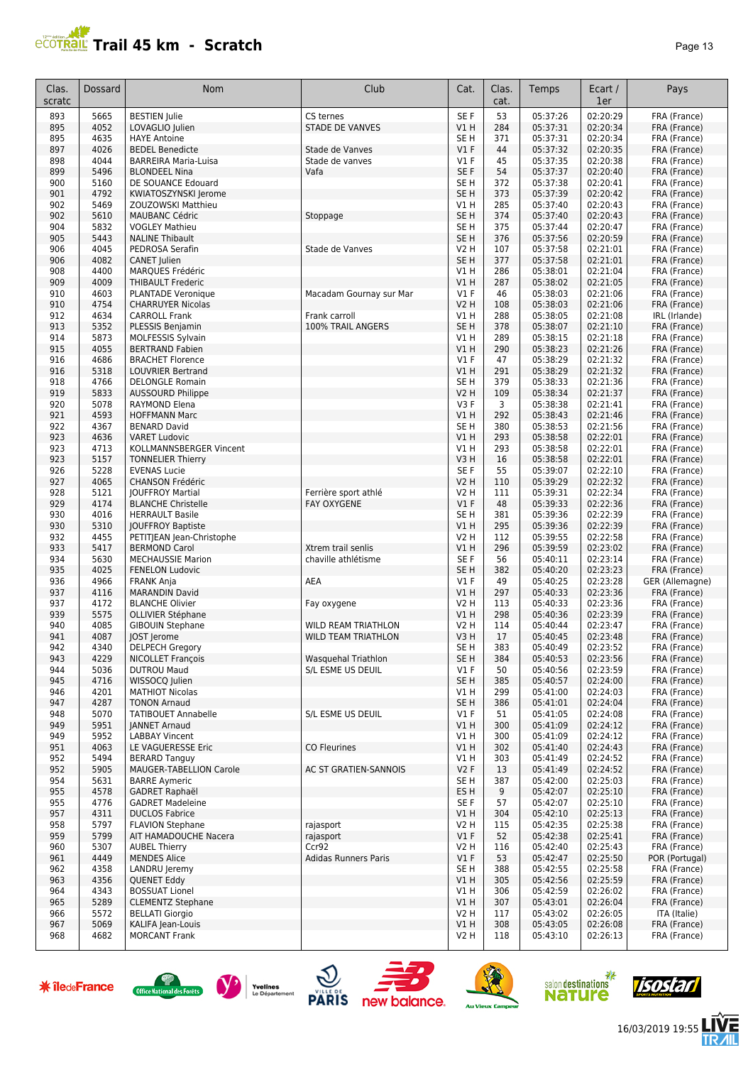# Trail 45 km - Scratch

| Clas. scratc | Dossard | Nom | Club | Cat. | Clas. cat. | Temps | Ecart / 1er | Pays |
|---|---|---|---|---|---|---|---|---|
| 893 | 5665 | BESTIEN Julie | CS ternes | SE F | 53 | 05:37:26 | 02:20:29 | FRA (France) |
| 895 | 4052 | LOVAGLIO Julien | STADE DE VANVES | V1 H | 284 | 05:37:31 | 02:20:34 | FRA (France) |
| 895 | 4635 | HAYE Antoine | | SE H | 371 | 05:37:31 | 02:20:34 | FRA (France) |
| 897 | 4026 | BEDEL Benedicte | Stade de Vanves | V1 F | 44 | 05:37:32 | 02:20:35 | FRA (France) |
| 898 | 4044 | BARREIRA Maria-Luisa | Stade de vanves | V1 F | 45 | 05:37:35 | 02:20:38 | FRA (France) |
| 899 | 5496 | BLONDEEL Nina | Vafa | SE F | 54 | 05:37:37 | 02:20:40 | FRA (France) |
| 900 | 5160 | DE SOUANCE Edouard | | SE H | 372 | 05:37:38 | 02:20:41 | FRA (France) |
| 901 | 4792 | KWIATOSZYNSKI Jerome | | SE H | 373 | 05:37:39 | 02:20:42 | FRA (France) |
| 902 | 5469 | ZOUZOWSKI Matthieu | | V1 H | 285 | 05:37:40 | 02:20:43 | FRA (France) |
| 902 | 5610 | MAUBANC Cédric | Stoppage | SE H | 374 | 05:37:40 | 02:20:43 | FRA (France) |
| 904 | 5832 | VOGLEY Mathieu | | SE H | 375 | 05:37:44 | 02:20:47 | FRA (France) |
| 905 | 5443 | NALINE Thibault | | SE H | 376 | 05:37:56 | 02:20:59 | FRA (France) |
| 906 | 4045 | PEDROSA Serafin | Stade de Vanves | V2 H | 107 | 05:37:58 | 02:21:01 | FRA (France) |
| 906 | 4082 | CANET Julien | | SE H | 377 | 05:37:58 | 02:21:01 | FRA (France) |
| 908 | 4400 | MARQUES Frédéric | | V1 H | 286 | 05:38:01 | 02:21:04 | FRA (France) |
| 909 | 4009 | THIBAULT Frederic | | V1 H | 287 | 05:38:02 | 02:21:05 | FRA (France) |
| 910 | 4603 | PLANTADE Veronique | Macadam Gournay sur Mar | V1 F | 46 | 05:38:03 | 02:21:06 | FRA (France) |
| 910 | 4754 | CHARRUYER Nicolas | | V2 H | 108 | 05:38:03 | 02:21:06 | FRA (France) |
| 912 | 4634 | CARROLL Frank | Frank carroll | V1 H | 288 | 05:38:05 | 02:21:08 | IRL (Irlande) |
| 913 | 5352 | PLESSIS Benjamin | 100% TRAIL ANGERS | SE H | 378 | 05:38:07 | 02:21:10 | FRA (France) |
| 914 | 5873 | MOLFESSIS Sylvain | | V1 H | 289 | 05:38:15 | 02:21:18 | FRA (France) |
| 915 | 4055 | BERTRAND Fabien | | V1 H | 290 | 05:38:23 | 02:21:26 | FRA (France) |
| 916 | 4686 | BRACHET Florence | | V1 F | 47 | 05:38:29 | 02:21:32 | FRA (France) |
| 916 | 5318 | LOUVRIER Bertrand | | V1 H | 291 | 05:38:29 | 02:21:32 | FRA (France) |
| 918 | 4766 | DELONGLE Romain | | SE H | 379 | 05:38:33 | 02:21:36 | FRA (France) |
| 919 | 5833 | AUSSOURD Philippe | | V2 H | 109 | 05:38:34 | 02:21:37 | FRA (France) |
| 920 | 5078 | RAYMOND Elena | | V3 F | 3 | 05:38:38 | 02:21:41 | FRA (France) |
| 921 | 4593 | HOFFMANN Marc | | V1 H | 292 | 05:38:43 | 02:21:46 | FRA (France) |
| 922 | 4367 | BENARD David | | SE H | 380 | 05:38:53 | 02:21:56 | FRA (France) |
| 923 | 4636 | VARET Ludovic | | V1 H | 293 | 05:38:58 | 02:22:01 | FRA (France) |
| 923 | 4713 | KOLLMANNSBERGER Vincent | | V1 H | 293 | 05:38:58 | 02:22:01 | FRA (France) |
| 923 | 5157 | TONNELIER Thierry | | V3 H | 16 | 05:38:58 | 02:22:01 | FRA (France) |
| 926 | 5228 | EVENAS Lucie | | SE F | 55 | 05:39:07 | 02:22:10 | FRA (France) |
| 927 | 4065 | CHANSON Frédéric | | V2 H | 110 | 05:39:29 | 02:22:32 | FRA (France) |
| 928 | 5121 | JOUFFROY Martial | Ferrière sport athlé | V2 H | 111 | 05:39:31 | 02:22:34 | FRA (France) |
| 929 | 4174 | BLANCHE Christelle | FAY OXYGENE | V1 F | 48 | 05:39:33 | 02:22:36 | FRA (France) |
| 930 | 4016 | HERRAULT Basile | | SE H | 381 | 05:39:36 | 02:22:39 | FRA (France) |
| 930 | 5310 | JOUFFROY Baptiste | | V1 H | 295 | 05:39:36 | 02:22:39 | FRA (France) |
| 932 | 4455 | PETITJEAN Jean-Christophe | | V2 H | 112 | 05:39:55 | 02:22:58 | FRA (France) |
| 933 | 5417 | BERMOND Carol | Xtrem trail senlis | V1 H | 296 | 05:39:59 | 02:23:02 | FRA (France) |
| 934 | 5630 | MECHAUSSIE Marion | chaville athlétisme | SE F | 56 | 05:40:11 | 02:23:14 | FRA (France) |
| 935 | 4025 | FENELON Ludovic | | SE H | 382 | 05:40:20 | 02:23:23 | FRA (France) |
| 936 | 4966 | FRANK Anja | AEA | V1 F | 49 | 05:40:25 | 02:23:28 | GER (Allemagne) |
| 937 | 4116 | MARANDIN David | | V1 H | 297 | 05:40:33 | 02:23:36 | FRA (France) |
| 937 | 4172 | BLANCHE Olivier | Fay oxygene | V2 H | 113 | 05:40:33 | 02:23:36 | FRA (France) |
| 939 | 5575 | OLLIVIER Stéphane | | V1 H | 298 | 05:40:36 | 02:23:39 | FRA (France) |
| 940 | 4085 | GIBOUIN Stephane | WILD REAM TRIATHLON | V2 H | 114 | 05:40:44 | 02:23:47 | FRA (France) |
| 941 | 4087 | JOST Jerome | WILD TEAM TRIATHLON | V3 H | 17 | 05:40:45 | 02:23:48 | FRA (France) |
| 942 | 4340 | DELPECH Gregory | | SE H | 383 | 05:40:49 | 02:23:52 | FRA (France) |
| 943 | 4229 | NICOLLET François | Wasquehal Triathlon | SE H | 384 | 05:40:53 | 02:23:56 | FRA (France) |
| 944 | 5036 | DUTROU Maud | S/L ESME US DEUIL | V1 F | 50 | 05:40:56 | 02:23:59 | FRA (France) |
| 945 | 4716 | WISSOCQ Julien | | SE H | 385 | 05:40:57 | 02:24:00 | FRA (France) |
| 946 | 4201 | MATHIOT Nicolas | | V1 H | 299 | 05:41:00 | 02:24:03 | FRA (France) |
| 947 | 4287 | TONON Arnaud | | SE H | 386 | 05:41:01 | 02:24:04 | FRA (France) |
| 948 | 5070 | TATIBOUET Annabelle | S/L ESME US DEUIL | V1 F | 51 | 05:41:05 | 02:24:08 | FRA (France) |
| 949 | 5951 | JANNET Arnaud | | V1 H | 300 | 05:41:09 | 02:24:12 | FRA (France) |
| 949 | 5952 | LABBAY Vincent | | V1 H | 300 | 05:41:09 | 02:24:12 | FRA (France) |
| 951 | 4063 | LE VAGUERESSE Eric | CO Fleurines | V1 H | 302 | 05:41:40 | 02:24:43 | FRA (France) |
| 952 | 5494 | BERARD Tanguy | | V1 H | 303 | 05:41:49 | 02:24:52 | FRA (France) |
| 952 | 5905 | MAUGER-TABELLION Carole | AC ST GRATIEN-SANNOIS | V2 F | 13 | 05:41:49 | 02:24:52 | FRA (France) |
| 954 | 5631 | BARRE Aymeric | | SE H | 387 | 05:42:00 | 02:25:03 | FRA (France) |
| 955 | 4578 | GADRET Raphaël | | ES H | 9 | 05:42:07 | 02:25:10 | FRA (France) |
| 955 | 4776 | GADRET Madeleine | | SE F | 57 | 05:42:07 | 02:25:10 | FRA (France) |
| 957 | 4311 | DUCLOS Fabrice | | V1 H | 304 | 05:42:10 | 02:25:13 | FRA (France) |
| 958 | 5797 | FLAVION Stephane | rajasport | V2 H | 115 | 05:42:35 | 02:25:38 | FRA (France) |
| 959 | 5799 | AIT HAMADOUCHE Nacera | rajasport | V1 F | 52 | 05:42:38 | 02:25:41 | FRA (France) |
| 960 | 5307 | AUBEL Thierry | Ccr92 | V2 H | 116 | 05:42:40 | 02:25:43 | FRA (France) |
| 961 | 4449 | MENDES Alice | Adidas Runners Paris | V1 F | 53 | 05:42:47 | 02:25:50 | POR (Portugal) |
| 962 | 4358 | LANDRU Jeremy | | SE H | 388 | 05:42:55 | 02:25:58 | FRA (France) |
| 963 | 4356 | QUENET Eddy | | V1 H | 305 | 05:42:56 | 02:25:59 | FRA (France) |
| 964 | 4343 | BOSSUAT Lionel | | V1 H | 306 | 05:42:59 | 02:26:02 | FRA (France) |
| 965 | 5289 | CLEMENTZ Stephane | | V1 H | 307 | 05:43:01 | 02:26:04 | FRA (France) |
| 966 | 5572 | BELLATI Giorgio | | V2 H | 117 | 05:43:02 | 02:26:05 | ITA (Italie) |
| 967 | 5069 | KALIFA Jean-Louis | | V1 H | 308 | 05:43:05 | 02:26:08 | FRA (France) |
| 968 | 4682 | MORCANT Frank | | V2 H | 118 | 05:43:10 | 02:26:13 | FRA (France) |

16/03/2019 19:55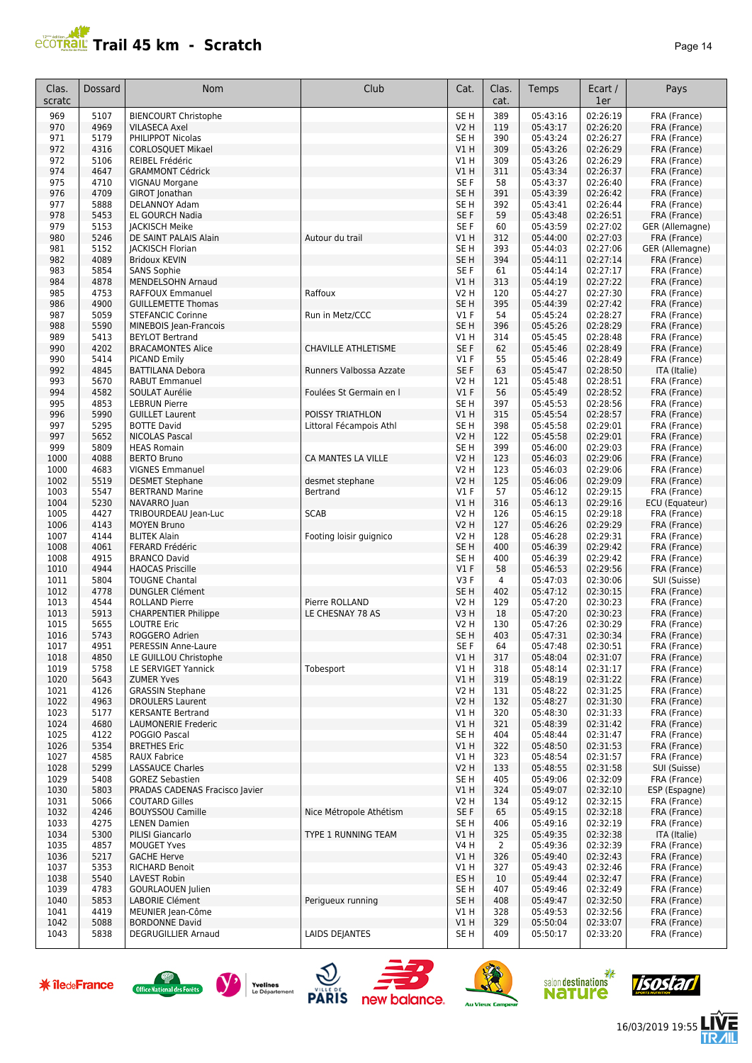# Trail 45 km - Scratch

| Clas. scratc | Dossard | Nom | Club | Cat. | Clas. cat. | Temps | Ecart / 1er | Pays |
|---|---|---|---|---|---|---|---|---|
| 969 | 5107 | BIENCOURT Christophe | | SE H | 389 | 05:43:16 | 02:26:19 | FRA (France) |
| 970 | 4969 | VILASECA Axel | | V2 H | 119 | 05:43:17 | 02:26:20 | FRA (France) |
| 971 | 5179 | PHILIPPOT Nicolas | | SE H | 390 | 05:43:24 | 02:26:27 | FRA (France) |
| 972 | 4316 | CORLOSQUET Mikael | | V1 H | 309 | 05:43:26 | 02:26:29 | FRA (France) |
| 972 | 5106 | REIBEL Frédéric | | V1 H | 309 | 05:43:26 | 02:26:29 | FRA (France) |
| 974 | 4647 | GRAMMONT Cédrick | | V1 H | 311 | 05:43:34 | 02:26:37 | FRA (France) |
| 975 | 4710 | VIGNAU Morgane | | SE F | 58 | 05:43:37 | 02:26:40 | FRA (France) |
| 976 | 4709 | GIROT Jonathan | | SE H | 391 | 05:43:39 | 02:26:42 | FRA (France) |
| 977 | 5888 | DELANNOY Adam | | SE H | 392 | 05:43:41 | 02:26:44 | FRA (France) |
| 978 | 5453 | EL GOURCH Nadia | | SE F | 59 | 05:43:48 | 02:26:51 | FRA (France) |
| 979 | 5153 | JACKISCH Meike | | SE F | 60 | 05:43:59 | 02:27:02 | GER (Allemagne) |
| 980 | 5246 | DE SAINT PALAIS Alain | Autour du trail | V1 H | 312 | 05:44:00 | 02:27:03 | FRA (France) |
| 981 | 5152 | JACKISCH Florian | | SE H | 393 | 05:44:03 | 02:27:06 | GER (Allemagne) |
| 982 | 4089 | Bridoux KEVIN | | SE H | 394 | 05:44:11 | 02:27:14 | FRA (France) |
| 983 | 5854 | SANS Sophie | | SE F | 61 | 05:44:14 | 02:27:17 | FRA (France) |
| 984 | 4878 | MENDELSOHN Arnaud | | V1 H | 313 | 05:44:19 | 02:27:22 | FRA (France) |
| 985 | 4753 | RAFFOUX Emmanuel | Raffoux | V2 H | 120 | 05:44:27 | 02:27:30 | FRA (France) |
| 986 | 4900 | GUILLEMETTE Thomas | | SE H | 395 | 05:44:39 | 02:27:42 | FRA (France) |
| 987 | 5059 | STEFANCIC Corinne | Run in Metz/CCC | V1 F | 54 | 05:45:24 | 02:28:27 | FRA (France) |
| 988 | 5590 | MINEBOIS Jean-Francois | | SE H | 396 | 05:45:26 | 02:28:29 | FRA (France) |
| 989 | 5413 | BEYLOT Bertrand | | V1 H | 314 | 05:45:45 | 02:28:48 | FRA (France) |
| 990 | 4202 | BRACAMONTES Alice | CHAVILLE ATHLETISME | SE F | 62 | 05:45:46 | 02:28:49 | FRA (France) |
| 990 | 5414 | PICAND Emily | | V1 F | 55 | 05:45:46 | 02:28:49 | FRA (France) |
| 992 | 4845 | BATTILANA Debora | Runners Valbossa Azzate | SE F | 63 | 05:45:47 | 02:28:50 | ITA (Italie) |
| 993 | 5670 | RABUT Emmanuel | | V2 H | 121 | 05:45:48 | 02:28:51 | FRA (France) |
| 994 | 4582 | SOULAT Aurélie | Foulées St Germain en l | V1 F | 56 | 05:45:49 | 02:28:52 | FRA (France) |
| 995 | 4853 | LEBRUN Pierre | | SE H | 397 | 05:45:53 | 02:28:56 | FRA (France) |
| 996 | 5990 | GUILLET Laurent | POISSY TRIATHLON | V1 H | 315 | 05:45:54 | 02:28:57 | FRA (France) |
| 997 | 5295 | BOTTE David | Littoral Fécampois Athl | SE H | 398 | 05:45:58 | 02:29:01 | FRA (France) |
| 997 | 5652 | NICOLAS Pascal | | V2 H | 122 | 05:45:58 | 02:29:01 | FRA (France) |
| 999 | 5809 | HEAS Romain | | SE H | 399 | 05:46:00 | 02:29:03 | FRA (France) |
| 1000 | 4088 | BERTO Bruno | CA MANTES LA VILLE | V2 H | 123 | 05:46:03 | 02:29:06 | FRA (France) |
| 1000 | 4683 | VIGNES Emmanuel | | V2 H | 123 | 05:46:03 | 02:29:06 | FRA (France) |
| 1002 | 5519 | DESMET Stephane | desmet stephane | V2 H | 125 | 05:46:06 | 02:29:09 | FRA (France) |
| 1003 | 5547 | BERTRAND Marine | Bertrand | V1 F | 57 | 05:46:12 | 02:29:15 | FRA (France) |
| 1004 | 5230 | NAVARRO Juan | | V1 H | 316 | 05:46:13 | 02:29:16 | ECU (Equateur) |
| 1005 | 4427 | TRIBOURDEAU Jean-Luc | SCAB | V2 H | 126 | 05:46:15 | 02:29:18 | FRA (France) |
| 1006 | 4143 | MOYEN Bruno | | V2 H | 127 | 05:46:26 | 02:29:29 | FRA (France) |
| 1007 | 4144 | BLITEK Alain | Footing loisir guignico | V2 H | 128 | 05:46:28 | 02:29:31 | FRA (France) |
| 1008 | 4061 | FERARD Frédéric | | SE H | 400 | 05:46:39 | 02:29:42 | FRA (France) |
| 1008 | 4915 | BRANCO David | | SE H | 400 | 05:46:39 | 02:29:42 | FRA (France) |
| 1010 | 4944 | HAOCAS Priscille | | V1 F | 58 | 05:46:53 | 02:29:56 | FRA (France) |
| 1011 | 5804 | TOUGNE Chantal | | V3 F | 4 | 05:47:03 | 02:30:06 | SUI (Suisse) |
| 1012 | 4778 | DUNGLER Clément | | SE H | 402 | 05:47:12 | 02:30:15 | FRA (France) |
| 1013 | 4544 | ROLLAND Pierre | Pierre ROLLAND | V2 H | 129 | 05:47:20 | 02:30:23 | FRA (France) |
| 1013 | 5913 | CHARPENTIER Philippe | LE CHESNAY 78 AS | V3 H | 18 | 05:47:20 | 02:30:23 | FRA (France) |
| 1015 | 5655 | LOUTRE Eric | | V2 H | 130 | 05:47:26 | 02:30:29 | FRA (France) |
| 1016 | 5743 | ROGGERO Adrien | | SE H | 403 | 05:47:31 | 02:30:34 | FRA (France) |
| 1017 | 4951 | PERESSIN Anne-Laure | | SE F | 64 | 05:47:48 | 02:30:51 | FRA (France) |
| 1018 | 4850 | LE GUILLOU Christophe | | V1 H | 317 | 05:48:04 | 02:31:07 | FRA (France) |
| 1019 | 5758 | LE SERVIGET Yannick | Tobesport | V1 H | 318 | 05:48:14 | 02:31:17 | FRA (France) |
| 1020 | 5643 | ZUMER Yves | | V1 H | 319 | 05:48:19 | 02:31:22 | FRA (France) |
| 1021 | 4126 | GRASSIN Stephane | | V2 H | 131 | 05:48:22 | 02:31:25 | FRA (France) |
| 1022 | 4963 | DROULERS Laurent | | V2 H | 132 | 05:48:27 | 02:31:30 | FRA (France) |
| 1023 | 5177 | KERSANTE Bertrand | | V1 H | 320 | 05:48:30 | 02:31:33 | FRA (France) |
| 1024 | 4680 | LAUMONERIE Frederic | | V1 H | 321 | 05:48:39 | 02:31:42 | FRA (France) |
| 1025 | 4122 | POGGIO Pascal | | SE H | 404 | 05:48:44 | 02:31:47 | FRA (France) |
| 1026 | 5354 | BRETHES Eric | | V1 H | 322 | 05:48:50 | 02:31:53 | FRA (France) |
| 1027 | 4585 | RAUX Fabrice | | V1 H | 323 | 05:48:54 | 02:31:57 | FRA (France) |
| 1028 | 5299 | LASSAUCE Charles | | V2 H | 133 | 05:48:55 | 02:31:58 | SUI (Suisse) |
| 1029 | 5408 | GOREZ Sebastien | | SE H | 405 | 05:49:06 | 02:32:09 | FRA (France) |
| 1030 | 5803 | PRADAS CADENAS Fracisco Javier | | V1 H | 324 | 05:49:07 | 02:32:10 | ESP (Espagne) |
| 1031 | 5066 | COUTARD Gilles | | V2 H | 134 | 05:49:12 | 02:32:15 | FRA (France) |
| 1032 | 4246 | BOUYSSOU Camille | Nice Métropole Athétism | SE F | 65 | 05:49:15 | 02:32:18 | FRA (France) |
| 1033 | 4275 | LENEN Damien | | SE H | 406 | 05:49:16 | 02:32:19 | FRA (France) |
| 1034 | 5300 | PILISI Giancarlo | TYPE 1 RUNNING TEAM | V1 H | 325 | 05:49:35 | 02:32:38 | ITA (Italie) |
| 1035 | 4857 | MOUGET Yves | | V4 H | 2 | 05:49:36 | 02:32:39 | FRA (France) |
| 1036 | 5217 | GACHE Herve | | V1 H | 326 | 05:49:40 | 02:32:43 | FRA (France) |
| 1037 | 5353 | RICHARD Benoit | | V1 H | 327 | 05:49:43 | 02:32:46 | FRA (France) |
| 1038 | 5540 | LAVEST Robin | | ES H | 10 | 05:49:44 | 02:32:47 | FRA (France) |
| 1039 | 4783 | GOURLAOUEN Julien | | SE H | 407 | 05:49:46 | 02:32:49 | FRA (France) |
| 1040 | 5853 | LABORIE Clément | Perigueux running | SE H | 408 | 05:49:47 | 02:32:50 | FRA (France) |
| 1041 | 4419 | MEUNIER Jean-Côme | | V1 H | 328 | 05:49:53 | 02:32:56 | FRA (France) |
| 1042 | 5088 | BORDONNE David | | V1 H | 329 | 05:50:04 | 02:33:07 | FRA (France) |
| 1043 | 5838 | DEGRUGILLIER Arnaud | LAIDS DEJANTES | SE H | 409 | 05:50:17 | 02:33:20 | FRA (France) |

16/03/2019 19:55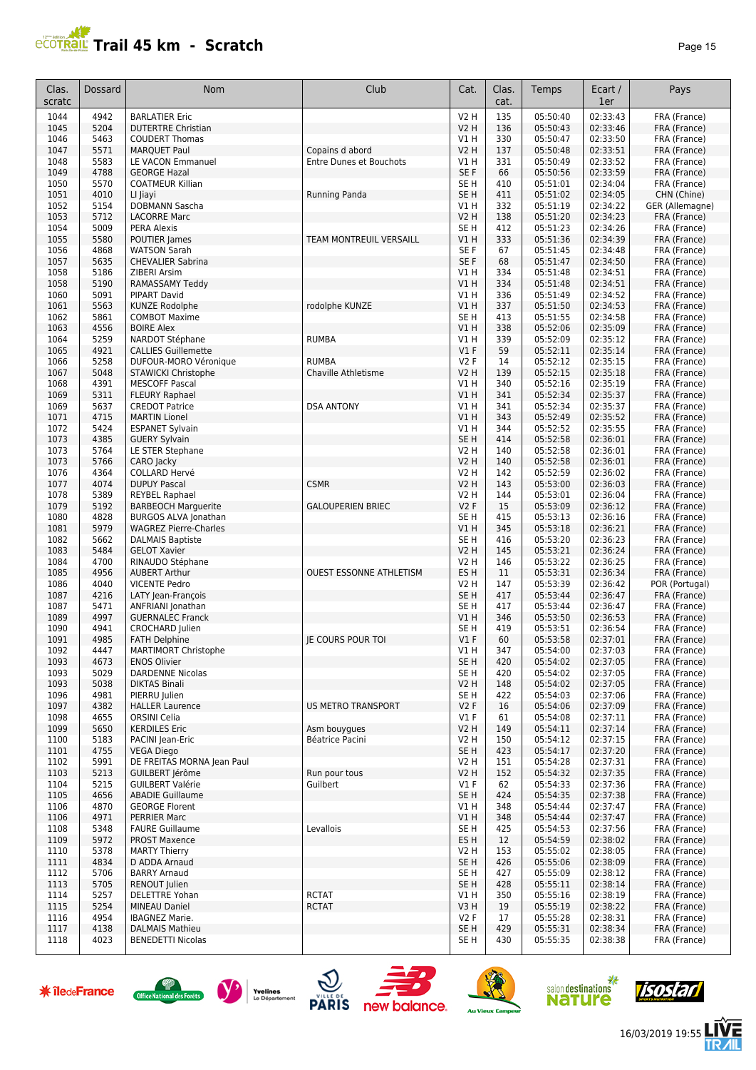# Trail 45 km - Scratch

| Clas. scratc | Dossard | Nom | Club | Cat. | Clas. cat. | Temps | Ecart / 1er | Pays |
|---|---|---|---|---|---|---|---|---|
| 1044 | 4942 | BARLATIER Eric | | V2 H | 135 | 05:50:40 | 02:33:43 | FRA (France) |
| 1045 | 5204 | DUTERTRE Christian | | V2 H | 136 | 05:50:43 | 02:33:46 | FRA (France) |
| 1046 | 5463 | COUDERT Thomas | | V1 H | 330 | 05:50:47 | 02:33:50 | FRA (France) |
| 1047 | 5571 | MARQUET Paul | Copains d abord | V2 H | 137 | 05:50:48 | 02:33:51 | FRA (France) |
| 1048 | 5583 | LE VACON Emmanuel | Entre Dunes et Bouchots | V1 H | 331 | 05:50:49 | 02:33:52 | FRA (France) |
| 1049 | 4788 | GEORGE Hazal | | SE F | 66 | 05:50:56 | 02:33:59 | FRA (France) |
| 1050 | 5570 | COATMEUR Killian | | SE H | 410 | 05:51:01 | 02:34:04 | FRA (France) |
| 1051 | 4010 | LI Jiayi | Running Panda | SE H | 411 | 05:51:02 | 02:34:05 | CHN (Chine) |
| 1052 | 5154 | DOBMANN Sascha | | V1 H | 332 | 05:51:19 | 02:34:22 | GER (Allemagne) |
| 1053 | 5712 | LACORRE Marc | | V2 H | 138 | 05:51:20 | 02:34:23 | FRA (France) |
| 1054 | 5009 | PERA Alexis | | SE H | 412 | 05:51:23 | 02:34:26 | FRA (France) |
| 1055 | 5580 | POUTIER James | TEAM MONTREUIL VERSAILL | V1 H | 333 | 05:51:36 | 02:34:39 | FRA (France) |
| 1056 | 4868 | WATSON Sarah | | SE F | 67 | 05:51:45 | 02:34:48 | FRA (France) |
| 1057 | 5635 | CHEVALIER Sabrina | | SE F | 68 | 05:51:47 | 02:34:50 | FRA (France) |
| 1058 | 5186 | ZIBERI Arsim | | V1 H | 334 | 05:51:48 | 02:34:51 | FRA (France) |
| 1058 | 5190 | RAMASSAMY Teddy | | V1 H | 334 | 05:51:48 | 02:34:51 | FRA (France) |
| 1060 | 5091 | PIPART David | | V1 H | 336 | 05:51:49 | 02:34:52 | FRA (France) |
| 1061 | 5563 | KUNZE Rodolphe | rodolphe KUNZE | V1 H | 337 | 05:51:50 | 02:34:53 | FRA (France) |
| 1062 | 5861 | COMBOT Maxime | | SE H | 413 | 05:51:55 | 02:34:58 | FRA (France) |
| 1063 | 4556 | BOIRE Alex | | V1 H | 338 | 05:52:06 | 02:35:09 | FRA (France) |
| 1064 | 5259 | NARDOT Stéphane | RUMBA | V1 H | 339 | 05:52:09 | 02:35:12 | FRA (France) |
| 1065 | 4921 | CALLIES Guillemette | | V1 F | 59 | 05:52:11 | 02:35:14 | FRA (France) |
| 1066 | 5258 | DUFOUR-MORO Véronique | RUMBA | V2 F | 14 | 05:52:12 | 02:35:15 | FRA (France) |
| 1067 | 5048 | STAWICKI Christophe | Chaville Athletisme | V2 H | 139 | 05:52:15 | 02:35:18 | FRA (France) |
| 1068 | 4391 | MESCOFF Pascal | | V1 H | 340 | 05:52:16 | 02:35:19 | FRA (France) |
| 1069 | 5311 | FLEURY Raphael | | V1 H | 341 | 05:52:34 | 02:35:37 | FRA (France) |
| 1069 | 5637 | CREDOT Patrice | DSA ANTONY | V1 H | 341 | 05:52:34 | 02:35:37 | FRA (France) |
| 1071 | 4715 | MARTIN Lionel | | V1 H | 343 | 05:52:49 | 02:35:52 | FRA (France) |
| 1072 | 5424 | ESPANET Sylvain | | V1 H | 344 | 05:52:52 | 02:35:55 | FRA (France) |
| 1073 | 4385 | GUERY Sylvain | | SE H | 414 | 05:52:58 | 02:36:01 | FRA (France) |
| 1073 | 5764 | LE STER Stephane | | V2 H | 140 | 05:52:58 | 02:36:01 | FRA (France) |
| 1073 | 5766 | CARO Jacky | | V2 H | 140 | 05:52:58 | 02:36:01 | FRA (France) |
| 1076 | 4364 | COLLARD Hervé | | V2 H | 142 | 05:52:59 | 02:36:02 | FRA (France) |
| 1077 | 4074 | DUPUY Pascal | CSMR | V2 H | 143 | 05:53:00 | 02:36:03 | FRA (France) |
| 1078 | 5389 | REYBEL Raphael | | V2 H | 144 | 05:53:01 | 02:36:04 | FRA (France) |
| 1079 | 5192 | BARBEOCH Marguerite | GALOUPERIEN BRIEC | V2 F | 15 | 05:53:09 | 02:36:12 | FRA (France) |
| 1080 | 4828 | BURGOS ALVA Jonathan | | SE H | 415 | 05:53:13 | 02:36:16 | FRA (France) |
| 1081 | 5979 | WAGREZ Pierre-Charles | | V1 H | 345 | 05:53:18 | 02:36:21 | FRA (France) |
| 1082 | 5662 | DALMAIS Baptiste | | SE H | 416 | 05:53:20 | 02:36:23 | FRA (France) |
| 1083 | 5484 | GELOT Xavier | | V2 H | 145 | 05:53:21 | 02:36:24 | FRA (France) |
| 1084 | 4700 | RINAUDO Stéphane | | V2 H | 146 | 05:53:22 | 02:36:25 | FRA (France) |
| 1085 | 4956 | AUBERT Arthur | OUEST ESSONNE ATHLETISM | ES H | 11 | 05:53:31 | 02:36:34 | FRA (France) |
| 1086 | 4040 | VICENTE Pedro | | V2 H | 147 | 05:53:39 | 02:36:42 | POR (Portugal) |
| 1087 | 4216 | LATY Jean-François | | SE H | 417 | 05:53:44 | 02:36:47 | FRA (France) |
| 1087 | 5471 | ANFRIANI Jonathan | | SE H | 417 | 05:53:44 | 02:36:47 | FRA (France) |
| 1089 | 4997 | GUERNALEC Franck | | V1 H | 346 | 05:53:50 | 02:36:53 | FRA (France) |
| 1090 | 4941 | CROCHARD Julien | | SE H | 419 | 05:53:51 | 02:36:54 | FRA (France) |
| 1091 | 4985 | FATH Delphine | JE COURS POUR TOI | V1 F | 60 | 05:53:58 | 02:37:01 | FRA (France) |
| 1092 | 4447 | MARTIMORT Christophe | | V1 H | 347 | 05:54:00 | 02:37:03 | FRA (France) |
| 1093 | 4673 | ENOS Olivier | | SE H | 420 | 05:54:02 | 02:37:05 | FRA (France) |
| 1093 | 5029 | DARDENNE Nicolas | | SE H | 420 | 05:54:02 | 02:37:05 | FRA (France) |
| 1093 | 5038 | DIKTAS Binali | | V2 H | 148 | 05:54:02 | 02:37:05 | FRA (France) |
| 1096 | 4981 | PIERRU Julien | | SE H | 422 | 05:54:03 | 02:37:06 | FRA (France) |
| 1097 | 4382 | HALLER Laurence | US METRO TRANSPORT | V2 F | 16 | 05:54:06 | 02:37:09 | FRA (France) |
| 1098 | 4655 | ORSINI Celia | | V1 F | 61 | 05:54:08 | 02:37:11 | FRA (France) |
| 1099 | 5650 | KERDILES Eric | Asm bouygues | V2 H | 149 | 05:54:11 | 02:37:14 | FRA (France) |
| 1100 | 5183 | PACINI Jean-Eric | Béatrice Pacini | V2 H | 150 | 05:54:12 | 02:37:15 | FRA (France) |
| 1101 | 4755 | VEGA Diego | | SE H | 423 | 05:54:17 | 02:37:20 | FRA (France) |
| 1102 | 5991 | DE FREITAS MORNA Jean Paul | | V2 H | 151 | 05:54:28 | 02:37:31 | FRA (France) |
| 1103 | 5213 | GUILBERT Jérôme | Run pour tous | V2 H | 152 | 05:54:32 | 02:37:35 | FRA (France) |
| 1104 | 5215 | GUILBERT Valérie | Guilbert | V1 F | 62 | 05:54:33 | 02:37:36 | FRA (France) |
| 1105 | 4656 | ABADIE Guillaume | | SE H | 424 | 05:54:35 | 02:37:38 | FRA (France) |
| 1106 | 4870 | GEORGE Florent | | V1 H | 348 | 05:54:44 | 02:37:47 | FRA (France) |
| 1106 | 4971 | PERRIER Marc | | V1 H | 348 | 05:54:44 | 02:37:47 | FRA (France) |
| 1108 | 5348 | FAURE Guillaume | Levallois | SE H | 425 | 05:54:53 | 02:37:56 | FRA (France) |
| 1109 | 5972 | PROST Maxence | | ES H | 12 | 05:54:59 | 02:38:02 | FRA (France) |
| 1110 | 5378 | MARTY Thierry | | V2 H | 153 | 05:55:02 | 02:38:05 | FRA (France) |
| 1111 | 4834 | D ADDA Arnaud | | SE H | 426 | 05:55:06 | 02:38:09 | FRA (France) |
| 1112 | 5706 | BARRY Arnaud | | SE H | 427 | 05:55:09 | 02:38:12 | FRA (France) |
| 1113 | 5705 | RENOUT Julien | | SE H | 428 | 05:55:11 | 02:38:14 | FRA (France) |
| 1114 | 5257 | DELETTRE Yohan | RCTAT | V1 H | 350 | 05:55:16 | 02:38:19 | FRA (France) |
| 1115 | 5254 | MINEAU Daniel | RCTAT | V3 H | 19 | 05:55:19 | 02:38:22 | FRA (France) |
| 1116 | 4954 | IBAGNEZ Marie. | | V2 F | 17 | 05:55:28 | 02:38:31 | FRA (France) |
| 1117 | 4138 | DALMAIS Mathieu | | SE H | 429 | 05:55:31 | 02:38:34 | FRA (France) |
| 1118 | 4023 | BENEDETTI Nicolas | | SE H | 430 | 05:55:35 | 02:38:38 | FRA (France) |

16/03/2019 19:55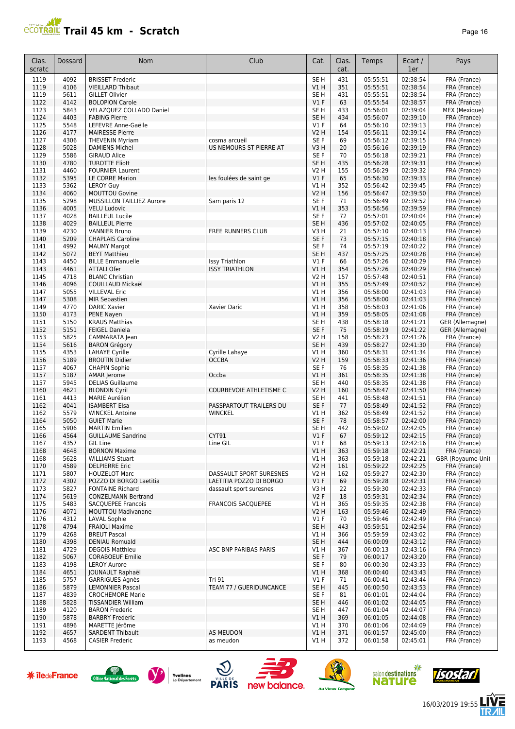# Trail 45 km - Scratch

| Clas. scratc | Dossard | Nom | Club | Cat. | Clas. cat. | Temps | Ecart / 1er | Pays |
|---|---|---|---|---|---|---|---|---|
| 1119 | 4092 | BRISSET Frederic | | SE H | 431 | 05:55:51 | 02:38:54 | FRA (France) |
| 1119 | 4106 | VIEILLARD Thibaut | | V1 H | 351 | 05:55:51 | 02:38:54 | FRA (France) |
| 1119 | 5611 | GILLET Olivier | | SE H | 431 | 05:55:51 | 02:38:54 | FRA (France) |
| 1122 | 4142 | BOLOPION Carole | | V1 F | 63 | 05:55:54 | 02:38:57 | FRA (France) |
| 1123 | 5843 | VELAZQUEZ COLLADO Daniel | | SE H | 433 | 05:56:01 | 02:39:04 | MEX (Mexique) |
| 1124 | 4403 | FABING Pierre | | SE H | 434 | 05:56:07 | 02:39:10 | FRA (France) |
| 1125 | 5548 | LEFEVRE Anne-Gaëlle | | V1 F | 64 | 05:56:10 | 02:39:13 | FRA (France) |
| 1126 | 4177 | MAIRESSE Pierre | | V2 H | 154 | 05:56:11 | 02:39:14 | FRA (France) |
| 1127 | 4306 | THEVENIN Myriam | cosma arcueil | SE F | 69 | 05:56:12 | 02:39:15 | FRA (France) |
| 1128 | 5028 | DAMIENS Michel | US NEMOURS ST PIERRE AT | V3 H | 20 | 05:56:16 | 02:39:19 | FRA (France) |
| 1129 | 5586 | GIRAUD Alice | | SE F | 70 | 05:56:18 | 02:39:21 | FRA (France) |
| 1130 | 4780 | TUROTTE Eliott | | SE H | 435 | 05:56:28 | 02:39:31 | FRA (France) |
| 1131 | 4460 | FOURNIER Laurent | | V2 H | 155 | 05:56:29 | 02:39:32 | FRA (France) |
| 1132 | 5395 | LE CORRE Marion | les foulées de saint ge | V1 F | 65 | 05:56:30 | 02:39:33 | FRA (France) |
| 1133 | 5362 | LEROY Guy | | V1 H | 352 | 05:56:42 | 02:39:45 | FRA (France) |
| 1134 | 4060 | MOUTTOU Govine | | V2 H | 156 | 05:56:47 | 02:39:50 | FRA (France) |
| 1135 | 5298 | MUSSILLON TAILLIEZ Aurore | Sam paris 12 | SE F | 71 | 05:56:49 | 02:39:52 | FRA (France) |
| 1136 | 4005 | VELU Ludovic | | V1 H | 353 | 05:56:56 | 02:39:59 | FRA (France) |
| 1137 | 4028 | BAILLEUL Lucile | | SE F | 72 | 05:57:01 | 02:40:04 | FRA (France) |
| 1138 | 4029 | BAILLEUL Pierre | | SE H | 436 | 05:57:02 | 02:40:05 | FRA (France) |
| 1139 | 4230 | VANNIER Bruno | FREE RUNNERS CLUB | V3 H | 21 | 05:57:10 | 02:40:13 | FRA (France) |
| 1140 | 5209 | CHAPLAIS Caroline | | SE F | 73 | 05:57:15 | 02:40:18 | FRA (France) |
| 1141 | 4992 | MAUMY Margot | | SE F | 74 | 05:57:19 | 02:40:22 | FRA (France) |
| 1142 | 5072 | BEYT Matthieu | | SE H | 437 | 05:57:25 | 02:40:28 | FRA (France) |
| 1143 | 4450 | BILLE Emmanuelle | Issy Triathlon | V1 F | 66 | 05:57:26 | 02:40:29 | FRA (France) |
| 1143 | 4461 | ATTALI Ofer | ISSY TRIATHLON | V1 H | 354 | 05:57:26 | 02:40:29 | FRA (France) |
| 1145 | 4718 | BLANC Christian | | V2 H | 157 | 05:57:48 | 02:40:51 | FRA (France) |
| 1146 | 4096 | COUILLAUD Mickaël | | V1 H | 355 | 05:57:49 | 02:40:52 | FRA (France) |
| 1147 | 5055 | VILLEVAL Eric | | V1 H | 356 | 05:58:00 | 02:41:03 | FRA (France) |
| 1147 | 5308 | MIR Sebastien | | V1 H | 356 | 05:58:00 | 02:41:03 | FRA (France) |
| 1149 | 4770 | DARIC Xavier | Xavier Daric | V1 H | 358 | 05:58:03 | 02:41:06 | FRA (France) |
| 1150 | 4173 | PENE Nayen | | V1 H | 359 | 05:58:05 | 02:41:08 | FRA (France) |
| 1151 | 5150 | KRAUS Matthias | | SE H | 438 | 05:58:18 | 02:41:21 | GER (Allemagne) |
| 1152 | 5151 | FEIGEL Daniela | | SE F | 75 | 05:58:19 | 02:41:22 | GER (Allemagne) |
| 1153 | 5825 | CAMMARATA Jean | | V2 H | 158 | 05:58:23 | 02:41:26 | FRA (France) |
| 1154 | 5616 | BARON Grégory | | SE H | 439 | 05:58:27 | 02:41:30 | FRA (France) |
| 1155 | 4353 | LAHAYE Cyrille | Cyrille Lahaye | V1 H | 360 | 05:58:31 | 02:41:34 | FRA (France) |
| 1156 | 5189 | BROUTIN Didier | OCCBA | V2 H | 159 | 05:58:33 | 02:41:36 | FRA (France) |
| 1157 | 4067 | CHAPIN Sophie | | SE F | 76 | 05:58:35 | 02:41:38 | FRA (France) |
| 1157 | 5187 | AMAR Jerome | Occba | V1 H | 361 | 05:58:35 | 02:41:38 | FRA (France) |
| 1157 | 5945 | DELIAS Guillaume | | SE H | 440 | 05:58:35 | 02:41:38 | FRA (France) |
| 1160 | 4621 | BLONDIN Cyril | COURBEVOIE ATHLETISME C | V2 H | 160 | 05:58:47 | 02:41:50 | FRA (France) |
| 1161 | 4413 | MARIE Aurélien | | SE H | 441 | 05:58:48 | 02:41:51 | FRA (France) |
| 1162 | 4041 | ISAMBERT Elsa | PASSPARTOUT TRAILERS DU | SE F | 77 | 05:58:49 | 02:41:52 | FRA (France) |
| 1162 | 5579 | WINCKEL Antoine | WINCKEL | V1 H | 362 | 05:58:49 | 02:41:52 | FRA (France) |
| 1164 | 5050 | GUIET Marie | | SE F | 78 | 05:58:57 | 02:42:00 | FRA (France) |
| 1165 | 5906 | MARTIN Emilien | | SE H | 442 | 05:59:02 | 02:42:05 | FRA (France) |
| 1166 | 4564 | GUILLAUME Sandrine | CYT91 | V1 F | 67 | 05:59:12 | 02:42:15 | FRA (France) |
| 1167 | 4357 | GIL Line | Line GIL | V1 F | 68 | 05:59:13 | 02:42:16 | FRA (France) |
| 1168 | 4648 | BORNON Maxime | | V1 H | 363 | 05:59:18 | 02:42:21 | FRA (France) |
| 1168 | 5628 | WILLIAMS Stuart | | V1 H | 363 | 05:59:18 | 02:42:21 | GBR (Royaume-Uni) |
| 1170 | 4589 | DELPIERRE Eric | | V2 H | 161 | 05:59:22 | 02:42:25 | FRA (France) |
| 1171 | 5807 | HOUZELOT Marc | DASSAULT SPORT SURESNES | V2 H | 162 | 05:59:27 | 02:42:30 | FRA (France) |
| 1172 | 4302 | POZZO DI BORGO Laetitia | LAETITIA POZZO DI BORGO | V1 F | 69 | 05:59:28 | 02:42:31 | FRA (France) |
| 1173 | 5827 | FONTAINE Richard | dassault sport suresnes | V3 H | 22 | 05:59:30 | 02:42:33 | FRA (France) |
| 1174 | 5619 | CONZELMANN Bertrand | | V2 F | 18 | 05:59:31 | 02:42:34 | FRA (France) |
| 1175 | 5483 | SACQUEPEE Francois | FRANCOIS SACQUEPEE | V1 H | 365 | 05:59:35 | 02:42:38 | FRA (France) |
| 1176 | 4071 | MOUTTOU Madivanane | | V2 H | 163 | 05:59:46 | 02:42:49 | FRA (France) |
| 1176 | 4312 | LAVAL Sophie | | V1 F | 70 | 05:59:46 | 02:42:49 | FRA (France) |
| 1178 | 4794 | FRAIOLI Maxime | | SE H | 443 | 05:59:51 | 02:42:54 | FRA (France) |
| 1179 | 4268 | BREUT Pascal | | V1 H | 366 | 05:59:59 | 02:43:02 | FRA (France) |
| 1180 | 4398 | DENIAU Romuald | | SE H | 444 | 06:00:09 | 02:43:12 | FRA (France) |
| 1181 | 4729 | DEGOIS Matthieu | ASC BNP PARIBAS PARIS | V1 H | 367 | 06:00:13 | 02:43:16 | FRA (France) |
| 1182 | 5067 | CORABOEUF Emilie | | SE F | 79 | 06:00:17 | 02:43:20 | FRA (France) |
| 1183 | 4198 | LEROY Aurore | | SE F | 80 | 06:00:30 | 02:43:33 | FRA (France) |
| 1184 | 4651 | JOUNAULT Raphaël | | V1 H | 368 | 06:00:40 | 02:43:43 | FRA (France) |
| 1185 | 5757 | GARRIGUES Agnès | Tri 91 | V1 F | 71 | 06:00:41 | 02:43:44 | FRA (France) |
| 1186 | 5879 | LEMONNIER Pascal | TEAM 77 / GUERIDUNCANCE | SE H | 445 | 06:00:50 | 02:43:53 | FRA (France) |
| 1187 | 4839 | CROCHEMORE Marie | | SE F | 81 | 06:01:01 | 02:44:04 | FRA (France) |
| 1188 | 5828 | TISSANDIER William | | SE H | 446 | 06:01:02 | 02:44:05 | FRA (France) |
| 1189 | 4120 | BARON Frederic | | SE H | 447 | 06:01:04 | 02:44:07 | FRA (France) |
| 1190 | 5878 | BARBRY Frederic | | V1 H | 369 | 06:01:05 | 02:44:08 | FRA (France) |
| 1191 | 4896 | MARETTE Jérôme | | V1 H | 370 | 06:01:06 | 02:44:09 | FRA (France) |
| 1192 | 4657 | SARDENT Thibault | AS MEUDON | V1 H | 371 | 06:01:57 | 02:45:00 | FRA (France) |
| 1193 | 4568 | CASIER Frederic | as meudon | V1 H | 372 | 06:01:58 | 02:45:01 | FRA (France) |

16/03/2019 19:55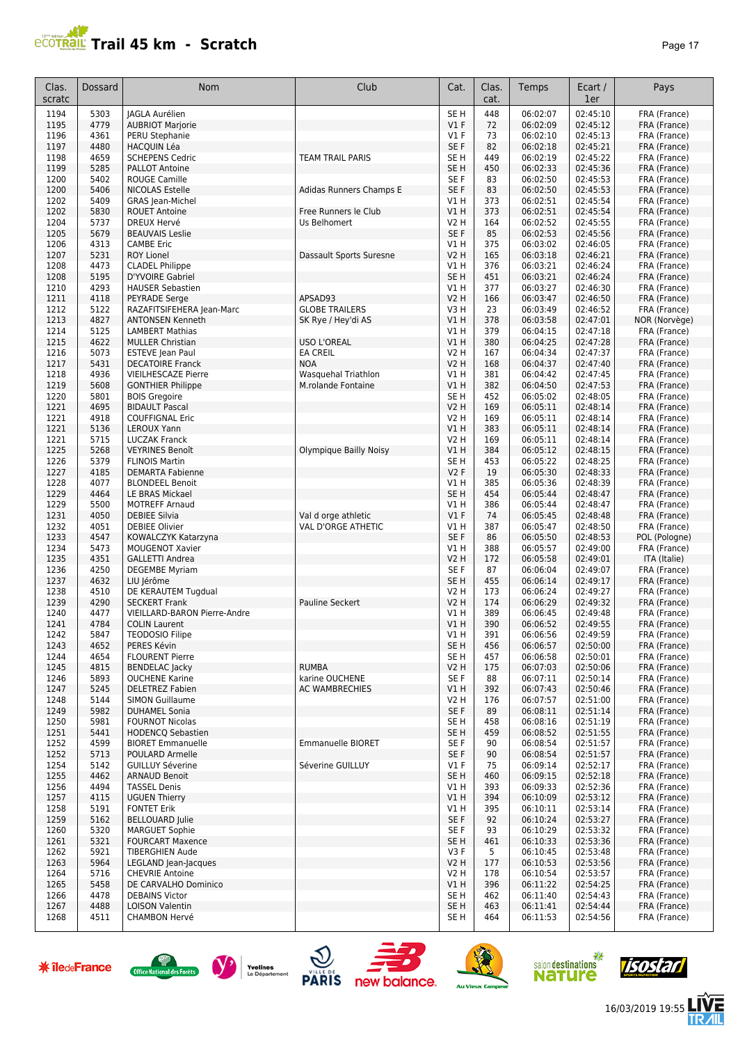# Trail 45 km - Scratch

| Clas. scratc | Dossard | Nom | Club | Cat. | Clas. cat. | Temps | Ecart / 1er | Pays |
|---|---|---|---|---|---|---|---|---|
| 1194 | 5303 | JAGLA Aurélien | | SE H | 448 | 06:02:07 | 02:45:10 | FRA (France) |
| 1195 | 4779 | AUBRIOT Marjorie | | V1 F | 72 | 06:02:09 | 02:45:12 | FRA (France) |
| 1196 | 4361 | PERU Stephanie | | V1 F | 73 | 06:02:10 | 02:45:13 | FRA (France) |
| 1197 | 4480 | HACQUIN Léa | | SE F | 82 | 06:02:18 | 02:45:21 | FRA (France) |
| 1198 | 4659 | SCHEPENS Cedric | TEAM TRAIL PARIS | SE H | 449 | 06:02:19 | 02:45:22 | FRA (France) |
| 1199 | 5285 | PALLOT Antoine | | SE H | 450 | 06:02:33 | 02:45:36 | FRA (France) |
| 1200 | 5402 | ROUGE Camille | | SE F | 83 | 06:02:50 | 02:45:53 | FRA (France) |
| 1200 | 5406 | NICOLAS Estelle | Adidas Runners Champs E | SE F | 83 | 06:02:50 | 02:45:53 | FRA (France) |
| 1202 | 5409 | GRAS Jean-Michel | | V1 H | 373 | 06:02:51 | 02:45:54 | FRA (France) |
| 1202 | 5830 | ROUET Antoine | Free Runners le Club | V1 H | 373 | 06:02:51 | 02:45:54 | FRA (France) |
| 1204 | 5737 | DREUX Hervé | Us Belhomert | V2 H | 164 | 06:02:52 | 02:45:55 | FRA (France) |
| 1205 | 5679 | BEAUVAIS Leslie | | SE F | 85 | 06:02:53 | 02:45:56 | FRA (France) |
| 1206 | 4313 | CAMBE Eric | | V1 H | 375 | 06:03:02 | 02:46:05 | FRA (France) |
| 1207 | 5231 | ROY Lionel | Dassault Sports Suresne | V2 H | 165 | 06:03:18 | 02:46:21 | FRA (France) |
| 1208 | 4473 | CLADEL Philippe | | V1 H | 376 | 06:03:21 | 02:46:24 | FRA (France) |
| 1208 | 5195 | D'YVOIRE Gabriel | | SE H | 451 | 06:03:21 | 02:46:24 | FRA (France) |
| 1210 | 4293 | HAUSER Sebastien | | V1 H | 377 | 06:03:27 | 02:46:30 | FRA (France) |
| 1211 | 4118 | PEYRADE Serge | APSAD93 | V2 H | 166 | 06:03:47 | 02:46:50 | FRA (France) |
| 1212 | 5122 | RAZAFITSIFEHERA Jean-Marc | GLOBE TRAILERS | V3 H | 23 | 06:03:49 | 02:46:52 | FRA (France) |
| 1213 | 4827 | ANTONSEN Kenneth | SK Rye / Hey'di AS | V1 H | 378 | 06:03:58 | 02:47:01 | NOR (Norvège) |
| 1214 | 5125 | LAMBERT Mathias | | V1 H | 379 | 06:04:15 | 02:47:18 | FRA (France) |
| 1215 | 4622 | MULLER Christian | USO L'OREAL | V1 H | 380 | 06:04:25 | 02:47:28 | FRA (France) |
| 1216 | 5073 | ESTEVE Jean Paul | EA CREIL | V2 H | 167 | 06:04:34 | 02:47:37 | FRA (France) |
| 1217 | 5431 | DECATOIRE Franck | NOA | V2 H | 168 | 06:04:37 | 02:47:40 | FRA (France) |
| 1218 | 4936 | VIEILHESCAZE Pierre | Wasquehal Triathlon | V1 H | 381 | 06:04:42 | 02:47:45 | FRA (France) |
| 1219 | 5608 | GONTHIER Philippe | M.rolande Fontaine | V1 H | 382 | 06:04:50 | 02:47:53 | FRA (France) |
| 1220 | 5801 | BOIS Gregoire | | SE H | 452 | 06:05:02 | 02:48:05 | FRA (France) |
| 1221 | 4695 | BIDAULT Pascal | | V2 H | 169 | 06:05:11 | 02:48:14 | FRA (France) |
| 1221 | 4918 | COUFFIGNAL Eric | | V2 H | 169 | 06:05:11 | 02:48:14 | FRA (France) |
| 1221 | 5136 | LEROUX Yann | | V1 H | 383 | 06:05:11 | 02:48:14 | FRA (France) |
| 1221 | 5715 | LUCZAK Franck | | V2 H | 169 | 06:05:11 | 02:48:14 | FRA (France) |
| 1225 | 5268 | VEYRINES Benoît | Olympique Bailly Noisy | V1 H | 384 | 06:05:12 | 02:48:15 | FRA (France) |
| 1226 | 5379 | FLINOIS Martin | | SE H | 453 | 06:05:22 | 02:48:25 | FRA (France) |
| 1227 | 4185 | DEMARTA Fabienne | | V2 F | 19 | 06:05:30 | 02:48:33 | FRA (France) |
| 1228 | 4077 | BLONDEEL Benoit | | V1 H | 385 | 06:05:36 | 02:48:39 | FRA (France) |
| 1229 | 4464 | LE BRAS Mickael | | SE H | 454 | 06:05:44 | 02:48:47 | FRA (France) |
| 1229 | 5500 | MOTREFF Arnaud | | V1 H | 386 | 06:05:44 | 02:48:47 | FRA (France) |
| 1231 | 4050 | DEBIEE Silvia | Val d orge athletic | V1 F | 74 | 06:05:45 | 02:48:48 | FRA (France) |
| 1232 | 4051 | DEBIEE Olivier | VAL D'ORGE ATHETIC | V1 H | 387 | 06:05:47 | 02:48:50 | FRA (France) |
| 1233 | 4547 | KOWALCZYK Katarzyna | | SE F | 86 | 06:05:50 | 02:48:53 | POL (Pologne) |
| 1234 | 5473 | MOUGENOT Xavier | | V1 H | 388 | 06:05:57 | 02:49:00 | FRA (France) |
| 1235 | 4351 | GALLETTI Andrea | | V2 H | 172 | 06:05:58 | 02:49:01 | ITA (Italie) |
| 1236 | 4250 | DEGEMBE Myriam | | SE F | 87 | 06:06:04 | 02:49:07 | FRA (France) |
| 1237 | 4632 | LIU Jérôme | | SE H | 455 | 06:06:14 | 02:49:17 | FRA (France) |
| 1238 | 4510 | DE KERAUTEM Tugdual | | V2 H | 173 | 06:06:24 | 02:49:27 | FRA (France) |
| 1239 | 4290 | SECKERT Frank | Pauline Seckert | V2 H | 174 | 06:06:29 | 02:49:32 | FRA (France) |
| 1240 | 4477 | VIEILLARD-BARON Pierre-Andre | | V1 H | 389 | 06:06:45 | 02:49:48 | FRA (France) |
| 1241 | 4784 | COLIN Laurent | | V1 H | 390 | 06:06:52 | 02:49:55 | FRA (France) |
| 1242 | 5847 | TEODOSIO Filipe | | V1 H | 391 | 06:06:56 | 02:49:59 | FRA (France) |
| 1243 | 4652 | PERES Kévin | | SE H | 456 | 06:06:57 | 02:50:00 | FRA (France) |
| 1244 | 4654 | FLOURENT Pierre | | SE H | 457 | 06:06:58 | 02:50:01 | FRA (France) |
| 1245 | 4815 | BENDELAC Jacky | RUMBA | V2 H | 175 | 06:07:03 | 02:50:06 | FRA (France) |
| 1246 | 5893 | OUCHENE Karine | karine OUCHENE | SE F | 88 | 06:07:11 | 02:50:14 | FRA (France) |
| 1247 | 5245 | DELETREZ Fabien | AC WAMBRECHIES | V1 H | 392 | 06:07:43 | 02:50:46 | FRA (France) |
| 1248 | 5144 | SIMON Guillaume | | V2 H | 176 | 06:07:57 | 02:51:00 | FRA (France) |
| 1249 | 5982 | DUHAMEL Sonia | | SE F | 89 | 06:08:11 | 02:51:14 | FRA (France) |
| 1250 | 5981 | FOURNOT Nicolas | | SE H | 458 | 06:08:16 | 02:51:19 | FRA (France) |
| 1251 | 5441 | HODENCQ Sebastien | | SE H | 459 | 06:08:52 | 02:51:55 | FRA (France) |
| 1252 | 4599 | BIORET Emmanuelle | Emmanuelle BIORET | SE F | 90 | 06:08:54 | 02:51:57 | FRA (France) |
| 1252 | 5713 | POULARD Armelle | | SE F | 90 | 06:08:54 | 02:51:57 | FRA (France) |
| 1254 | 5142 | GUILLUY Séverine | Séverine GUILLUY | V1 F | 75 | 06:09:14 | 02:52:17 | FRA (France) |
| 1255 | 4462 | ARNAUD Benoit | | SE H | 460 | 06:09:15 | 02:52:18 | FRA (France) |
| 1256 | 4494 | TASSEL Denis | | V1 H | 393 | 06:09:33 | 02:52:36 | FRA (France) |
| 1257 | 4115 | UGUEN Thierry | | V1 H | 394 | 06:10:09 | 02:53:12 | FRA (France) |
| 1258 | 5191 | FONTET Erik | | V1 H | 395 | 06:10:11 | 02:53:14 | FRA (France) |
| 1259 | 5162 | BELLOUARD Julie | | SE F | 92 | 06:10:24 | 02:53:27 | FRA (France) |
| 1260 | 5320 | MARGUET Sophie | | SE F | 93 | 06:10:29 | 02:53:32 | FRA (France) |
| 1261 | 5321 | FOURCART Maxence | | SE H | 461 | 06:10:33 | 02:53:36 | FRA (France) |
| 1262 | 5921 | TIBERGHIEN Aude | | V3 F | 5 | 06:10:45 | 02:53:48 | FRA (France) |
| 1263 | 5964 | LEGLAND Jean-Jacques | | V2 H | 177 | 06:10:53 | 02:53:56 | FRA (France) |
| 1264 | 5716 | CHEVRIE Antoine | | V2 H | 178 | 06:10:54 | 02:53:57 | FRA (France) |
| 1265 | 5458 | DE CARVALHO Dominico | | V1 H | 396 | 06:11:22 | 02:54:25 | FRA (France) |
| 1266 | 4478 | DEBAINS Victor | | SE H | 462 | 06:11:40 | 02:54:43 | FRA (France) |
| 1267 | 4488 | LOISON Valentin | | SE H | 463 | 06:11:41 | 02:54:44 | FRA (France) |
| 1268 | 4511 | CHAMBON Hervé | | SE H | 464 | 06:11:53 | 02:54:56 | FRA (France) |

16/03/2019 19:55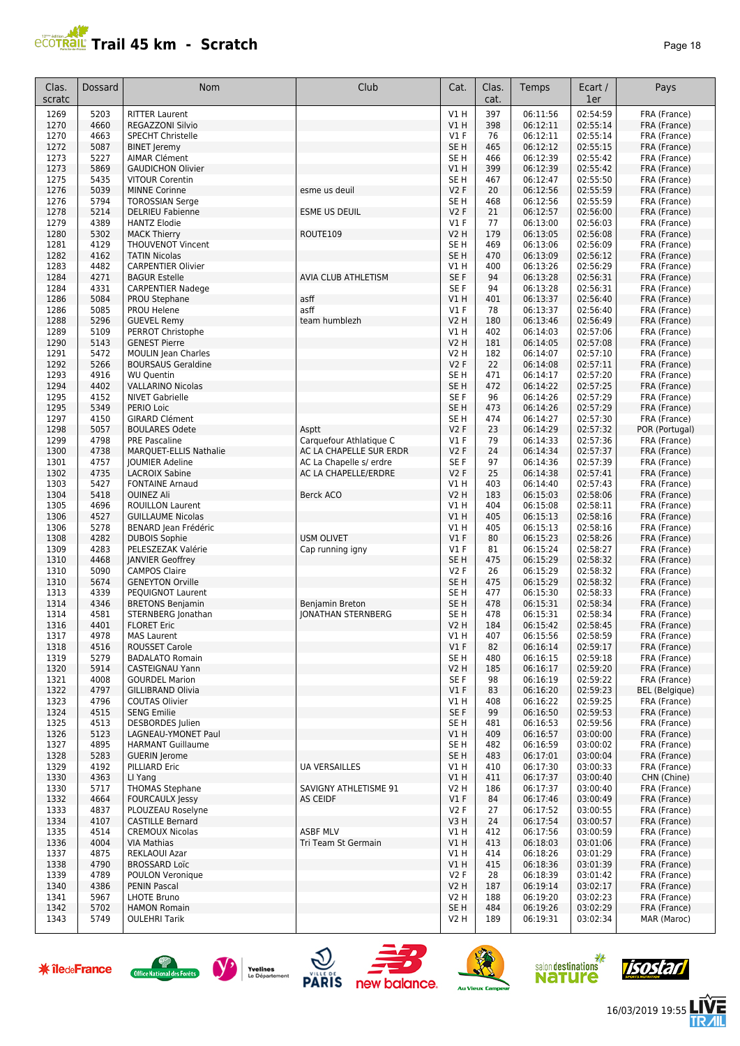# Trail 45 km - Scratch

| Clas. scratc | Dossard | Nom | Club | Cat. | Clas. cat. | Temps | Ecart / 1er | Pays |
|---|---|---|---|---|---|---|---|---|
| 1269 | 5203 | RITTER Laurent | | V1 H | 397 | 06:11:56 | 02:54:59 | FRA (France) |
| 1270 | 4660 | REGAZZONI Silvio | | V1 H | 398 | 06:12:11 | 02:55:14 | FRA (France) |
| 1270 | 4663 | SPECHT Christelle | | V1 F | 76 | 06:12:11 | 02:55:14 | FRA (France) |
| 1272 | 5087 | BINET Jeremy | | SE H | 465 | 06:12:12 | 02:55:15 | FRA (France) |
| 1273 | 5227 | AIMAR Clément | | SE H | 466 | 06:12:39 | 02:55:42 | FRA (France) |
| 1273 | 5869 | GAUDICHON Olivier | | V1 H | 399 | 06:12:39 | 02:55:42 | FRA (France) |
| 1275 | 5435 | VITOUR Corentin | | SE H | 467 | 06:12:47 | 02:55:50 | FRA (France) |
| 1276 | 5039 | MINNE Corinne | esme us deuil | V2 F | 20 | 06:12:56 | 02:55:59 | FRA (France) |
| 1276 | 5794 | TOROSSIAN Serge | | SE H | 468 | 06:12:56 | 02:55:59 | FRA (France) |
| 1278 | 5214 | DELRIEU Fabienne | ESME US DEUIL | V2 F | 21 | 06:12:57 | 02:56:00 | FRA (France) |
| 1279 | 4389 | HANTZ Elodie | | V1 F | 77 | 06:13:00 | 02:56:03 | FRA (France) |
| 1280 | 5302 | MACK Thierry | ROUTE109 | V2 H | 179 | 06:13:05 | 02:56:08 | FRA (France) |
| 1281 | 4129 | THOUVENOT Vincent | | SE H | 469 | 06:13:06 | 02:56:09 | FRA (France) |
| 1282 | 4162 | TATIN Nicolas | | SE H | 470 | 06:13:09 | 02:56:12 | FRA (France) |
| 1283 | 4482 | CARPENTIER Olivier | | V1 H | 400 | 06:13:26 | 02:56:29 | FRA (France) |
| 1284 | 4271 | BAGUR Estelle | AVIA CLUB ATHLETISM | SE F | 94 | 06:13:28 | 02:56:31 | FRA (France) |
| 1284 | 4331 | CARPENTIER Nadege | | SE F | 94 | 06:13:28 | 02:56:31 | FRA (France) |
| 1286 | 5084 | PROU Stephane | asff | V1 H | 401 | 06:13:37 | 02:56:40 | FRA (France) |
| 1286 | 5085 | PROU Helene | asff | V1 F | 78 | 06:13:37 | 02:56:40 | FRA (France) |
| 1288 | 5296 | GUEVEL Remy | team humblezh | V2 H | 180 | 06:13:46 | 02:56:49 | FRA (France) |
| 1289 | 5109 | PERROT Christophe | | V1 H | 402 | 06:14:03 | 02:57:06 | FRA (France) |
| 1290 | 5143 | GENEST Pierre | | V2 H | 181 | 06:14:05 | 02:57:08 | FRA (France) |
| 1291 | 5472 | MOULIN Jean Charles | | V2 H | 182 | 06:14:07 | 02:57:10 | FRA (France) |
| 1292 | 5266 | BOURSAUS Geraldine | | V2 F | 22 | 06:14:08 | 02:57:11 | FRA (France) |
| 1293 | 4916 | WU Quentin | | SE H | 471 | 06:14:17 | 02:57:20 | FRA (France) |
| 1294 | 4402 | VALLARINO Nicolas | | SE H | 472 | 06:14:22 | 02:57:25 | FRA (France) |
| 1295 | 4152 | NIVET Gabrielle | | SE F | 96 | 06:14:26 | 02:57:29 | FRA (France) |
| 1295 | 5349 | PERIO Loic | | SE H | 473 | 06:14:26 | 02:57:29 | FRA (France) |
| 1297 | 4150 | GIRARD Clément | | SE H | 474 | 06:14:27 | 02:57:30 | FRA (France) |
| 1298 | 5057 | BOULARES Odete | Asptt | V2 F | 23 | 06:14:29 | 02:57:32 | POR (Portugal) |
| 1299 | 4798 | PRE Pascaline | Carquefour Athlatique C | V1 F | 79 | 06:14:33 | 02:57:36 | FRA (France) |
| 1300 | 4738 | MARQUET-ELLIS Nathalie | AC LA CHAPELLE SUR ERDR | V2 F | 24 | 06:14:34 | 02:57:37 | FRA (France) |
| 1301 | 4757 | JOUMIER Adeline | AC La Chapelle s/ erdre | SE F | 97 | 06:14:36 | 02:57:39 | FRA (France) |
| 1302 | 4735 | LACROIX Sabine | AC LA CHAPELLE/ERDRE | V2 F | 25 | 06:14:38 | 02:57:41 | FRA (France) |
| 1303 | 5427 | FONTAINE Arnaud | | V1 H | 403 | 06:14:40 | 02:57:43 | FRA (France) |
| 1304 | 5418 | OUINEZ Ali | Berck ACO | V2 H | 183 | 06:15:03 | 02:58:06 | FRA (France) |
| 1305 | 4696 | ROUILLON Laurent | | V1 H | 404 | 06:15:08 | 02:58:11 | FRA (France) |
| 1306 | 4527 | GUILLAUME Nicolas | | V1 H | 405 | 06:15:13 | 02:58:16 | FRA (France) |
| 1306 | 5278 | BENARD Jean Frédéric | | V1 H | 405 | 06:15:13 | 02:58:16 | FRA (France) |
| 1308 | 4282 | DUBOIS Sophie | USM OLIVET | V1 F | 80 | 06:15:23 | 02:58:26 | FRA (France) |
| 1309 | 4283 | PELESZEZAK Valérie | Cap running igny | V1 F | 81 | 06:15:24 | 02:58:27 | FRA (France) |
| 1310 | 4468 | JANVIER Geoffrey | | SE H | 475 | 06:15:29 | 02:58:32 | FRA (France) |
| 1310 | 5090 | CAMPOS Claire | | V2 F | 26 | 06:15:29 | 02:58:32 | FRA (France) |
| 1310 | 5674 | GENEYTON Orville | | SE H | 475 | 06:15:29 | 02:58:32 | FRA (France) |
| 1313 | 4339 | PEQUIGNOT Laurent | | SE H | 477 | 06:15:30 | 02:58:33 | FRA (France) |
| 1314 | 4346 | BRETONS Benjamin | Benjamin Breton | SE H | 478 | 06:15:31 | 02:58:34 | FRA (France) |
| 1314 | 4581 | STERNBERG Jonathan | JONATHAN STERNBERG | SE H | 478 | 06:15:31 | 02:58:34 | FRA (France) |
| 1316 | 4401 | FLORET Eric | | V2 H | 184 | 06:15:42 | 02:58:45 | FRA (France) |
| 1317 | 4978 | MAS Laurent | | V1 H | 407 | 06:15:56 | 02:58:59 | FRA (France) |
| 1318 | 4516 | ROUSSET Carole | | V1 F | 82 | 06:16:14 | 02:59:17 | FRA (France) |
| 1319 | 5279 | BADALATO Romain | | SE H | 480 | 06:16:15 | 02:59:18 | FRA (France) |
| 1320 | 5914 | CASTEIGNAU Yann | | V2 H | 185 | 06:16:17 | 02:59:20 | FRA (France) |
| 1321 | 4008 | GOURDEL Marion | | SE F | 98 | 06:16:19 | 02:59:22 | FRA (France) |
| 1322 | 4797 | GILLIBRAND Olivia | | V1 F | 83 | 06:16:20 | 02:59:23 | BEL (Belgique) |
| 1323 | 4796 | COUTAS Olivier | | V1 H | 408 | 06:16:22 | 02:59:25 | FRA (France) |
| 1324 | 4515 | SENG Emilie | | SE F | 99 | 06:16:50 | 02:59:53 | FRA (France) |
| 1325 | 4513 | DESBORDES Julien | | SE H | 481 | 06:16:53 | 02:59:56 | FRA (France) |
| 1326 | 5123 | LAGNEAU-YMONET Paul | | V1 H | 409 | 06:16:57 | 03:00:00 | FRA (France) |
| 1327 | 4895 | HARMANT Guillaume | | SE H | 482 | 06:16:59 | 03:00:02 | FRA (France) |
| 1328 | 5283 | GUERIN Jerome | | SE H | 483 | 06:17:01 | 03:00:04 | FRA (France) |
| 1329 | 4192 | PILLIARD Eric | UA VERSAILLES | V1 H | 410 | 06:17:30 | 03:00:33 | FRA (France) |
| 1330 | 4363 | LI Yang | | V1 H | 411 | 06:17:37 | 03:00:40 | CHN (Chine) |
| 1330 | 5717 | THOMAS Stephane | SAVIGNY ATHLETISME 91 | V2 H | 186 | 06:17:37 | 03:00:40 | FRA (France) |
| 1332 | 4664 | FOURCAULX Jessy | AS CEIDF | V1 F | 84 | 06:17:46 | 03:00:49 | FRA (France) |
| 1333 | 4837 | PLOUZEAU Roselyne | | V2 F | 27 | 06:17:52 | 03:00:55 | FRA (France) |
| 1334 | 4107 | CASTILLE Bernard | | V3 H | 24 | 06:17:54 | 03:00:57 | FRA (France) |
| 1335 | 4514 | CREMOUX Nicolas | ASBF MLV | V1 H | 412 | 06:17:56 | 03:00:59 | FRA (France) |
| 1336 | 4004 | VIA Mathias | Tri Team St Germain | V1 H | 413 | 06:18:03 | 03:01:06 | FRA (France) |
| 1337 | 4875 | REKLAOUI Azar | | V1 H | 414 | 06:18:26 | 03:01:29 | FRA (France) |
| 1338 | 4790 | BROSSARD Loïc | | V1 H | 415 | 06:18:36 | 03:01:39 | FRA (France) |
| 1339 | 4789 | POULON Veronique | | V2 F | 28 | 06:18:39 | 03:01:42 | FRA (France) |
| 1340 | 4386 | PENIN Pascal | | V2 H | 187 | 06:19:14 | 03:02:17 | FRA (France) |
| 1341 | 5967 | LHOTE Bruno | | V2 H | 188 | 06:19:20 | 03:02:23 | FRA (France) |
| 1342 | 5702 | HAMON Romain | | SE H | 484 | 06:19:26 | 03:02:29 | FRA (France) |
| 1343 | 5749 | OULEHRI Tarik | | V2 H | 189 | 06:19:31 | 03:02:34 | MAR (Maroc) |

16/03/2019 19:55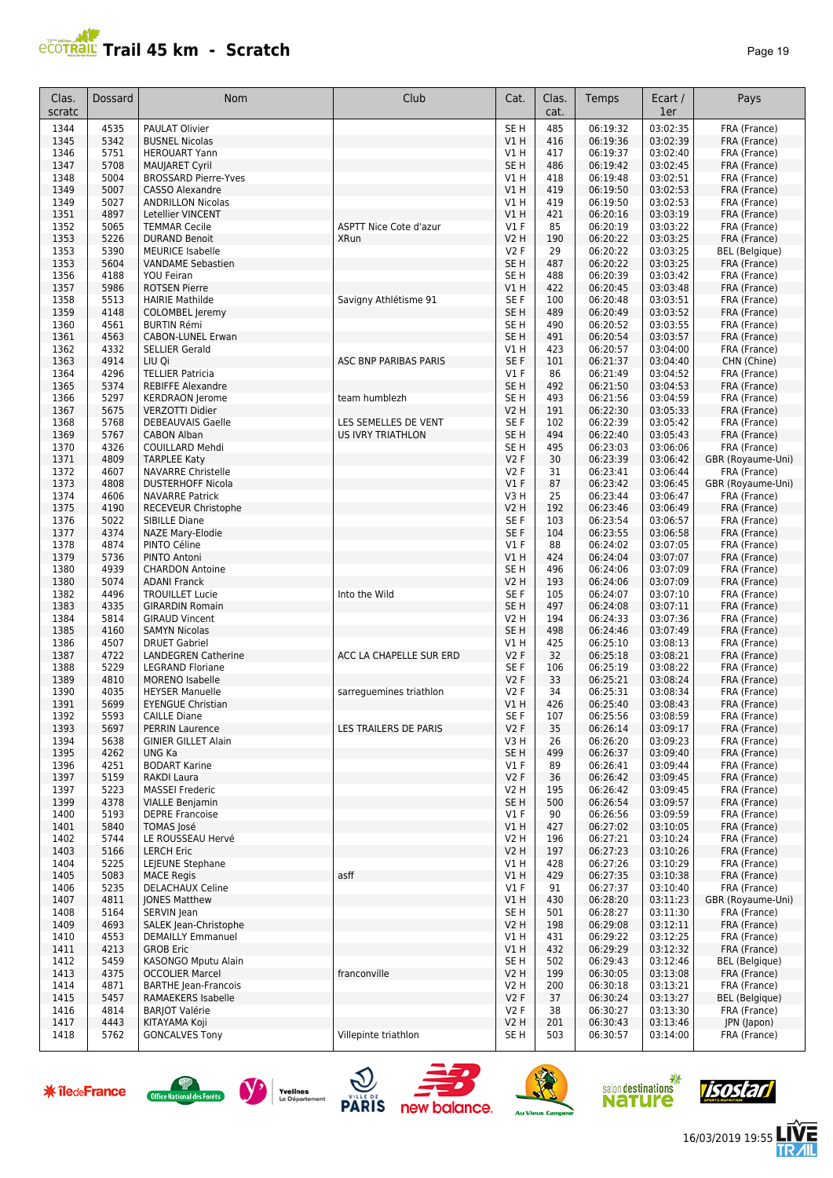# Trail 45 km - Scratch

| Clas. scratc | Dossard | Nom | Club | Cat. | Clas. cat. | Temps | Ecart / 1er | Pays |
|---|---|---|---|---|---|---|---|---|
| 1344 | 4535 | PAULAT Olivier | | SE H | 485 | 06:19:32 | 03:02:35 | FRA (France) |
| 1345 | 5342 | BUSNEL Nicolas | | V1 H | 416 | 06:19:36 | 03:02:39 | FRA (France) |
| 1346 | 5751 | HEROUART Yann | | V1 H | 417 | 06:19:37 | 03:02:40 | FRA (France) |
| 1347 | 5708 | MAUJARET Cyril | | SE H | 486 | 06:19:42 | 03:02:45 | FRA (France) |
| 1348 | 5004 | BROSSARD Pierre-Yves | | V1 H | 418 | 06:19:48 | 03:02:51 | FRA (France) |
| 1349 | 5007 | CASSO Alexandre | | V1 H | 419 | 06:19:50 | 03:02:53 | FRA (France) |
| 1349 | 5027 | ANDRILLON Nicolas | | V1 H | 419 | 06:19:50 | 03:02:53 | FRA (France) |
| 1351 | 4897 | Letellier VINCENT | | V1 H | 421 | 06:20:16 | 03:03:19 | FRA (France) |
| 1352 | 5065 | TEMMAR Cecile | ASPTT Nice Cote d'azur | V1 F | 85 | 06:20:19 | 03:03:22 | FRA (France) |
| 1353 | 5226 | DURAND Benoit | XRun | V2 H | 190 | 06:20:22 | 03:03:25 | FRA (France) |
| 1353 | 5390 | MEURICE Isabelle | | V2 F | 29 | 06:20:22 | 03:03:25 | BEL (Belgique) |
| 1353 | 5604 | VANDAME Sebastien | | SE H | 487 | 06:20:22 | 03:03:25 | FRA (France) |
| 1356 | 4188 | YOU Feiran | | SE H | 488 | 06:20:39 | 03:03:42 | FRA (France) |
| 1357 | 5986 | ROTSEN Pierre | | V1 H | 422 | 06:20:45 | 03:03:48 | FRA (France) |
| 1358 | 5513 | HAIRIE Mathilde | Savigny Athlétisme 91 | SE F | 100 | 06:20:48 | 03:03:51 | FRA (France) |
| 1359 | 4148 | COLOMBEL Jeremy | | SE H | 489 | 06:20:49 | 03:03:52 | FRA (France) |
| 1360 | 4561 | BURTIN Rémi | | SE H | 490 | 06:20:52 | 03:03:55 | FRA (France) |
| 1361 | 4563 | CABON-LUNEL Erwan | | SE H | 491 | 06:20:54 | 03:03:57 | FRA (France) |
| 1362 | 4332 | SELLIER Gerald | | V1 H | 423 | 06:20:57 | 03:04:00 | FRA (France) |
| 1363 | 4914 | LIU Qi | ASC BNP PARIBAS PARIS | SE F | 101 | 06:21:37 | 03:04:40 | CHN (Chine) |
| 1364 | 4296 | TELLIER Patricia | | V1 F | 86 | 06:21:49 | 03:04:52 | FRA (France) |
| 1365 | 5374 | REBIFFE Alexandre | | SE H | 492 | 06:21:50 | 03:04:53 | FRA (France) |
| 1366 | 5297 | KERDRAON Jerome | team humblezh | SE H | 493 | 06:21:56 | 03:04:59 | FRA (France) |
| 1367 | 5675 | VERZOTTI Didier | | V2 H | 191 | 06:22:30 | 03:05:33 | FRA (France) |
| 1368 | 5768 | DEBEAUVAIS Gaelle | LES SEMELLES DE VENT | SE F | 102 | 06:22:39 | 03:05:42 | FRA (France) |
| 1369 | 5767 | CABON Alban | US IVRY TRIATHLON | SE H | 494 | 06:22:40 | 03:05:43 | FRA (France) |
| 1370 | 4326 | COUILLARD Mehdi | | SE H | 495 | 06:23:03 | 03:06:06 | FRA (France) |
| 1371 | 4809 | TARPLEE Katy | | V2 F | 30 | 06:23:39 | 03:06:42 | GBR (Royaume-Uni) |
| 1372 | 4607 | NAVARRE Christelle | | V2 F | 31 | 06:23:41 | 03:06:44 | FRA (France) |
| 1373 | 4808 | DUSTERHOFF Nicola | | V1 F | 87 | 06:23:42 | 03:06:45 | GBR (Royaume-Uni) |
| 1374 | 4606 | NAVARRE Patrick | | V3 H | 25 | 06:23:44 | 03:06:47 | FRA (France) |
| 1375 | 4190 | RECEVEUR Christophe | | V2 H | 192 | 06:23:46 | 03:06:49 | FRA (France) |
| 1376 | 5022 | SIBILLE Diane | | SE F | 103 | 06:23:54 | 03:06:57 | FRA (France) |
| 1377 | 4374 | NAZE Mary-Elodie | | SE F | 104 | 06:23:55 | 03:06:58 | FRA (France) |
| 1378 | 4874 | PINTO Céline | | V1 F | 88 | 06:24:02 | 03:07:05 | FRA (France) |
| 1379 | 5736 | PINTO Antoni | | V1 H | 424 | 06:24:04 | 03:07:07 | FRA (France) |
| 1380 | 4939 | CHARDON Antoine | | SE H | 496 | 06:24:06 | 03:07:09 | FRA (France) |
| 1380 | 5074 | ADANI Franck | | V2 H | 193 | 06:24:06 | 03:07:09 | FRA (France) |
| 1382 | 4496 | TROUILLET Lucie | Into the Wild | SE F | 105 | 06:24:07 | 03:07:10 | FRA (France) |
| 1383 | 4335 | GIRARDIN Romain | | SE H | 497 | 06:24:08 | 03:07:11 | FRA (France) |
| 1384 | 5814 | GIRAUD Vincent | | V2 H | 194 | 06:24:33 | 03:07:36 | FRA (France) |
| 1385 | 4160 | SAMYN Nicolas | | SE H | 498 | 06:24:46 | 03:07:49 | FRA (France) |
| 1386 | 4507 | DRUET Gabriel | | V1 H | 425 | 06:25:10 | 03:08:13 | FRA (France) |
| 1387 | 4722 | LANDEGREN Catherine | ACC LA CHAPELLE SUR ERD | V2 F | 32 | 06:25:18 | 03:08:21 | FRA (France) |
| 1388 | 5229 | LEGRAND Floriane | | SE F | 106 | 06:25:19 | 03:08:22 | FRA (France) |
| 1389 | 4810 | MORENO Isabelle | | V2 F | 33 | 06:25:21 | 03:08:24 | FRA (France) |
| 1390 | 4035 | HEYSER Manuelle | sarreguemines triathlon | V2 F | 34 | 06:25:31 | 03:08:34 | FRA (France) |
| 1391 | 5699 | EYENGUE Christian | | V1 H | 426 | 06:25:40 | 03:08:43 | FRA (France) |
| 1392 | 5593 | CAILLE Diane | | SE F | 107 | 06:25:56 | 03:08:59 | FRA (France) |
| 1393 | 5697 | PERRIN Laurence | LES TRAILERS DE PARIS | V2 F | 35 | 06:26:14 | 03:09:17 | FRA (France) |
| 1394 | 5638 | GINIER GILLET Alain | | V3 H | 26 | 06:26:20 | 03:09:23 | FRA (France) |
| 1395 | 4262 | UNG Ka | | SE H | 499 | 06:26:37 | 03:09:40 | FRA (France) |
| 1396 | 4251 | BODART Karine | | V1 F | 89 | 06:26:41 | 03:09:44 | FRA (France) |
| 1397 | 5159 | RAKDI Laura | | V2 F | 36 | 06:26:42 | 03:09:45 | FRA (France) |
| 1397 | 5223 | MASSEI Frederic | | V2 H | 195 | 06:26:42 | 03:09:45 | FRA (France) |
| 1399 | 4378 | VIALLE Benjamin | | SE H | 500 | 06:26:54 | 03:09:57 | FRA (France) |
| 1400 | 5193 | DEPRE Francoise | | V1 F | 90 | 06:26:56 | 03:09:59 | FRA (France) |
| 1401 | 5840 | TOMAS José | | V1 H | 427 | 06:27:02 | 03:10:05 | FRA (France) |
| 1402 | 5744 | LE ROUSSEAU Hervé | | V2 H | 196 | 06:27:21 | 03:10:24 | FRA (France) |
| 1403 | 5166 | LERCH Eric | | V2 H | 197 | 06:27:23 | 03:10:26 | FRA (France) |
| 1404 | 5225 | LEJEUNE Stephane | | V1 H | 428 | 06:27:26 | 03:10:29 | FRA (France) |
| 1405 | 5083 | MACE Regis | asff | V1 H | 429 | 06:27:35 | 03:10:38 | FRA (France) |
| 1406 | 5235 | DELACHAUX Celine | | V1 F | 91 | 06:27:37 | 03:10:40 | FRA (France) |
| 1407 | 4811 | JONES Matthew | | V1 H | 430 | 06:28:20 | 03:11:23 | GBR (Royaume-Uni) |
| 1408 | 5164 | SERVIN Jean | | SE H | 501 | 06:28:27 | 03:11:30 | FRA (France) |
| 1409 | 4693 | SALEK Jean-Christophe | | V2 H | 198 | 06:29:08 | 03:12:11 | FRA (France) |
| 1410 | 4553 | DEMAILLY Emmanuel | | V1 H | 431 | 06:29:22 | 03:12:25 | FRA (France) |
| 1411 | 4213 | GROB Eric | | V1 H | 432 | 06:29:29 | 03:12:32 | FRA (France) |
| 1412 | 5459 | KASONGO Mputu Alain | | SE H | 502 | 06:29:43 | 03:12:46 | BEL (Belgique) |
| 1413 | 4375 | OCCOLIER Marcel | franconville | V2 H | 199 | 06:30:05 | 03:13:08 | FRA (France) |
| 1414 | 4871 | BARTHE Jean-Francois | | V2 H | 200 | 06:30:18 | 03:13:21 | FRA (France) |
| 1415 | 5457 | RAMAEKERS Isabelle | | V2 F | 37 | 06:30:24 | 03:13:27 | BEL (Belgique) |
| 1416 | 4814 | BARJOT Valérie | | V2 F | 38 | 06:30:27 | 03:13:30 | FRA (France) |
| 1417 | 4443 | KITAYAMA Koji | | V2 H | 201 | 06:30:43 | 03:13:46 | JPN (Japon) |
| 1418 | 5762 | GONCALVES Tony | Villepinte triathlon | SE H | 503 | 06:30:57 | 03:14:00 | FRA (France) |

16/03/2019 19:55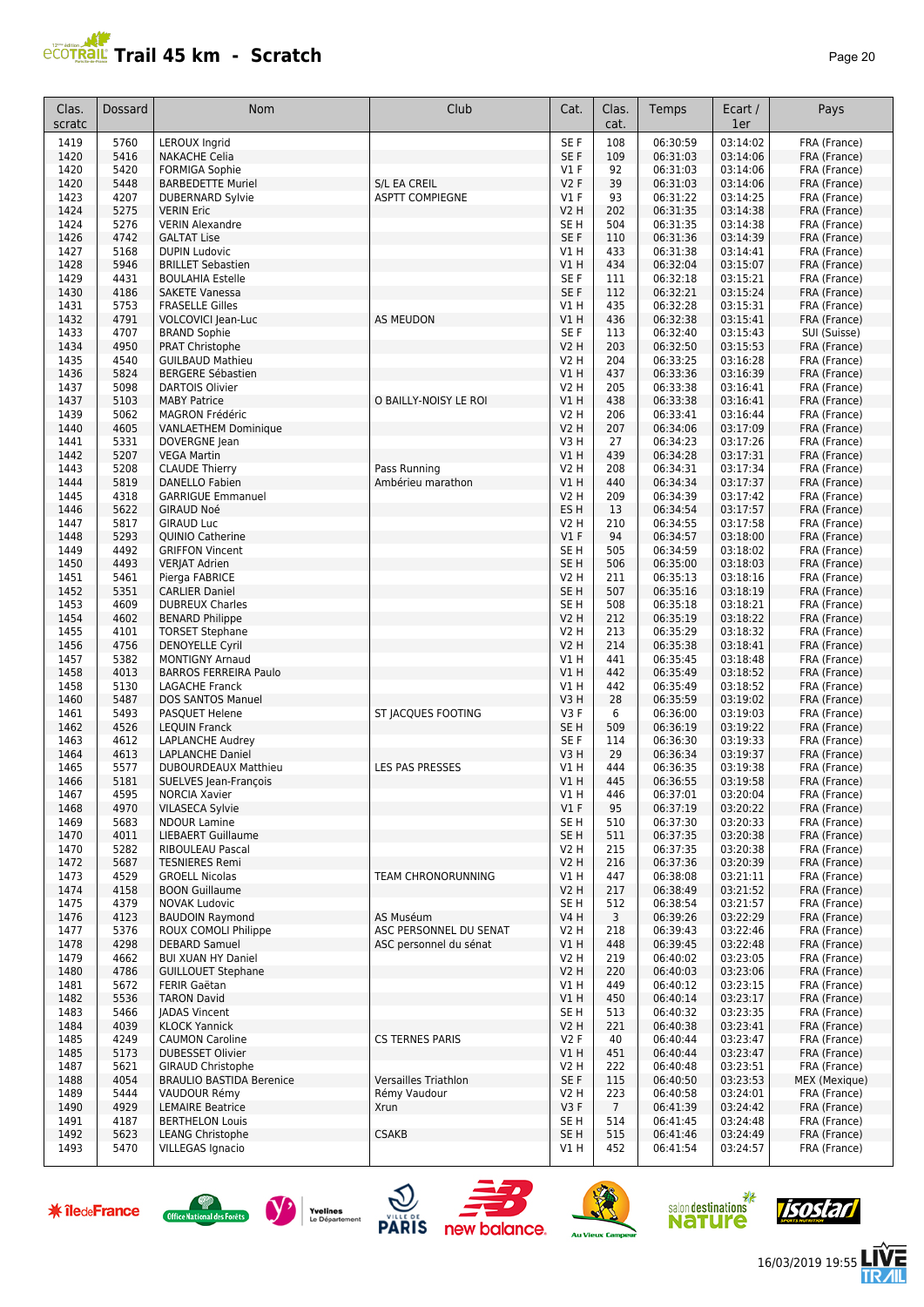# Trail 45 km - Scratch

| Clas. scratc | Dossard | Nom | Club | Cat. | Clas. cat. | Temps | Ecart / 1er | Pays |
|---|---|---|---|---|---|---|---|---|
| 1419 | 5760 | LEROUX Ingrid | | SE F | 108 | 06:30:59 | 03:14:02 | FRA (France) |
| 1420 | 5416 | NAKACHE Celia | | SE F | 109 | 06:31:03 | 03:14:06 | FRA (France) |
| 1420 | 5420 | FORMIGA Sophie | | V1 F | 92 | 06:31:03 | 03:14:06 | FRA (France) |
| 1420 | 5448 | BARBEDETTE Muriel | S/L EA CREIL | V2 F | 39 | 06:31:03 | 03:14:06 | FRA (France) |
| 1423 | 4207 | DUBERNARD Sylvie | ASPTT COMPIEGNE | V1 F | 93 | 06:31:22 | 03:14:25 | FRA (France) |
| 1424 | 5275 | VERIN Eric | | V2 H | 202 | 06:31:35 | 03:14:38 | FRA (France) |
| 1424 | 5276 | VERIN Alexandre | | SE H | 504 | 06:31:35 | 03:14:38 | FRA (France) |
| 1426 | 4742 | GALTAT Lise | | SE F | 110 | 06:31:36 | 03:14:39 | FRA (France) |
| 1427 | 5168 | DUPIN Ludovic | | V1 H | 433 | 06:31:38 | 03:14:41 | FRA (France) |
| 1428 | 5946 | BRILLET Sebastien | | V1 H | 434 | 06:32:04 | 03:15:07 | FRA (France) |
| 1429 | 4431 | BOULAHIA Estelle | | SE F | 111 | 06:32:18 | 03:15:21 | FRA (France) |
| 1430 | 4186 | SAKETE Vanessa | | SE F | 112 | 06:32:21 | 03:15:24 | FRA (France) |
| 1431 | 5753 | FRASELLE Gilles | | V1 H | 435 | 06:32:28 | 03:15:31 | FRA (France) |
| 1432 | 4791 | VOLCOVICI Jean-Luc | AS MEUDON | V1 H | 436 | 06:32:38 | 03:15:41 | FRA (France) |
| 1433 | 4707 | BRAND Sophie | | SE F | 113 | 06:32:40 | 03:15:43 | SUI (Suisse) |
| 1434 | 4950 | PRAT Christophe | | V2 H | 203 | 06:32:50 | 03:15:53 | FRA (France) |
| 1435 | 4540 | GUILBAUD Mathieu | | V2 H | 204 | 06:33:25 | 03:16:28 | FRA (France) |
| 1436 | 5824 | BERGERE Sébastien | | V1 H | 437 | 06:33:36 | 03:16:39 | FRA (France) |
| 1437 | 5098 | DARTOIS Olivier | | V2 H | 205 | 06:33:38 | 03:16:41 | FRA (France) |
| 1437 | 5103 | MABY Patrice | O BAILLY-NOISY LE ROI | V1 H | 438 | 06:33:38 | 03:16:41 | FRA (France) |
| 1439 | 5062 | MAGRON Frédéric | | V2 H | 206 | 06:33:41 | 03:16:44 | FRA (France) |
| 1440 | 4605 | VANLAETHEM Dominique | | V2 H | 207 | 06:34:06 | 03:17:09 | FRA (France) |
| 1441 | 5331 | DOVERGNE Jean | | V3 H | 27 | 06:34:23 | 03:17:26 | FRA (France) |
| 1442 | 5207 | VEGA Martin | | V1 H | 439 | 06:34:28 | 03:17:31 | FRA (France) |
| 1443 | 5208 | CLAUDE Thierry | Pass Running | V2 H | 208 | 06:34:31 | 03:17:34 | FRA (France) |
| 1444 | 5819 | DANELLO Fabien | Ambérieu marathon | V1 H | 440 | 06:34:34 | 03:17:37 | FRA (France) |
| 1445 | 4318 | GARRIGUE Emmanuel | | V2 H | 209 | 06:34:39 | 03:17:42 | FRA (France) |
| 1446 | 5622 | GIRAUD Noé | | ES H | 13 | 06:34:54 | 03:17:57 | FRA (France) |
| 1447 | 5817 | GIRAUD Luc | | V2 H | 210 | 06:34:55 | 03:17:58 | FRA (France) |
| 1448 | 5293 | QUINIO Catherine | | V1 F | 94 | 06:34:57 | 03:18:00 | FRA (France) |
| 1449 | 4492 | GRIFFON Vincent | | SE H | 505 | 06:34:59 | 03:18:02 | FRA (France) |
| 1450 | 4493 | VERJAT Adrien | | SE H | 506 | 06:35:00 | 03:18:03 | FRA (France) |
| 1451 | 5461 | Pierga FABRICE | | V2 H | 211 | 06:35:13 | 03:18:16 | FRA (France) |
| 1452 | 5351 | CARLIER Daniel | | SE H | 507 | 06:35:16 | 03:18:19 | FRA (France) |
| 1453 | 4609 | DUBREUX Charles | | SE H | 508 | 06:35:18 | 03:18:21 | FRA (France) |
| 1454 | 4602 | BENARD Philippe | | V2 H | 212 | 06:35:19 | 03:18:22 | FRA (France) |
| 1455 | 4101 | TORSET Stephane | | V2 H | 213 | 06:35:29 | 03:18:32 | FRA (France) |
| 1456 | 4756 | DENOYELLE Cyril | | V2 H | 214 | 06:35:38 | 03:18:41 | FRA (France) |
| 1457 | 5382 | MONTIGNY Arnaud | | V1 H | 441 | 06:35:45 | 03:18:48 | FRA (France) |
| 1458 | 4013 | BARROS FERREIRA Paulo | | V1 H | 442 | 06:35:49 | 03:18:52 | FRA (France) |
| 1458 | 5130 | LAGACHE Franck | | V1 H | 442 | 06:35:49 | 03:18:52 | FRA (France) |
| 1460 | 5487 | DOS SANTOS Manuel | | V3 H | 28 | 06:35:59 | 03:19:02 | FRA (France) |
| 1461 | 5493 | PASQUET Helene | ST JACQUES FOOTING | V3 F | 6 | 06:36:00 | 03:19:03 | FRA (France) |
| 1462 | 4526 | LEQUIN Franck | | SE H | 509 | 06:36:19 | 03:19:22 | FRA (France) |
| 1463 | 4612 | LAPLANCHE Audrey | | SE F | 114 | 06:36:30 | 03:19:33 | FRA (France) |
| 1464 | 4613 | LAPLANCHE Daniel | | V3 H | 29 | 06:36:34 | 03:19:37 | FRA (France) |
| 1465 | 5577 | DUBOURDEAUX Matthieu | LES PAS PRESSES | V1 H | 444 | 06:36:35 | 03:19:38 | FRA (France) |
| 1466 | 5181 | SUELVES Jean-François | | V1 H | 445 | 06:36:55 | 03:19:58 | FRA (France) |
| 1467 | 4595 | NORCIA Xavier | | V1 H | 446 | 06:37:01 | 03:20:04 | FRA (France) |
| 1468 | 4970 | VILASECA Sylvie | | V1 F | 95 | 06:37:19 | 03:20:22 | FRA (France) |
| 1469 | 5683 | NDOUR Lamine | | SE H | 510 | 06:37:30 | 03:20:33 | FRA (France) |
| 1470 | 4011 | LIEBAERT Guillaume | | SE H | 511 | 06:37:35 | 03:20:38 | FRA (France) |
| 1470 | 5282 | RIBOULEAU Pascal | | V2 H | 215 | 06:37:35 | 03:20:38 | FRA (France) |
| 1472 | 5687 | TESNIERES Remi | | V2 H | 216 | 06:37:36 | 03:20:39 | FRA (France) |
| 1473 | 4529 | GROELL Nicolas | TEAM CHRONORUNNING | V1 H | 447 | 06:38:08 | 03:21:11 | FRA (France) |
| 1474 | 4158 | BOON Guillaume | | V2 H | 217 | 06:38:49 | 03:21:52 | FRA (France) |
| 1475 | 4379 | NOVAK Ludovic | | SE H | 512 | 06:38:54 | 03:21:57 | FRA (France) |
| 1476 | 4123 | BAUDOIN Raymond | AS Muséum | V4 H | 3 | 06:39:26 | 03:22:29 | FRA (France) |
| 1477 | 5376 | ROUX COMOLI Philippe | ASC PERSONNEL DU SENAT | V2 H | 218 | 06:39:43 | 03:22:46 | FRA (France) |
| 1478 | 4298 | DEBARD Samuel | ASC personnel du sénat | V1 H | 448 | 06:39:45 | 03:22:48 | FRA (France) |
| 1479 | 4662 | BUI XUAN HY Daniel | | V2 H | 219 | 06:40:02 | 03:23:05 | FRA (France) |
| 1480 | 4786 | GUILLOUET Stephane | | V2 H | 220 | 06:40:03 | 03:23:06 | FRA (France) |
| 1481 | 5672 | FERIR Gaëtan | | V1 H | 449 | 06:40:12 | 03:23:15 | FRA (France) |
| 1482 | 5536 | TARON David | | V1 H | 450 | 06:40:14 | 03:23:17 | FRA (France) |
| 1483 | 5466 | JADAS Vincent | | SE H | 513 | 06:40:32 | 03:23:35 | FRA (France) |
| 1484 | 4039 | KLOCK Yannick | | V2 H | 221 | 06:40:38 | 03:23:41 | FRA (France) |
| 1485 | 4249 | CAUMON Caroline | CS TERNES PARIS | V2 F | 40 | 06:40:44 | 03:23:47 | FRA (France) |
| 1485 | 5173 | DUBESSET Olivier | | V1 H | 451 | 06:40:44 | 03:23:47 | FRA (France) |
| 1487 | 5621 | GIRAUD Christophe | | V2 H | 222 | 06:40:48 | 03:23:51 | FRA (France) |
| 1488 | 4054 | BRAULIO BASTIDA Berenice | Versailles Triathlon | SE F | 115 | 06:40:50 | 03:23:53 | MEX (Mexique) |
| 1489 | 5444 | VAUDOUR Rémy | Rémy Vaudour | V2 H | 223 | 06:40:58 | 03:24:01 | FRA (France) |
| 1490 | 4929 | LEMAIRE Beatrice | Xrun | V3 F | 7 | 06:41:39 | 03:24:42 | FRA (France) |
| 1491 | 4187 | BERTHELON Louis | | SE H | 514 | 06:41:45 | 03:24:48 | FRA (France) |
| 1492 | 5623 | LEANG Christophe | CSAKB | SE H | 515 | 06:41:46 | 03:24:49 | FRA (France) |
| 1493 | 5470 | VILLEGAS Ignacio | | V1 H | 452 | 06:41:54 | 03:24:57 | FRA (France) |

16/03/2019 19:55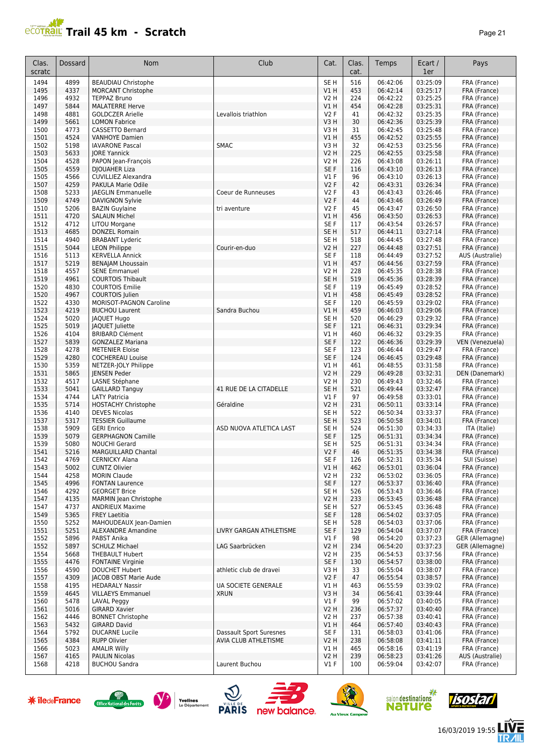# Trail 45 km - Scratch

| Clas. scratc | Dossard | Nom | Club | Cat. | Clas. cat. | Temps | Ecart / 1er | Pays |
|---|---|---|---|---|---|---|---|---|
| 1494 | 4899 | BEAUDIAU Christophe | | SE H | 516 | 06:42:06 | 03:25:09 | FRA (France) |
| 1495 | 4337 | MORCANT Christophe | | V1 H | 453 | 06:42:14 | 03:25:17 | FRA (France) |
| 1496 | 4932 | TEPPAZ Bruno | | V2 H | 224 | 06:42:22 | 03:25:25 | FRA (France) |
| 1497 | 5844 | MALATERRE Herve | | V1 H | 454 | 06:42:28 | 03:25:31 | FRA (France) |
| 1498 | 4881 | GOLDCZER Arielle | Levallois triathlon | V2 F | 41 | 06:42:32 | 03:25:35 | FRA (France) |
| 1499 | 5661 | LOMON Fabrice | | V3 H | 30 | 06:42:36 | 03:25:39 | FRA (France) |
| 1500 | 4773 | CASSETTO Bernard | | V3 H | 31 | 06:42:45 | 03:25:48 | FRA (France) |
| 1501 | 4524 | VANHOYE Damien | | V1 H | 455 | 06:42:52 | 03:25:55 | FRA (France) |
| 1502 | 5198 | IAVARONE Pascal | SMAC | V3 H | 32 | 06:42:53 | 03:25:56 | FRA (France) |
| 1503 | 5633 | JORE Yannick | | V2 H | 225 | 06:42:55 | 03:25:58 | FRA (France) |
| 1504 | 4528 | PAPON Jean-François | | V2 H | 226 | 06:43:08 | 03:26:11 | FRA (France) |
| 1505 | 4559 | DJOUAHER Liza | | SE F | 116 | 06:43:10 | 03:26:13 | FRA (France) |
| 1505 | 4566 | CUVILLIEZ Alexandra | | V1 F | 96 | 06:43:10 | 03:26:13 | FRA (France) |
| 1507 | 4259 | PAKULA Marie Odile | | V2 F | 42 | 06:43:31 | 03:26:34 | FRA (France) |
| 1508 | 5233 | JAEGLIN Emmanuelle | Coeur de Runneuses | V2 F | 43 | 06:43:43 | 03:26:46 | FRA (France) |
| 1509 | 4749 | DAVIGNON Sylvie | | V2 F | 44 | 06:43:46 | 03:26:49 | FRA (France) |
| 1510 | 5206 | BAZIN Guylaine | tri aventure | V2 F | 45 | 06:43:47 | 03:26:50 | FRA (France) |
| 1511 | 4720 | SALAUN Michel | | V1 H | 456 | 06:43:50 | 03:26:53 | FRA (France) |
| 1512 | 4712 | LITOU Morgane | | SE F | 117 | 06:43:54 | 03:26:57 | FRA (France) |
| 1513 | 4685 | DONZEL Romain | | SE H | 517 | 06:44:11 | 03:27:14 | FRA (France) |
| 1514 | 4940 | BRABANT Lyderic | | SE H | 518 | 06:44:45 | 03:27:48 | FRA (France) |
| 1515 | 5044 | LEON Philippe | Courir-en-duo | V2 H | 227 | 06:44:48 | 03:27:51 | FRA (France) |
| 1516 | 5113 | KERVELLA Annick | | SE F | 118 | 06:44:49 | 03:27:52 | AUS (Australie) |
| 1517 | 5219 | BENAJAM Lhoussain | | V1 H | 457 | 06:44:56 | 03:27:59 | FRA (France) |
| 1518 | 4557 | SENE Emmanuel | | V2 H | 228 | 06:45:35 | 03:28:38 | FRA (France) |
| 1519 | 4961 | COURTOIS Thibault | | SE H | 519 | 06:45:36 | 03:28:39 | FRA (France) |
| 1520 | 4830 | COURTOIS Emilie | | SE F | 119 | 06:45:49 | 03:28:52 | FRA (France) |
| 1520 | 4967 | COURTOIS Julien | | V1 H | 458 | 06:45:49 | 03:28:52 | FRA (France) |
| 1522 | 4330 | MORISOT-PAGNON Caroline | | SE F | 120 | 06:45:59 | 03:29:02 | FRA (France) |
| 1523 | 4219 | BUCHOU Laurent | Sandra Buchou | V1 H | 459 | 06:46:03 | 03:29:06 | FRA (France) |
| 1524 | 5020 | JAQUET Hugo | | SE H | 520 | 06:46:29 | 03:29:32 | FRA (France) |
| 1525 | 5019 | JAQUET Juliette | | SE F | 121 | 06:46:31 | 03:29:34 | FRA (France) |
| 1526 | 4104 | BRIBARD Clément | | V1 H | 460 | 06:46:32 | 03:29:35 | FRA (France) |
| 1527 | 5839 | GONZALEZ Mariana | | SE F | 122 | 06:46:36 | 03:29:39 | VEN (Venezuela) |
| 1528 | 4278 | METENIER Eloise | | SE F | 123 | 06:46:44 | 03:29:47 | FRA (France) |
| 1529 | 4280 | COCHEREAU Louise | | SE F | 124 | 06:46:45 | 03:29:48 | FRA (France) |
| 1530 | 5359 | NETZER-JOLY Philippe | | V1 H | 461 | 06:48:55 | 03:31:58 | FRA (France) |
| 1531 | 5865 | JENSEN Peder | | V2 H | 229 | 06:49:28 | 03:32:31 | DEN (Danemark) |
| 1532 | 4517 | LASNE Stéphane | | V2 H | 230 | 06:49:43 | 03:32:46 | FRA (France) |
| 1533 | 5041 | GAILLARD Tanguy | 41 RUE DE LA CITADELLE | SE H | 521 | 06:49:44 | 03:32:47 | FRA (France) |
| 1534 | 4744 | LATY Patricia | | V1 F | 97 | 06:49:58 | 03:33:01 | FRA (France) |
| 1535 | 5714 | HOSTACHY Christophe | Géraldine | V2 H | 231 | 06:50:11 | 03:33:14 | FRA (France) |
| 1536 | 4140 | DEVES Nicolas | | SE H | 522 | 06:50:34 | 03:33:37 | FRA (France) |
| 1537 | 5317 | TESSIER Guillaume | | SE H | 523 | 06:50:58 | 03:34:01 | FRA (France) |
| 1538 | 5909 | GERI Enrico | ASD NUOVA ATLETICA LAST | SE H | 524 | 06:51:30 | 03:34:33 | ITA (Italie) |
| 1539 | 5079 | GERPHAGNON Camille | | SE F | 125 | 06:51:31 | 03:34:34 | FRA (France) |
| 1539 | 5080 | NOUCHI Gerard | | SE H | 525 | 06:51:31 | 03:34:34 | FRA (France) |
| 1541 | 5216 | MARGUILLARD Chantal | | V2 F | 46 | 06:51:35 | 03:34:38 | FRA (France) |
| 1542 | 4769 | CERNICKY Alana | | SE F | 126 | 06:52:31 | 03:35:34 | SUI (Suisse) |
| 1543 | 5002 | CUNTZ Olivier | | V1 H | 462 | 06:53:01 | 03:36:04 | FRA (France) |
| 1544 | 4258 | MORIN Claude | | V2 H | 232 | 06:53:02 | 03:36:05 | FRA (France) |
| 1545 | 4996 | FONTAN Laurence | | SE F | 127 | 06:53:37 | 03:36:40 | FRA (France) |
| 1546 | 4292 | GEORGET Brice | | SE H | 526 | 06:53:43 | 03:36:46 | FRA (France) |
| 1547 | 4135 | MARMIN Jean Christophe | | V2 H | 233 | 06:53:45 | 03:36:48 | FRA (France) |
| 1547 | 4737 | ANDRIEUX Maxime | | SE H | 527 | 06:53:45 | 03:36:48 | FRA (France) |
| 1549 | 5365 | FREY Laetitia | | SE F | 128 | 06:54:02 | 03:37:05 | FRA (France) |
| 1550 | 5252 | MAHOUDEAUX Jean-Damien | | SE H | 528 | 06:54:03 | 03:37:06 | FRA (France) |
| 1551 | 5251 | ALEXANDRE Amandine | LIVRY GARGAN ATHLETISME | SE F | 129 | 06:54:04 | 03:37:07 | FRA (France) |
| 1552 | 5896 | PABST Anika | | V1 F | 98 | 06:54:20 | 03:37:23 | GER (Allemagne) |
| 1552 | 5897 | SCHULZ Michael | LAG Saarbrücken | V2 H | 234 | 06:54:20 | 03:37:23 | GER (Allemagne) |
| 1554 | 5668 | THEBAULT Hubert | | V2 H | 235 | 06:54:53 | 03:37:56 | FRA (France) |
| 1555 | 4476 | FONTAINE Virginie | | SE F | 130 | 06:54:57 | 03:38:00 | FRA (France) |
| 1556 | 4590 | DOUCHET Hubert | athletic club de dravei | V3 H | 33 | 06:55:04 | 03:38:07 | FRA (France) |
| 1557 | 4309 | JACOB OBST Marie Aude | | V2 F | 47 | 06:55:54 | 03:38:57 | FRA (France) |
| 1558 | 4195 | HEDARALY Nassir | UA SOCIETE GENERALE | V1 H | 463 | 06:55:59 | 03:39:02 | FRA (France) |
| 1559 | 4645 | VILLAEYS Emmanuel | XRUN | V3 H | 34 | 06:56:41 | 03:39:44 | FRA (France) |
| 1560 | 5478 | LAVAL Peggy | | V1 F | 99 | 06:57:02 | 03:40:05 | FRA (France) |
| 1561 | 5016 | GIRARD Xavier | | V2 H | 236 | 06:57:37 | 03:40:40 | FRA (France) |
| 1562 | 4446 | BONNET Christophe | | V2 H | 237 | 06:57:38 | 03:40:41 | FRA (France) |
| 1563 | 5432 | GIRARD David | | V1 H | 464 | 06:57:40 | 03:40:43 | FRA (France) |
| 1564 | 5792 | DUCARNE Lucile | Dassault Sport Suresnes | SE F | 131 | 06:58:03 | 03:41:06 | FRA (France) |
| 1565 | 4384 | RUPP Olivier | AVIA CLUB ATHLETISME | V2 H | 238 | 06:58:08 | 03:41:11 | FRA (France) |
| 1566 | 5023 | AMALIR Willy | | V1 H | 465 | 06:58:16 | 03:41:19 | FRA (France) |
| 1567 | 4165 | PAULIN Nicolas | | V2 H | 239 | 06:58:23 | 03:41:26 | AUS (Australie) |
| 1568 | 4218 | BUCHOU Sandra | Laurent Buchou | V1 F | 100 | 06:59:04 | 03:42:07 | FRA (France) |

16/03/2019 19:55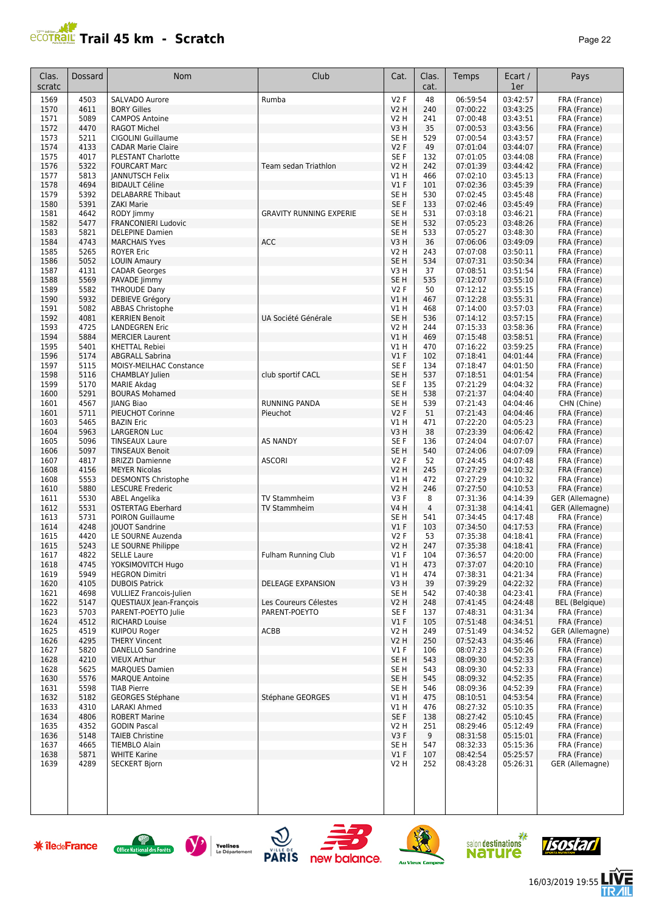# Trail 45 km - Scratch

| Clas. scratc | Dossard | Nom | Club | Cat. | Clas. cat. | Temps | Ecart / 1er | Pays |
|---|---|---|---|---|---|---|---|---|
| 1569 | 4503 | SALVADO Aurore | Rumba | V2 F | 48 | 06:59:54 | 03:42:57 | FRA (France) |
| 1570 | 4611 | BORY Gilles | | V2 H | 240 | 07:00:22 | 03:43:25 | FRA (France) |
| 1571 | 5089 | CAMPOS Antoine | | V2 H | 241 | 07:00:48 | 03:43:51 | FRA (France) |
| 1572 | 4470 | RAGOT Michel | | V3 H | 35 | 07:00:53 | 03:43:56 | FRA (France) |
| 1573 | 5211 | CIGOLINI Guillaume | | SE H | 529 | 07:00:54 | 03:43:57 | FRA (France) |
| 1574 | 4133 | CADAR Marie Claire | | V2 F | 49 | 07:01:04 | 03:44:07 | FRA (France) |
| 1575 | 4017 | PLESTANT Charlotte | | SE F | 132 | 07:01:05 | 03:44:08 | FRA (France) |
| 1576 | 5322 | FOURCART Marc | Team sedan Triathlon | V2 H | 242 | 07:01:39 | 03:44:42 | FRA (France) |
| 1577 | 5813 | JANNUTSCH Felix | | V1 H | 466 | 07:02:10 | 03:45:13 | FRA (France) |
| 1578 | 4694 | BIDAULT Céline | | V1 F | 101 | 07:02:36 | 03:45:39 | FRA (France) |
| 1579 | 5392 | DELABARRE Thibaut | | SE H | 530 | 07:02:45 | 03:45:48 | FRA (France) |
| 1580 | 5391 | ZAKI Marie | | SE F | 133 | 07:02:46 | 03:45:49 | FRA (France) |
| 1581 | 4642 | RODY Jimmy | GRAVITY RUNNING EXPERIE | SE H | 531 | 07:03:18 | 03:46:21 | FRA (France) |
| 1582 | 5477 | FRANCONIERI Ludovic | | SE H | 532 | 07:05:23 | 03:48:26 | FRA (France) |
| 1583 | 5821 | DELEPINE Damien | | SE H | 533 | 07:05:27 | 03:48:30 | FRA (France) |
| 1584 | 4743 | MARCHAIS Yves | ACC | V3 H | 36 | 07:06:06 | 03:49:09 | FRA (France) |
| 1585 | 5265 | ROYER Eric | | V2 H | 243 | 07:07:08 | 03:50:11 | FRA (France) |
| 1586 | 5052 | LOUIN Amaury | | SE H | 534 | 07:07:31 | 03:50:34 | FRA (France) |
| 1587 | 4131 | CADAR Georges | | V3 H | 37 | 07:08:51 | 03:51:54 | FRA (France) |
| 1588 | 5569 | PAVADE Jimmy | | SE H | 535 | 07:12:07 | 03:55:10 | FRA (France) |
| 1589 | 5582 | THROUDE Dany | | V2 F | 50 | 07:12:12 | 03:55:15 | FRA (France) |
| 1590 | 5932 | DEBIEVE Grégory | | V1 H | 467 | 07:12:28 | 03:55:31 | FRA (France) |
| 1591 | 5082 | ABBAS Christophe | | V1 H | 468 | 07:14:00 | 03:57:03 | FRA (France) |
| 1592 | 4081 | KERRIEN Benoit | UA Société Générale | SE H | 536 | 07:14:12 | 03:57:15 | FRA (France) |
| 1593 | 4725 | LANDEGREN Eric | | V2 H | 244 | 07:15:33 | 03:58:36 | FRA (France) |
| 1594 | 5884 | MERCIER Laurent | | V1 H | 469 | 07:15:48 | 03:58:51 | FRA (France) |
| 1595 | 5401 | KHETTAL Rebiei | | V1 H | 470 | 07:16:22 | 03:59:25 | FRA (France) |
| 1596 | 5174 | ABGRALL Sabrina | | V1 F | 102 | 07:18:41 | 04:01:44 | FRA (France) |
| 1597 | 5115 | MOISY-MEILHAC Constance | | SE F | 134 | 07:18:47 | 04:01:50 | FRA (France) |
| 1598 | 5116 | CHAMBLAY Julien | club sportif CACL | SE H | 537 | 07:18:51 | 04:01:54 | FRA (France) |
| 1599 | 5170 | MARIE Akdag | | SE F | 135 | 07:21:29 | 04:04:32 | FRA (France) |
| 1600 | 5291 | BOURAS Mohamed | | SE H | 538 | 07:21:37 | 04:04:40 | FRA (France) |
| 1601 | 4567 | JIANG Biao | RUNNING PANDA | SE H | 539 | 07:21:43 | 04:04:46 | CHN (Chine) |
| 1601 | 5711 | PIEUCHOT Corinne | Pieuchot | V2 F | 51 | 07:21:43 | 04:04:46 | FRA (France) |
| 1603 | 5465 | BAZIN Eric | | V1 H | 471 | 07:22:20 | 04:05:23 | FRA (France) |
| 1604 | 5963 | LARGERON Luc | | V3 H | 38 | 07:23:39 | 04:06:42 | FRA (France) |
| 1605 | 5096 | TINSEAUX Laure | AS NANDY | SE F | 136 | 07:24:04 | 04:07:07 | FRA (France) |
| 1606 | 5097 | TINSEAUX Benoit | | SE H | 540 | 07:24:06 | 04:07:09 | FRA (France) |
| 1607 | 4817 | BRIZZI Damienne | ASCORI | V2 F | 52 | 07:24:45 | 04:07:48 | FRA (France) |
| 1608 | 4156 | MEYER Nicolas | | V2 H | 245 | 07:27:29 | 04:10:32 | FRA (France) |
| 1608 | 5553 | DESMONTS Christophe | | V1 H | 472 | 07:27:29 | 04:10:32 | FRA (France) |
| 1610 | 5880 | LESCURE Frederic | | V2 H | 246 | 07:27:50 | 04:10:53 | FRA (France) |
| 1611 | 5530 | ABEL Angelika | TV Stammheim | V3 F | 8 | 07:31:36 | 04:14:39 | GER (Allemagne) |
| 1612 | 5531 | OSTERTAG Eberhard | TV Stammheim | V4 H | 4 | 07:31:38 | 04:14:41 | GER (Allemagne) |
| 1613 | 5731 | POIRON Guillaume | | SE H | 541 | 07:34:45 | 04:17:48 | FRA (France) |
| 1614 | 4248 | JOUOT Sandrine | | V1 F | 103 | 07:34:50 | 04:17:53 | FRA (France) |
| 1615 | 4420 | LE SOURNE Auzenda | | V2 F | 53 | 07:35:38 | 04:18:41 | FRA (France) |
| 1615 | 5243 | LE SOURNE Philippe | | V2 H | 247 | 07:35:38 | 04:18:41 | FRA (France) |
| 1617 | 4822 | SELLE Laure | Fulham Running Club | V1 F | 104 | 07:36:57 | 04:20:00 | FRA (France) |
| 1618 | 4745 | YOKSIMOVITCH Hugo | | V1 H | 473 | 07:37:07 | 04:20:10 | FRA (France) |
| 1619 | 5949 | HEGRON Dimitri | | V1 H | 474 | 07:38:31 | 04:21:34 | FRA (France) |
| 1620 | 4105 | DUBOIS Patrick | DELEAGE EXPANSION | V3 H | 39 | 07:39:29 | 04:22:32 | FRA (France) |
| 1621 | 4698 | VULLIEZ Francois-Julien | | SE H | 542 | 07:40:38 | 04:23:41 | FRA (France) |
| 1622 | 5147 | QUESTIAUX Jean-François | Les Coureurs Célestes | V2 H | 248 | 07:41:45 | 04:24:48 | BEL (Belgique) |
| 1623 | 5703 | PARENT-POEYTO Julie | PARENT-POEYTO | SE F | 137 | 07:48:31 | 04:31:34 | FRA (France) |
| 1624 | 4512 | RICHARD Louise | | V1 F | 105 | 07:51:48 | 04:34:51 | FRA (France) |
| 1625 | 4519 | KUIPOU Roger | ACBB | V2 H | 249 | 07:51:49 | 04:34:52 | GER (Allemagne) |
| 1626 | 4295 | THERY Vincent | | V2 H | 250 | 07:52:43 | 04:35:46 | FRA (France) |
| 1627 | 5820 | DANELLO Sandrine | | V1 F | 106 | 08:07:23 | 04:50:26 | FRA (France) |
| 1628 | 4210 | VIEUX Arthur | | SE H | 543 | 08:09:30 | 04:52:33 | FRA (France) |
| 1628 | 5625 | MARQUES Damien | | SE H | 543 | 08:09:30 | 04:52:33 | FRA (France) |
| 1630 | 5576 | MARQUE Antoine | | SE H | 545 | 08:09:32 | 04:52:35 | FRA (France) |
| 1631 | 5598 | TIAB Pierre | | SE H | 546 | 08:09:36 | 04:52:39 | FRA (France) |
| 1632 | 5182 | GEORGES Stéphane | Stéphane GEORGES | V1 H | 475 | 08:10:51 | 04:53:54 | FRA (France) |
| 1633 | 4310 | LARAKI Ahmed | | V1 H | 476 | 08:27:32 | 05:10:35 | FRA (France) |
| 1634 | 4806 | ROBERT Marine | | SE F | 138 | 08:27:42 | 05:10:45 | FRA (France) |
| 1635 | 4352 | GODIN Pascal | | V2 H | 251 | 08:29:46 | 05:12:49 | FRA (France) |
| 1636 | 5148 | TAIEB Christine | | V3 F | 9 | 08:31:58 | 05:15:01 | FRA (France) |
| 1637 | 4665 | TIEMBLO Alain | | SE H | 547 | 08:32:33 | 05:15:36 | FRA (France) |
| 1638 | 5871 | WHITE Karine | | V1 F | 107 | 08:42:54 | 05:25:57 | FRA (France) |
| 1639 | 4289 | SECKERT Bjorn | | V2 H | 252 | 08:43:28 | 05:26:31 | GER (Allemagne) |

16/03/2019 19:55